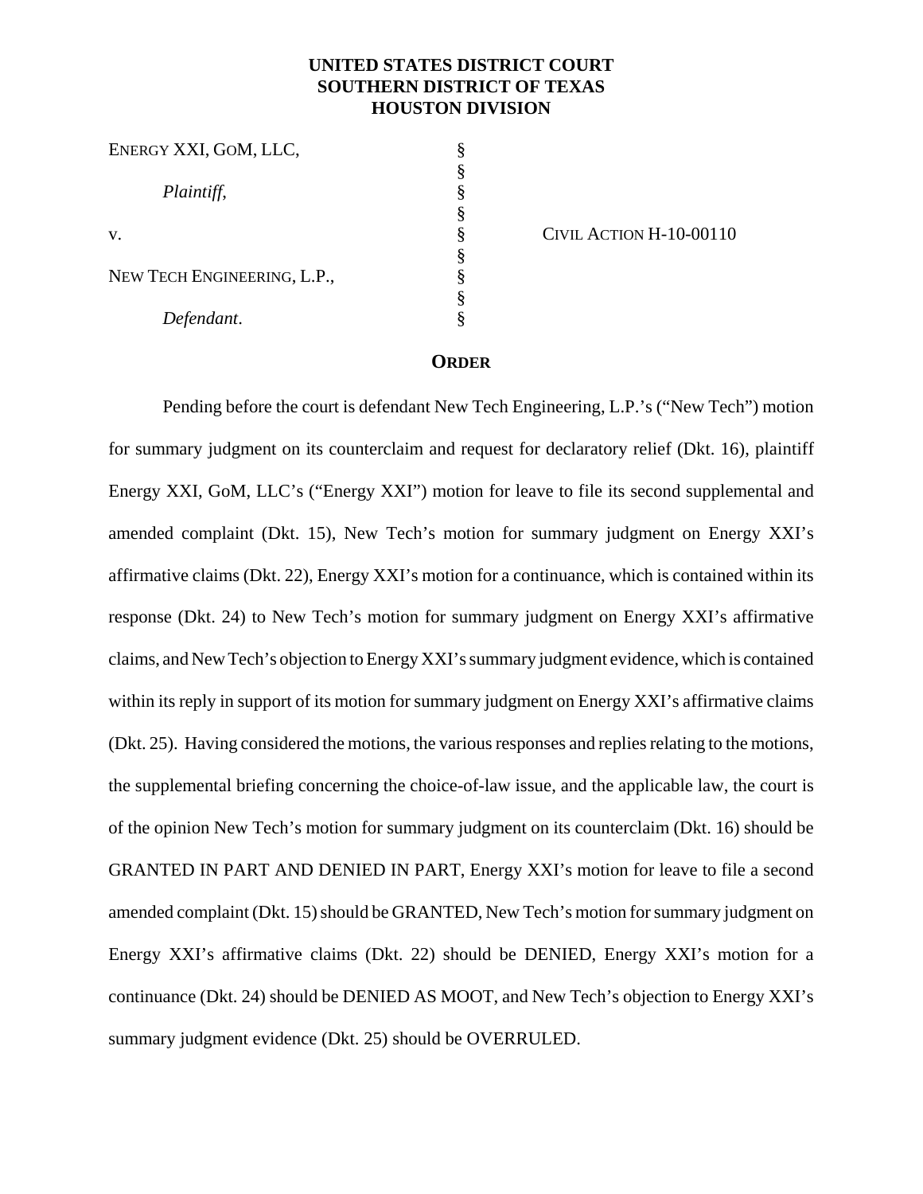**UNITED STATES DISTRICT COURT**
**SOUTHERN DISTRICT OF TEXAS**
**HOUSTON DIVISION**

| | | |
|---|---|---|
| ENERGY XXI, GOM, LLC, | § | |
| | § | |
| *Plaintiff*, | § | |
| | § | |
| v. | § | CIVIL ACTION H-10-00110 |
| | § | |
| NEW TECH ENGINEERING, L.P., | § | |
| | § | |
| *Defendant*. | § | |

**ORDER**

Pending before the court is defendant New Tech Engineering, L.P.'s ("New Tech") motion for summary judgment on its counterclaim and request for declaratory relief (Dkt. 16), plaintiff Energy XXI, GoM, LLC's ("Energy XXI") motion for leave to file its second supplemental and amended complaint (Dkt. 15), New Tech's motion for summary judgment on Energy XXI's affirmative claims (Dkt. 22), Energy XXI's motion for a continuance, which is contained within its response (Dkt. 24) to New Tech's motion for summary judgment on Energy XXI's affirmative claims, and New Tech's objection to Energy XXI's summary judgment evidence, which is contained within its reply in support of its motion for summary judgment on Energy XXI's affirmative claims (Dkt. 25). Having considered the motions, the various responses and replies relating to the motions, the supplemental briefing concerning the choice-of-law issue, and the applicable law, the court is of the opinion New Tech's motion for summary judgment on its counterclaim (Dkt. 16) should be GRANTED IN PART AND DENIED IN PART, Energy XXI's motion for leave to file a second amended complaint (Dkt. 15) should be GRANTED, New Tech's motion for summary judgment on Energy XXI's affirmative claims (Dkt. 22) should be DENIED, Energy XXI's motion for a continuance (Dkt. 24) should be DENIED AS MOOT, and New Tech's objection to Energy XXI's summary judgment evidence (Dkt. 25) should be OVERRULED.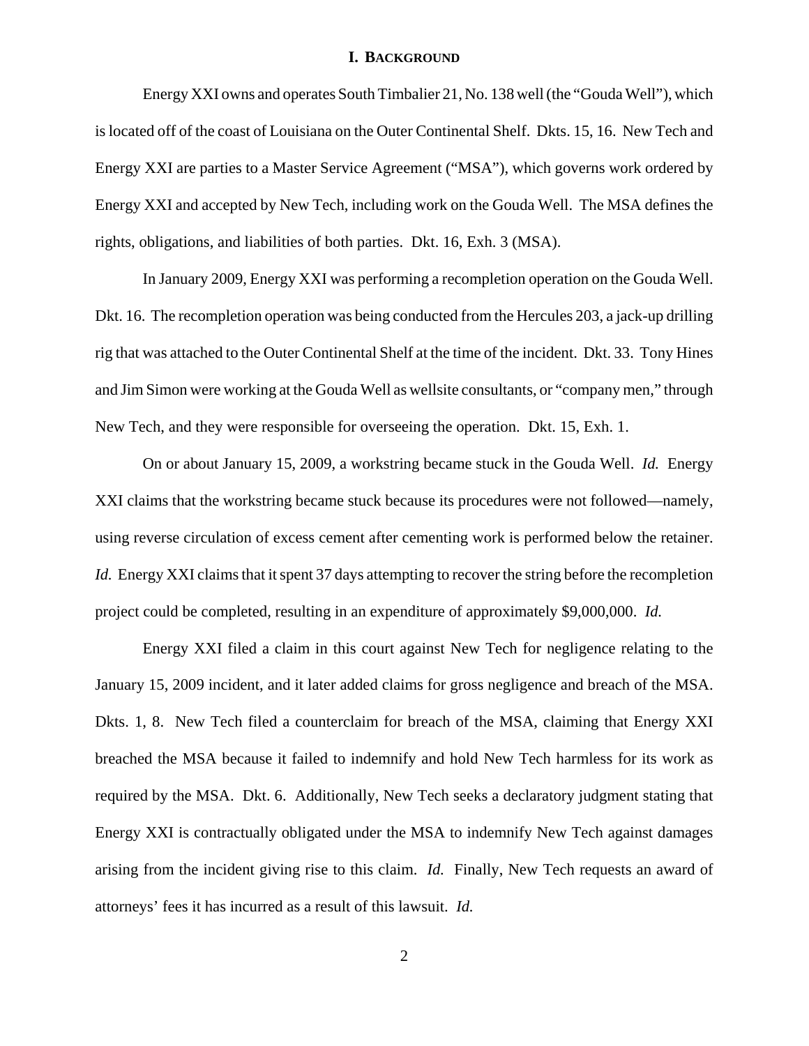## I. BACKGROUND

Energy XXI owns and operates South Timbalier 21, No. 138 well (the "Gouda Well"), which is located off of the coast of Louisiana on the Outer Continental Shelf. Dkts. 15, 16. New Tech and Energy XXI are parties to a Master Service Agreement ("MSA"), which governs work ordered by Energy XXI and accepted by New Tech, including work on the Gouda Well. The MSA defines the rights, obligations, and liabilities of both parties. Dkt. 16, Exh. 3 (MSA).

In January 2009, Energy XXI was performing a recompletion operation on the Gouda Well. Dkt. 16. The recompletion operation was being conducted from the Hercules 203, a jack-up drilling rig that was attached to the Outer Continental Shelf at the time of the incident. Dkt. 33. Tony Hines and Jim Simon were working at the Gouda Well as wellsite consultants, or "company men," through New Tech, and they were responsible for overseeing the operation. Dkt. 15, Exh. 1.

On or about January 15, 2009, a workstring became stuck in the Gouda Well. *Id.* Energy XXI claims that the workstring became stuck because its procedures were not followed—namely, using reverse circulation of excess cement after cementing work is performed below the retainer. *Id.* Energy XXI claims that it spent 37 days attempting to recover the string before the recompletion project could be completed, resulting in an expenditure of approximately $9,000,000. *Id.*

Energy XXI filed a claim in this court against New Tech for negligence relating to the January 15, 2009 incident, and it later added claims for gross negligence and breach of the MSA. Dkts. 1, 8. New Tech filed a counterclaim for breach of the MSA, claiming that Energy XXI breached the MSA because it failed to indemnify and hold New Tech harmless for its work as required by the MSA. Dkt. 6. Additionally, New Tech seeks a declaratory judgment stating that Energy XXI is contractually obligated under the MSA to indemnify New Tech against damages arising from the incident giving rise to this claim. *Id.* Finally, New Tech requests an award of attorneys' fees it has incurred as a result of this lawsuit. *Id.*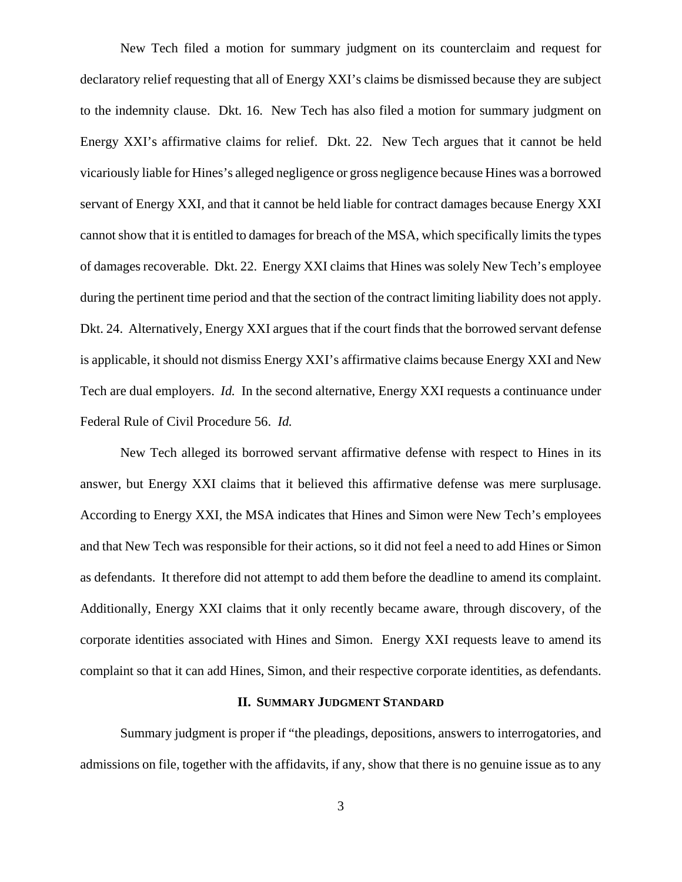New Tech filed a motion for summary judgment on its counterclaim and request for declaratory relief requesting that all of Energy XXI's claims be dismissed because they are subject to the indemnity clause. Dkt. 16. New Tech has also filed a motion for summary judgment on Energy XXI's affirmative claims for relief. Dkt. 22. New Tech argues that it cannot be held vicariously liable for Hines's alleged negligence or gross negligence because Hines was a borrowed servant of Energy XXI, and that it cannot be held liable for contract damages because Energy XXI cannot show that it is entitled to damages for breach of the MSA, which specifically limits the types of damages recoverable. Dkt. 22. Energy XXI claims that Hines was solely New Tech's employee during the pertinent time period and that the section of the contract limiting liability does not apply. Dkt. 24. Alternatively, Energy XXI argues that if the court finds that the borrowed servant defense is applicable, it should not dismiss Energy XXI's affirmative claims because Energy XXI and New Tech are dual employers. *Id.* In the second alternative, Energy XXI requests a continuance under Federal Rule of Civil Procedure 56. *Id.*

New Tech alleged its borrowed servant affirmative defense with respect to Hines in its answer, but Energy XXI claims that it believed this affirmative defense was mere surplusage. According to Energy XXI, the MSA indicates that Hines and Simon were New Tech's employees and that New Tech was responsible for their actions, so it did not feel a need to add Hines or Simon as defendants. It therefore did not attempt to add them before the deadline to amend its complaint. Additionally, Energy XXI claims that it only recently became aware, through discovery, of the corporate identities associated with Hines and Simon. Energy XXI requests leave to amend its complaint so that it can add Hines, Simon, and their respective corporate identities, as defendants.

## II. SUMMARY JUDGMENT STANDARD

Summary judgment is proper if "the pleadings, depositions, answers to interrogatories, and admissions on file, together with the affidavits, if any, show that there is no genuine issue as to any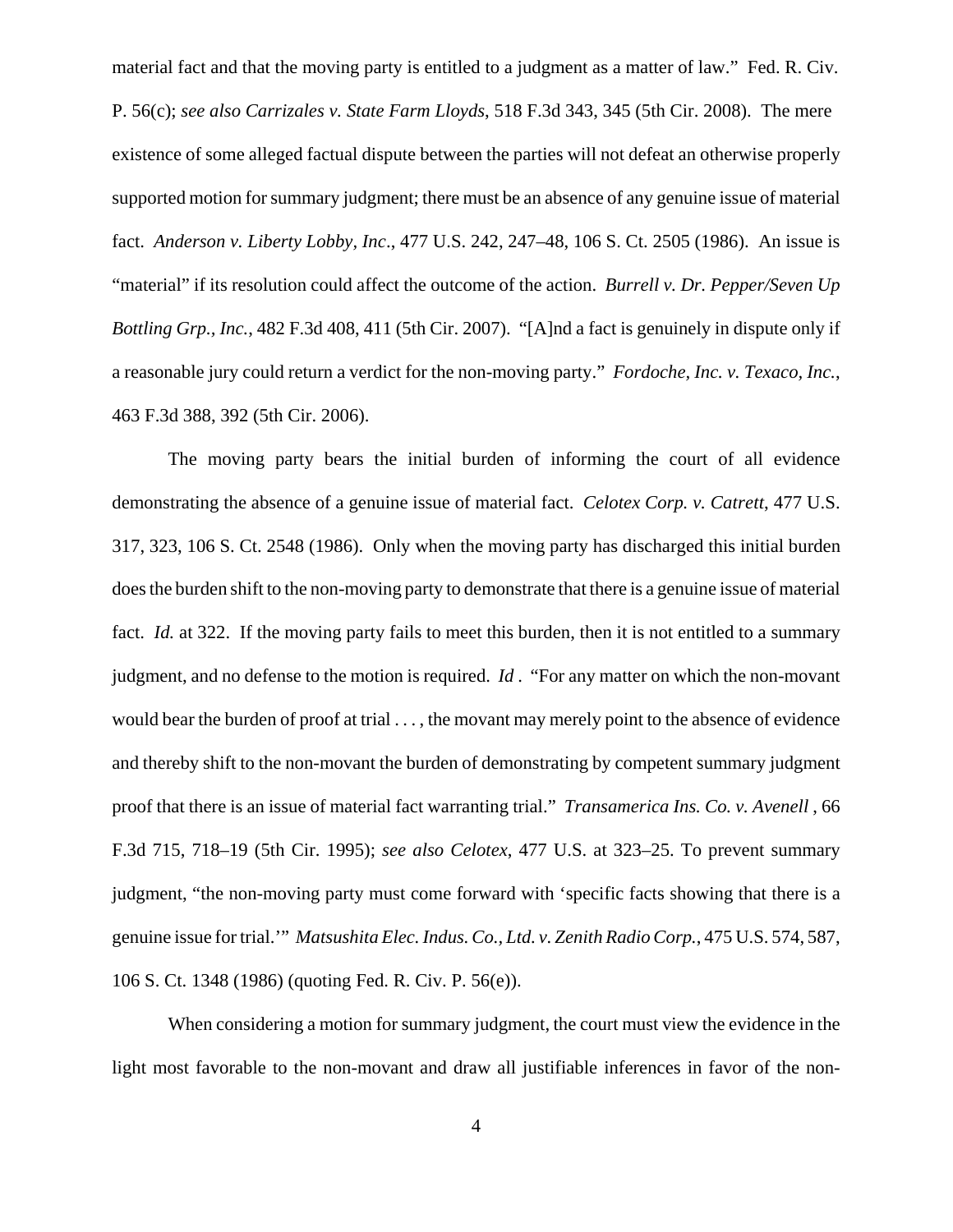material fact and that the moving party is entitled to a judgment as a matter of law." Fed. R. Civ. P. 56(c); *see also Carrizales v. State Farm Lloyds*, 518 F.3d 343, 345 (5th Cir. 2008). The mere existence of some alleged factual dispute between the parties will not defeat an otherwise properly supported motion for summary judgment; there must be an absence of any genuine issue of material fact. *Anderson v. Liberty Lobby, Inc*., 477 U.S. 242, 247–48, 106 S. Ct. 2505 (1986). An issue is "material" if its resolution could affect the outcome of the action. *Burrell v. Dr. Pepper/Seven Up Bottling Grp., Inc.*, 482 F.3d 408, 411 (5th Cir. 2007). "[A]nd a fact is genuinely in dispute only if a reasonable jury could return a verdict for the non-moving party." *Fordoche, Inc. v. Texaco, Inc.*, 463 F.3d 388, 392 (5th Cir. 2006).

The moving party bears the initial burden of informing the court of all evidence demonstrating the absence of a genuine issue of material fact. *Celotex Corp. v. Catrett*, 477 U.S. 317, 323, 106 S. Ct. 2548 (1986). Only when the moving party has discharged this initial burden does the burden shift to the non-moving party to demonstrate that there is a genuine issue of material fact. *Id.* at 322. If the moving party fails to meet this burden, then it is not entitled to a summary judgment, and no defense to the motion is required. *Id* . "For any matter on which the non-movant would bear the burden of proof at trial . . . , the movant may merely point to the absence of evidence and thereby shift to the non-movant the burden of demonstrating by competent summary judgment proof that there is an issue of material fact warranting trial." *Transamerica Ins. Co. v. Avenell* , 66 F.3d 715, 718–19 (5th Cir. 1995); *see also Celotex*, 477 U.S. at 323–25. To prevent summary judgment, "the non-moving party must come forward with 'specific facts showing that there is a genuine issue for trial.'" *Matsushita Elec. Indus. Co., Ltd. v. Zenith Radio Corp.*, 475 U.S. 574, 587, 106 S. Ct. 1348 (1986) (quoting Fed. R. Civ. P. 56(e)).

When considering a motion for summary judgment, the court must view the evidence in the light most favorable to the non-movant and draw all justifiable inferences in favor of the non-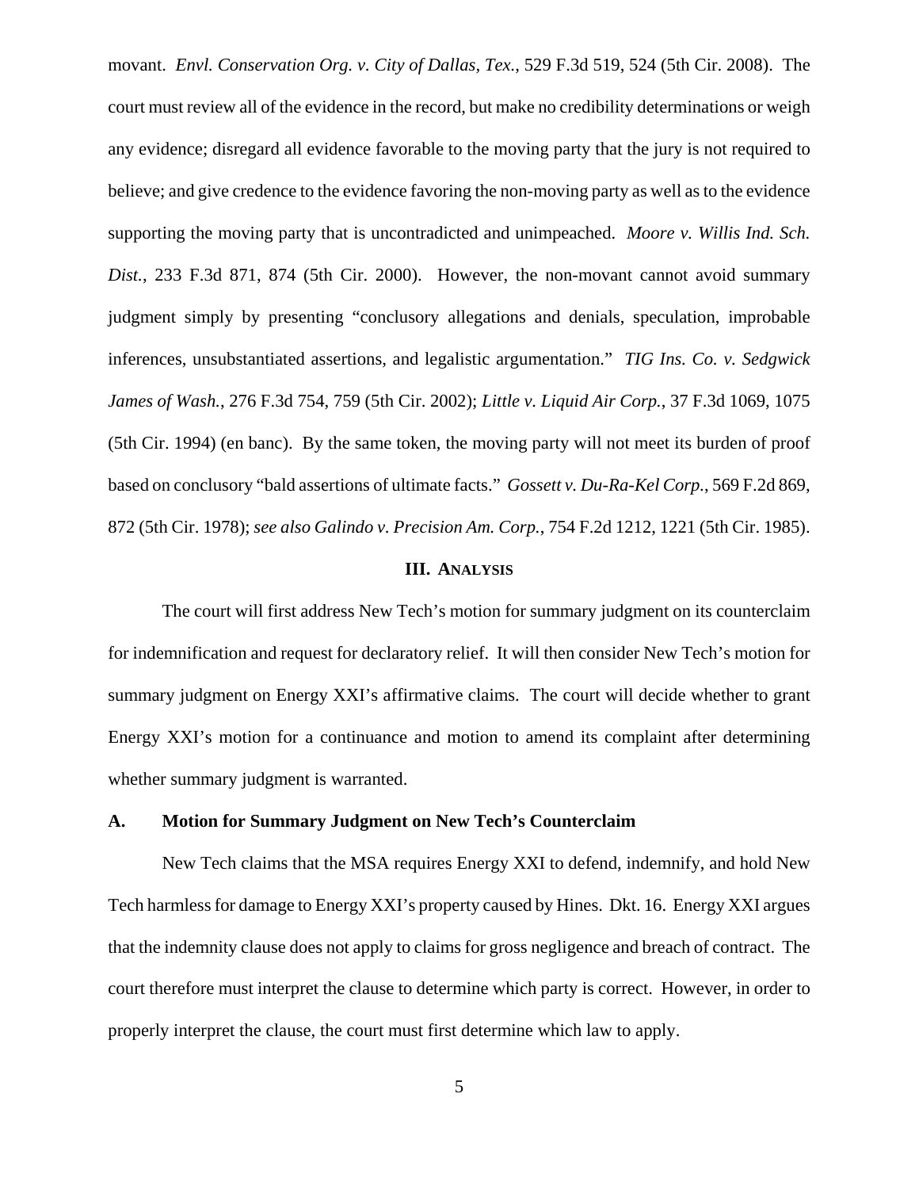movant. *Envl. Conservation Org. v. City of Dallas, Tex.*, 529 F.3d 519, 524 (5th Cir. 2008). The court must review all of the evidence in the record, but make no credibility determinations or weigh any evidence; disregard all evidence favorable to the moving party that the jury is not required to believe; and give credence to the evidence favoring the non-moving party as well as to the evidence supporting the moving party that is uncontradicted and unimpeached. *Moore v. Willis Ind. Sch. Dist.*, 233 F.3d 871, 874 (5th Cir. 2000). However, the non-movant cannot avoid summary judgment simply by presenting "conclusory allegations and denials, speculation, improbable inferences, unsubstantiated assertions, and legalistic argumentation." *TIG Ins. Co. v. Sedgwick James of Wash.*, 276 F.3d 754, 759 (5th Cir. 2002); *Little v. Liquid Air Corp.*, 37 F.3d 1069, 1075 (5th Cir. 1994) (en banc). By the same token, the moving party will not meet its burden of proof based on conclusory "bald assertions of ultimate facts." *Gossett v. Du-Ra-Kel Corp.*, 569 F.2d 869, 872 (5th Cir. 1978); *see also Galindo v. Precision Am. Corp.*, 754 F.2d 1212, 1221 (5th Cir. 1985).

## III. Analysis

The court will first address New Tech's motion for summary judgment on its counterclaim for indemnification and request for declaratory relief. It will then consider New Tech's motion for summary judgment on Energy XXI's affirmative claims. The court will decide whether to grant Energy XXI's motion for a continuance and motion to amend its complaint after determining whether summary judgment is warranted.

### A. Motion for Summary Judgment on New Tech's Counterclaim

New Tech claims that the MSA requires Energy XXI to defend, indemnify, and hold New Tech harmless for damage to Energy XXI's property caused by Hines. Dkt. 16. Energy XXI argues that the indemnity clause does not apply to claims for gross negligence and breach of contract. The court therefore must interpret the clause to determine which party is correct. However, in order to properly interpret the clause, the court must first determine which law to apply.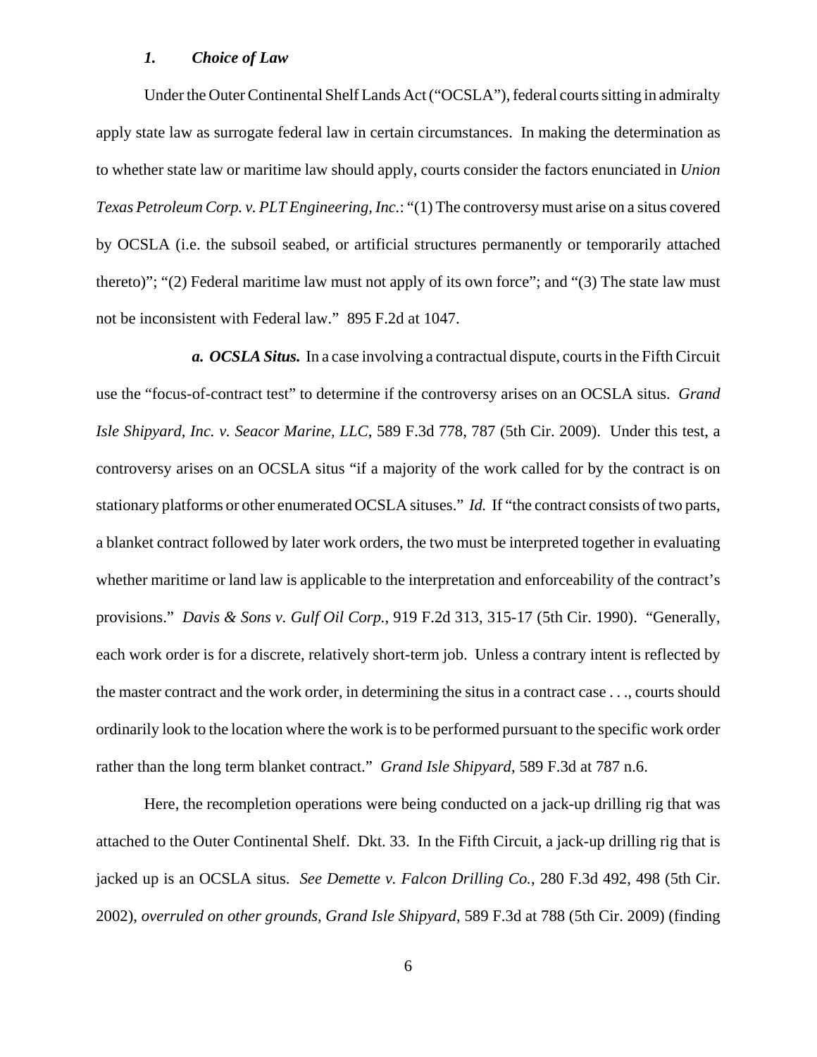### *1. Choice of Law*

Under the Outer Continental Shelf Lands Act ("OCSLA"), federal courts sitting in admiralty apply state law as surrogate federal law in certain circumstances. In making the determination as to whether state law or maritime law should apply, courts consider the factors enunciated in *Union Texas Petroleum Corp. v. PLT Engineering, Inc.*: "(1) The controversy must arise on a situs covered by OCSLA (i.e. the subsoil seabed, or artificial structures permanently or temporarily attached thereto)"; "(2) Federal maritime law must not apply of its own force"; and "(3) The state law must not be inconsistent with Federal law." 895 F.2d at 1047.

***a. OCSLA Situs.*** In a case involving a contractual dispute, courts in the Fifth Circuit use the "focus-of-contract test" to determine if the controversy arises on an OCSLA situs. *Grand Isle Shipyard, Inc. v. Seacor Marine, LLC*, 589 F.3d 778, 787 (5th Cir. 2009). Under this test, a controversy arises on an OCSLA situs "if a majority of the work called for by the contract is on stationary platforms or other enumerated OCSLA situses." *Id.* If "the contract consists of two parts, a blanket contract followed by later work orders, the two must be interpreted together in evaluating whether maritime or land law is applicable to the interpretation and enforceability of the contract's provisions." *Davis & Sons v. Gulf Oil Corp.*, 919 F.2d 313, 315-17 (5th Cir. 1990). "Generally, each work order is for a discrete, relatively short-term job. Unless a contrary intent is reflected by the master contract and the work order, in determining the situs in a contract case . . ., courts should ordinarily look to the location where the work is to be performed pursuant to the specific work order rather than the long term blanket contract." *Grand Isle Shipyard*, 589 F.3d at 787 n.6.

Here, the recompletion operations were being conducted on a jack-up drilling rig that was attached to the Outer Continental Shelf. Dkt. 33. In the Fifth Circuit, a jack-up drilling rig that is jacked up is an OCSLA situs. *See Demette v. Falcon Drilling Co.*, 280 F.3d 492, 498 (5th Cir. 2002), *overruled on other grounds*, *Grand Isle Shipyard*, 589 F.3d at 788 (5th Cir. 2009) (finding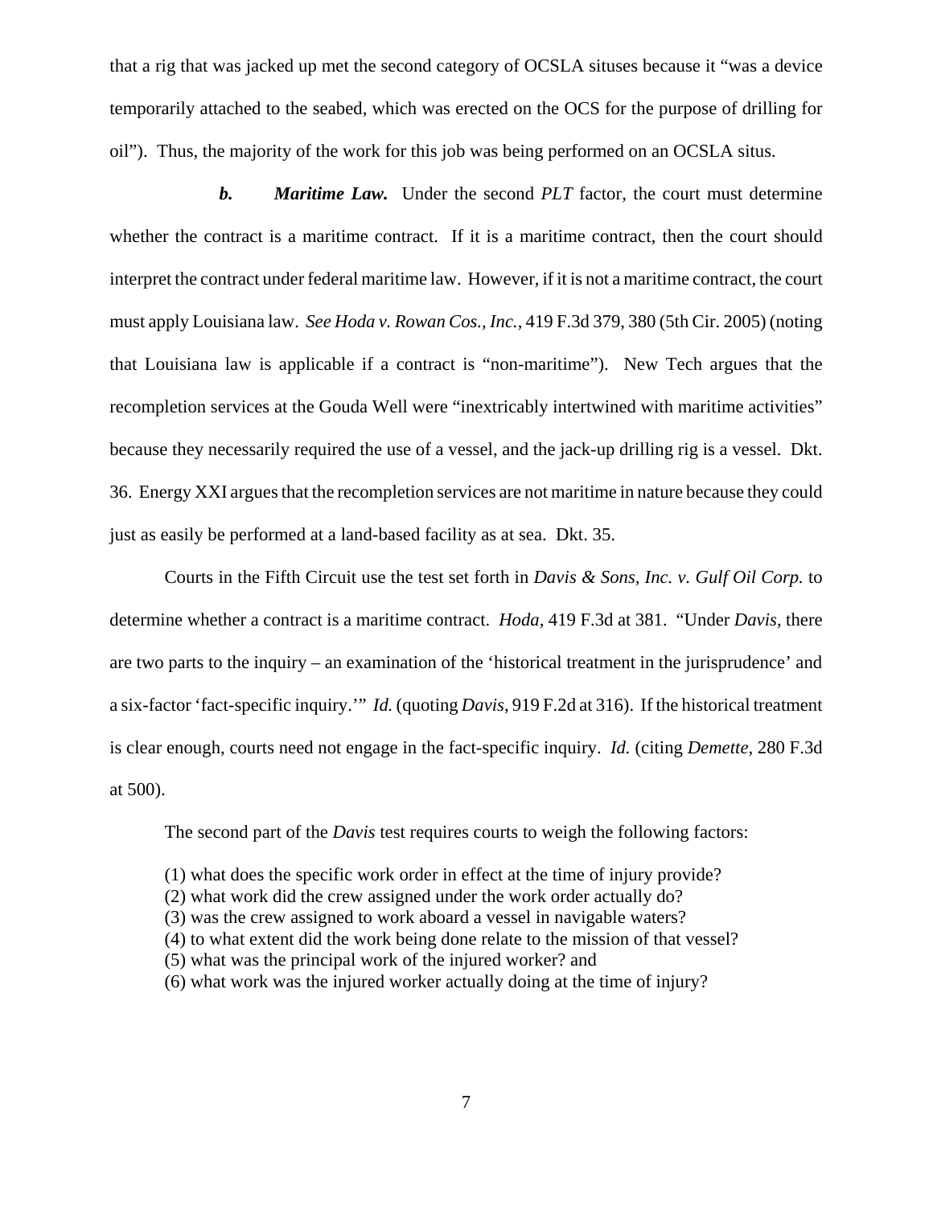that a rig that was jacked up met the second category of OCSLA situses because it "was a device temporarily attached to the seabed, which was erected on the OCS for the purpose of drilling for oil"). Thus, the majority of the work for this job was being performed on an OCSLA situs.

***b. Maritime Law.*** Under the second *PLT* factor, the court must determine whether the contract is a maritime contract. If it is a maritime contract, then the court should interpret the contract under federal maritime law. However, if it is not a maritime contract, the court must apply Louisiana law. *See Hoda v. Rowan Cos., Inc.*, 419 F.3d 379, 380 (5th Cir. 2005) (noting that Louisiana law is applicable if a contract is "non-maritime"). New Tech argues that the recompletion services at the Gouda Well were "inextricably intertwined with maritime activities" because they necessarily required the use of a vessel, and the jack-up drilling rig is a vessel. Dkt. 36. Energy XXI argues that the recompletion services are not maritime in nature because they could just as easily be performed at a land-based facility as at sea. Dkt. 35.

Courts in the Fifth Circuit use the test set forth in *Davis & Sons, Inc. v. Gulf Oil Corp.* to determine whether a contract is a maritime contract. *Hoda*, 419 F.3d at 381. "Under *Davis*, there are two parts to the inquiry – an examination of the 'historical treatment in the jurisprudence' and a six-factor 'fact-specific inquiry.'" *Id.* (quoting *Davis*, 919 F.2d at 316). If the historical treatment is clear enough, courts need not engage in the fact-specific inquiry. *Id.* (citing *Demette*, 280 F.3d at 500).

The second part of the *Davis* test requires courts to weigh the following factors:

> (1) what does the specific work order in effect at the time of injury provide?
> (2) what work did the crew assigned under the work order actually do?
> (3) was the crew assigned to work aboard a vessel in navigable waters?
> (4) to what extent did the work being done relate to the mission of that vessel?
> (5) what was the principal work of the injured worker? and
> (6) what work was the injured worker actually doing at the time of injury?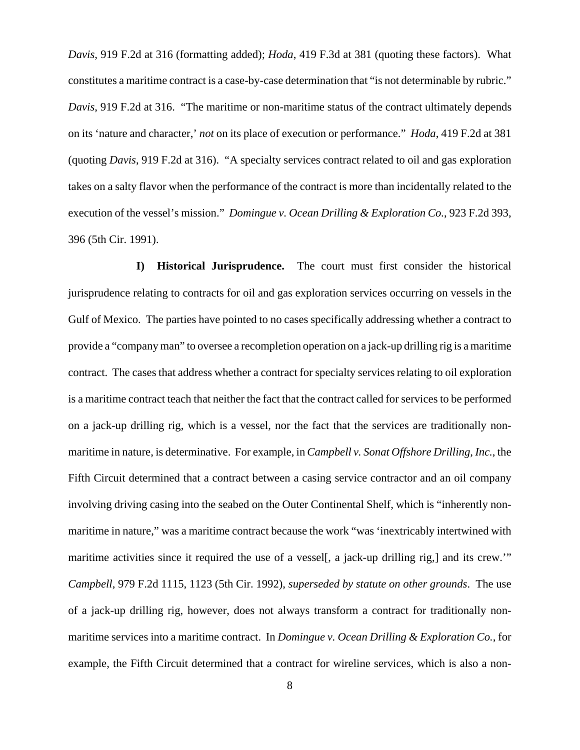*Davis*, 919 F.2d at 316 (formatting added); *Hoda*, 419 F.3d at 381 (quoting these factors). What constitutes a maritime contract is a case-by-case determination that "is not determinable by rubric." *Davis*, 919 F.2d at 316. "The maritime or non-maritime status of the contract ultimately depends on its 'nature and character,' *not* on its place of execution or performance." *Hoda*, 419 F.2d at 381 (quoting *Davis*, 919 F.2d at 316). "A specialty services contract related to oil and gas exploration takes on a salty flavor when the performance of the contract is more than incidentally related to the execution of the vessel's mission." *Domingue v. Ocean Drilling & Exploration Co.*, 923 F.2d 393, 396 (5th Cir. 1991).

**I) Historical Jurisprudence.** The court must first consider the historical jurisprudence relating to contracts for oil and gas exploration services occurring on vessels in the Gulf of Mexico. The parties have pointed to no cases specifically addressing whether a contract to provide a "company man" to oversee a recompletion operation on a jack-up drilling rig is a maritime contract. The cases that address whether a contract for specialty services relating to oil exploration is a maritime contract teach that neither the fact that the contract called for services to be performed on a jack-up drilling rig, which is a vessel, nor the fact that the services are traditionally non-maritime in nature, is determinative. For example, in *Campbell v. Sonat Offshore Drilling, Inc.*, the Fifth Circuit determined that a contract between a casing service contractor and an oil company involving driving casing into the seabed on the Outer Continental Shelf, which is "inherently non-maritime in nature," was a maritime contract because the work "was 'inextricably intertwined with maritime activities since it required the use of a vessel[, a jack-up drilling rig,] and its crew.'" *Campbell*, 979 F.2d 1115, 1123 (5th Cir. 1992), *superseded by statute on other grounds*. The use of a jack-up drilling rig, however, does not always transform a contract for traditionally non-maritime services into a maritime contract. In *Domingue v. Ocean Drilling & Exploration Co.*, for example, the Fifth Circuit determined that a contract for wireline services, which is also a non-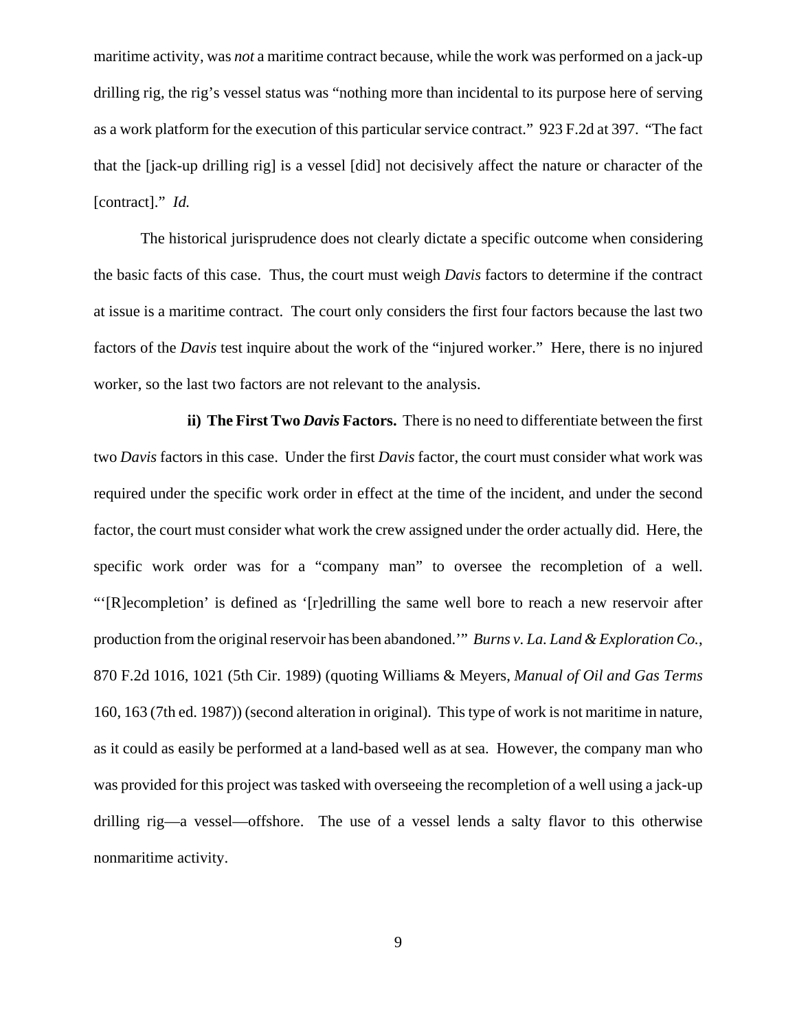maritime activity, was *not* a maritime contract because, while the work was performed on a jack-up drilling rig, the rig's vessel status was "nothing more than incidental to its purpose here of serving as a work platform for the execution of this particular service contract." 923 F.2d at 397. "The fact that the [jack-up drilling rig] is a vessel [did] not decisively affect the nature or character of the [contract]." *Id.*

The historical jurisprudence does not clearly dictate a specific outcome when considering the basic facts of this case. Thus, the court must weigh *Davis* factors to determine if the contract at issue is a maritime contract. The court only considers the first four factors because the last two factors of the *Davis* test inquire about the work of the "injured worker." Here, there is no injured worker, so the last two factors are not relevant to the analysis.

**ii) The First Two *Davis* Factors.** There is no need to differentiate between the first two *Davis* factors in this case. Under the first *Davis* factor, the court must consider what work was required under the specific work order in effect at the time of the incident, and under the second factor, the court must consider what work the crew assigned under the order actually did. Here, the specific work order was for a "company man" to oversee the recompletion of a well. "'[R]ecompletion' is defined as '[r]edrilling the same well bore to reach a new reservoir after production from the original reservoir has been abandoned.'" *Burns v. La. Land & Exploration Co.*, 870 F.2d 1016, 1021 (5th Cir. 1989) (quoting Williams & Meyers, *Manual of Oil and Gas Terms* 160, 163 (7th ed. 1987)) (second alteration in original). This type of work is not maritime in nature, as it could as easily be performed at a land-based well as at sea. However, the company man who was provided for this project was tasked with overseeing the recompletion of a well using a jack-up drilling rig—a vessel—offshore. The use of a vessel lends a salty flavor to this otherwise nonmaritime activity.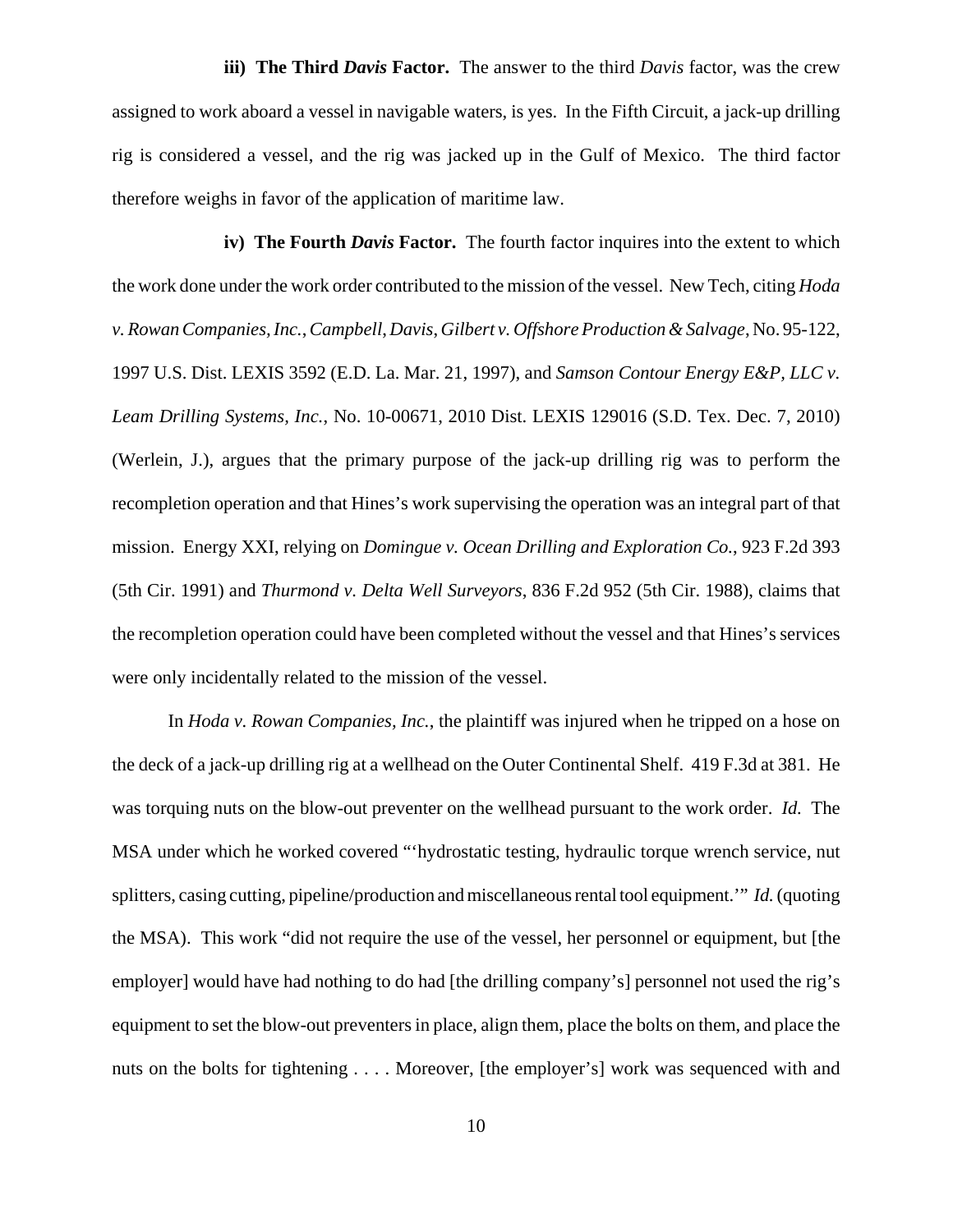**iii) The Third *Davis* Factor.** The answer to the third *Davis* factor, was the crew assigned to work aboard a vessel in navigable waters, is yes. In the Fifth Circuit, a jack-up drilling rig is considered a vessel, and the rig was jacked up in the Gulf of Mexico. The third factor therefore weighs in favor of the application of maritime law.

**iv) The Fourth *Davis* Factor.** The fourth factor inquires into the extent to which the work done under the work order contributed to the mission of the vessel. New Tech, citing *Hoda v. Rowan Companies, Inc.*, *Campbell*, *Davis*, *Gilbert v. Offshore Production & Salvage*, No. 95-122, 1997 U.S. Dist. LEXIS 3592 (E.D. La. Mar. 21, 1997), and *Samson Contour Energy E&P, LLC v. Leam Drilling Systems, Inc.*, No. 10-00671, 2010 Dist. LEXIS 129016 (S.D. Tex. Dec. 7, 2010) (Werlein, J.), argues that the primary purpose of the jack-up drilling rig was to perform the recompletion operation and that Hines's work supervising the operation was an integral part of that mission. Energy XXI, relying on *Domingue v. Ocean Drilling and Exploration Co.*, 923 F.2d 393 (5th Cir. 1991) and *Thurmond v. Delta Well Surveyors*, 836 F.2d 952 (5th Cir. 1988), claims that the recompletion operation could have been completed without the vessel and that Hines's services were only incidentally related to the mission of the vessel.

In *Hoda v. Rowan Companies, Inc.*, the plaintiff was injured when he tripped on a hose on the deck of a jack-up drilling rig at a wellhead on the Outer Continental Shelf. 419 F.3d at 381. He was torquing nuts on the blow-out preventer on the wellhead pursuant to the work order. *Id.* The MSA under which he worked covered "'hydrostatic testing, hydraulic torque wrench service, nut splitters, casing cutting, pipeline/production and miscellaneous rental tool equipment.'" *Id.* (quoting the MSA). This work "did not require the use of the vessel, her personnel or equipment, but [the employer] would have had nothing to do had [the drilling company's] personnel not used the rig's equipment to set the blow-out preventers in place, align them, place the bolts on them, and place the nuts on the bolts for tightening . . . . Moreover, [the employer's] work was sequenced with and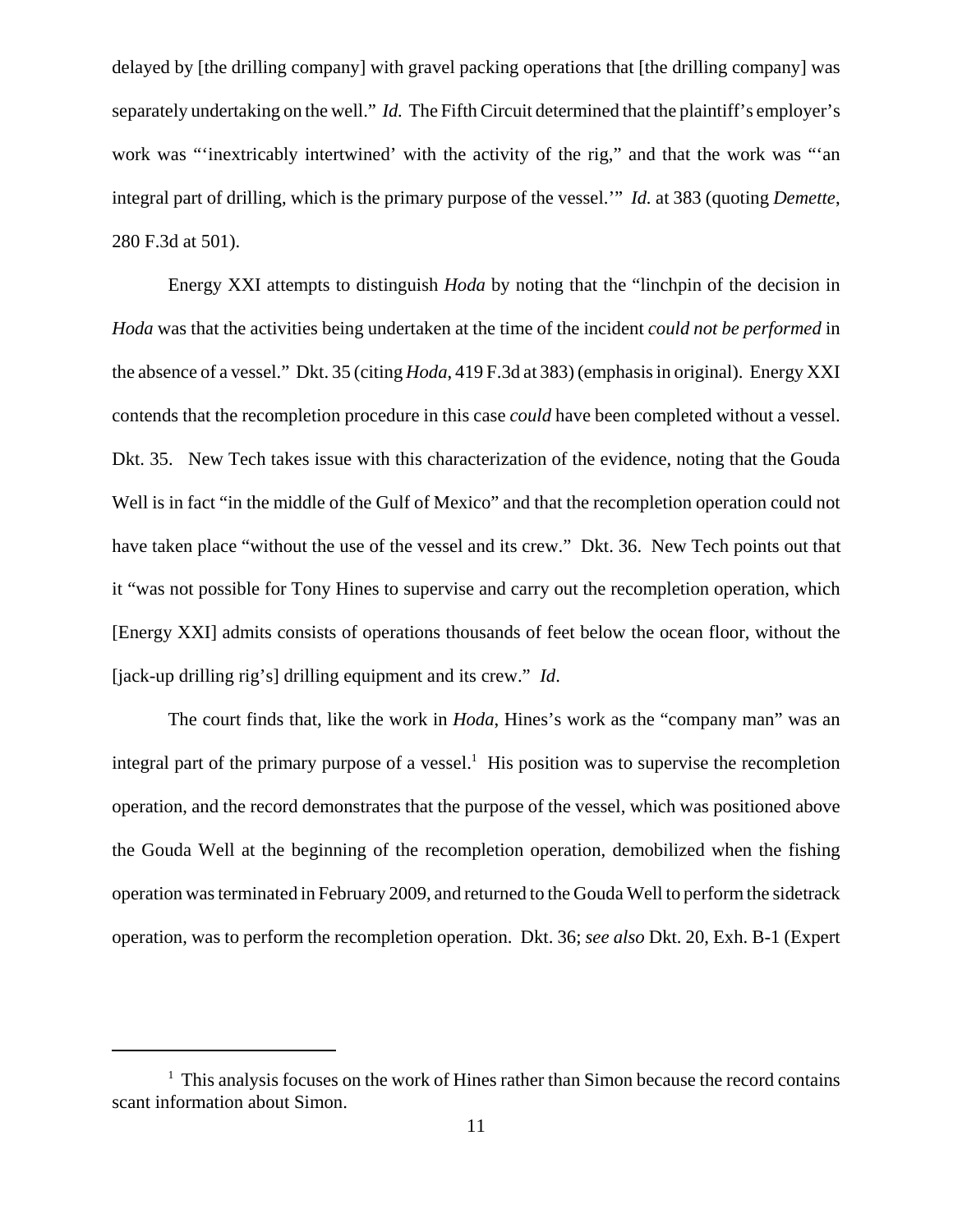delayed by [the drilling company] with gravel packing operations that [the drilling company] was separately undertaking on the well." *Id.* The Fifth Circuit determined that the plaintiff's employer's work was "'inextricably intertwined' with the activity of the rig," and that the work was "'an integral part of drilling, which is the primary purpose of the vessel.'" *Id.* at 383 (quoting *Demette*, 280 F.3d at 501).

Energy XXI attempts to distinguish *Hoda* by noting that the "linchpin of the decision in *Hoda* was that the activities being undertaken at the time of the incident *could not be performed* in the absence of a vessel." Dkt. 35 (citing *Hoda*, 419 F.3d at 383) (emphasis in original). Energy XXI contends that the recompletion procedure in this case *could* have been completed without a vessel. Dkt. 35. New Tech takes issue with this characterization of the evidence, noting that the Gouda Well is in fact "in the middle of the Gulf of Mexico" and that the recompletion operation could not have taken place "without the use of the vessel and its crew." Dkt. 36. New Tech points out that it "was not possible for Tony Hines to supervise and carry out the recompletion operation, which [Energy XXI] admits consists of operations thousands of feet below the ocean floor, without the [jack-up drilling rig's] drilling equipment and its crew." *Id*.

The court finds that, like the work in *Hoda*, Hines's work as the "company man" was an integral part of the primary purpose of a vessel.[1] His position was to supervise the recompletion operation, and the record demonstrates that the purpose of the vessel, which was positioned above the Gouda Well at the beginning of the recompletion operation, demobilized when the fishing operation was terminated in February 2009, and returned to the Gouda Well to perform the sidetrack operation, was to perform the recompletion operation. Dkt. 36; *see also* Dkt. 20, Exh. B-1 (Expert

---

[1] This analysis focuses on the work of Hines rather than Simon because the record contains scant information about Simon.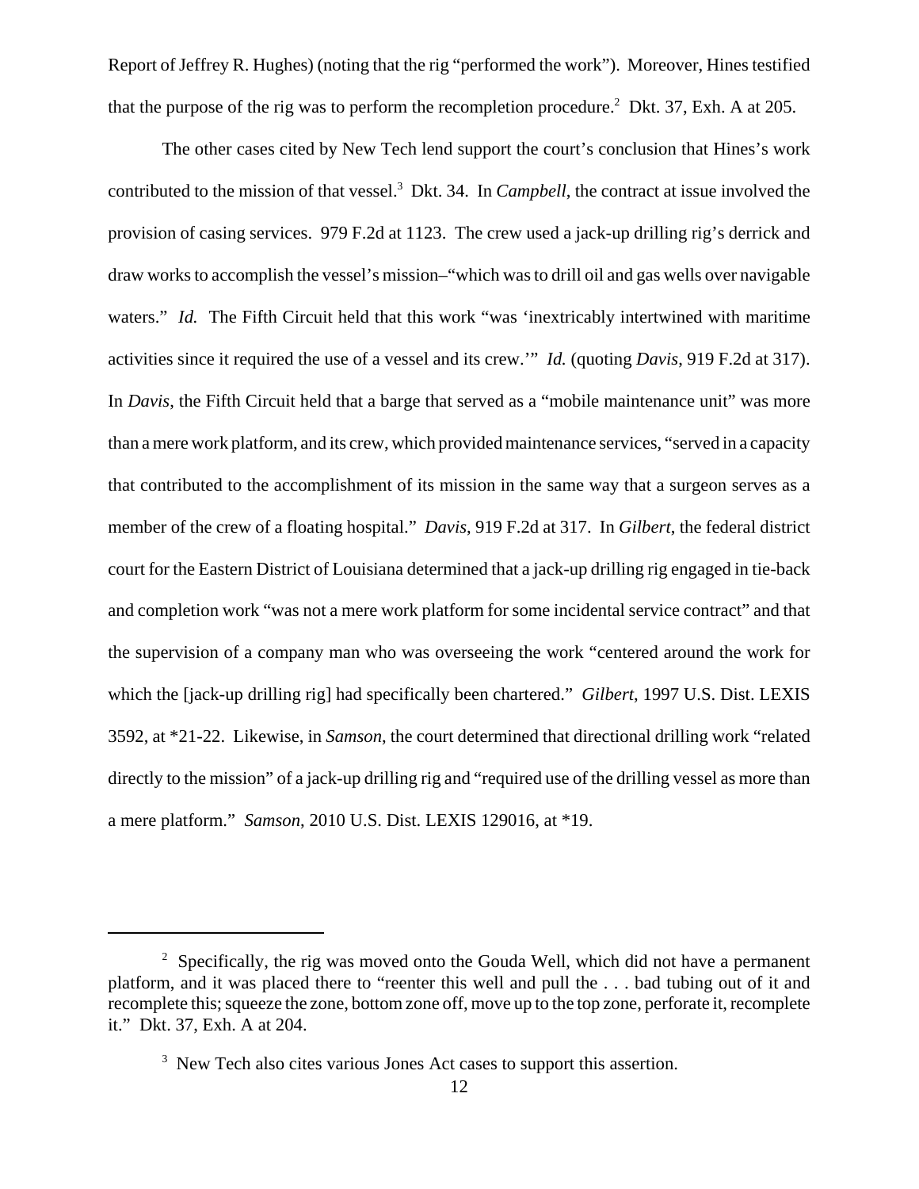Report of Jeffrey R. Hughes) (noting that the rig "performed the work"). Moreover, Hines testified that the purpose of the rig was to perform the recompletion procedure.[2] Dkt. 37, Exh. A at 205.

The other cases cited by New Tech lend support the court's conclusion that Hines's work contributed to the mission of that vessel.[3] Dkt. 34. In *Campbell*, the contract at issue involved the provision of casing services. 979 F.2d at 1123. The crew used a jack-up drilling rig's derrick and draw works to accomplish the vessel's mission–"which was to drill oil and gas wells over navigable waters." *Id.* The Fifth Circuit held that this work "was 'inextricably intertwined with maritime activities since it required the use of a vessel and its crew.'" *Id.* (quoting *Davis*, 919 F.2d at 317). In *Davis*, the Fifth Circuit held that a barge that served as a "mobile maintenance unit" was more than a mere work platform, and its crew, which provided maintenance services, "served in a capacity that contributed to the accomplishment of its mission in the same way that a surgeon serves as a member of the crew of a floating hospital." *Davis*, 919 F.2d at 317. In *Gilbert*, the federal district court for the Eastern District of Louisiana determined that a jack-up drilling rig engaged in tie-back and completion work "was not a mere work platform for some incidental service contract" and that the supervision of a company man who was overseeing the work "centered around the work for which the [jack-up drilling rig] had specifically been chartered." *Gilbert*, 1997 U.S. Dist. LEXIS 3592, at *21-22. Likewise, in *Samson*, the court determined that directional drilling work "related directly to the mission" of a jack-up drilling rig and "required use of the drilling vessel as more than a mere platform." *Samson*, 2010 U.S. Dist. LEXIS 129016, at *19.

---

[2] Specifically, the rig was moved onto the Gouda Well, which did not have a permanent platform, and it was placed there to "reenter this well and pull the . . . bad tubing out of it and recomplete this; squeeze the zone, bottom zone off, move up to the top zone, perforate it, recomplete it." Dkt. 37, Exh. A at 204.

[3] New Tech also cites various Jones Act cases to support this assertion.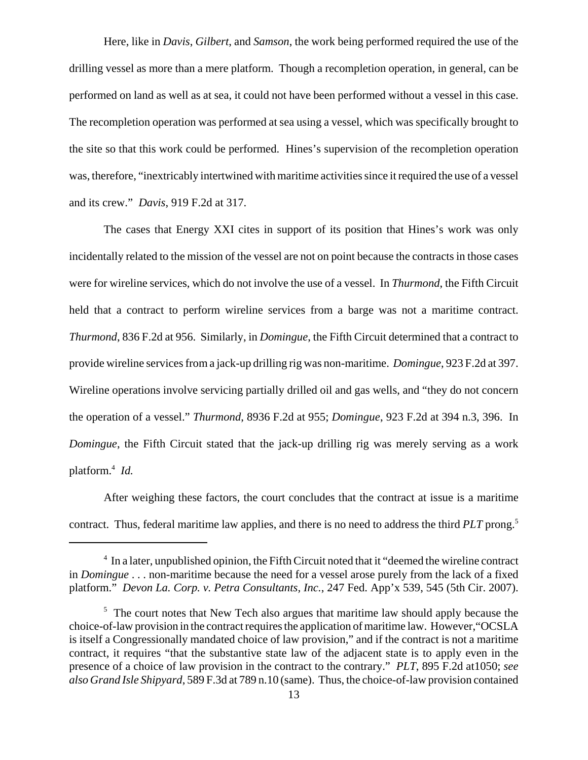Here, like in *Davis*, *Gilbert*, and *Samson*, the work being performed required the use of the drilling vessel as more than a mere platform. Though a recompletion operation, in general, can be performed on land as well as at sea, it could not have been performed without a vessel in this case. The recompletion operation was performed at sea using a vessel, which was specifically brought to the site so that this work could be performed. Hines's supervision of the recompletion operation was, therefore, "inextricably intertwined with maritime activities since it required the use of a vessel and its crew." *Davis*, 919 F.2d at 317.

The cases that Energy XXI cites in support of its position that Hines's work was only incidentally related to the mission of the vessel are not on point because the contracts in those cases were for wireline services, which do not involve the use of a vessel. In *Thurmond*, the Fifth Circuit held that a contract to perform wireline services from a barge was not a maritime contract. *Thurmond*, 836 F.2d at 956. Similarly, in *Domingue*, the Fifth Circuit determined that a contract to provide wireline services from a jack-up drilling rig was non-maritime. *Domingue*, 923 F.2d at 397. Wireline operations involve servicing partially drilled oil and gas wells, and "they do not concern the operation of a vessel." *Thurmond*, 8936 F.2d at 955; *Domingue*, 923 F.2d at 394 n.3, 396. In *Domingue*, the Fifth Circuit stated that the jack-up drilling rig was merely serving as a work platform.[4] *Id.*

After weighing these factors, the court concludes that the contract at issue is a maritime contract. Thus, federal maritime law applies, and there is no need to address the third *PLT* prong.[5]

---

[4] In a later, unpublished opinion, the Fifth Circuit noted that it "deemed the wireline contract in *Domingue* . . . non-maritime because the need for a vessel arose purely from the lack of a fixed platform." *Devon La. Corp. v. Petra Consultants, Inc.*, 247 Fed. App'x 539, 545 (5th Cir. 2007).

[5] The court notes that New Tech also argues that maritime law should apply because the choice-of-law provision in the contract requires the application of maritime law. However,"OCSLA is itself a Congressionally mandated choice of law provision," and if the contract is not a maritime contract, it requires "that the substantive state law of the adjacent state is to apply even in the presence of a choice of law provision in the contract to the contrary." *PLT*, 895 F.2d at1050; *see also Grand Isle Shipyard*, 589 F.3d at 789 n.10 (same). Thus, the choice-of-law provision contained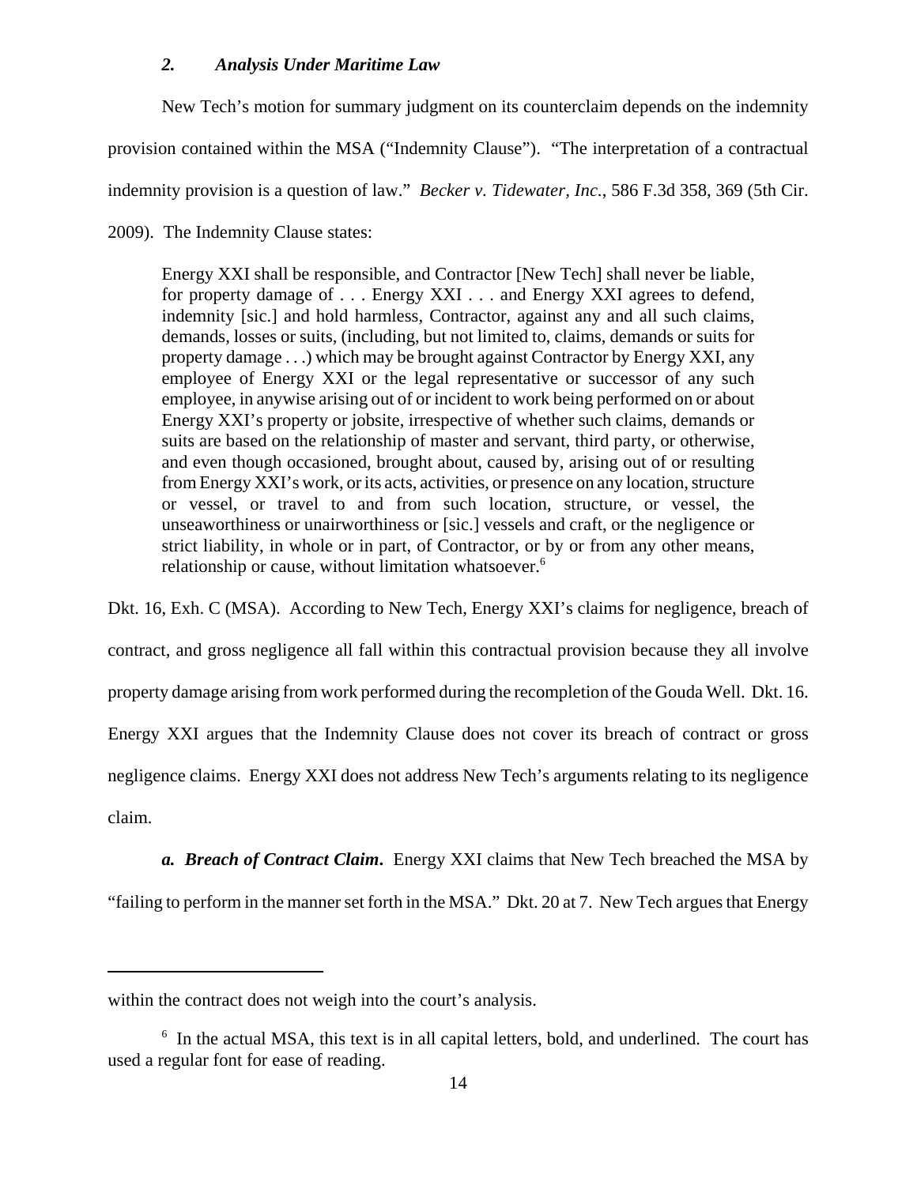### *2. Analysis Under Maritime Law*

New Tech's motion for summary judgment on its counterclaim depends on the indemnity provision contained within the MSA ("Indemnity Clause"). "The interpretation of a contractual indemnity provision is a question of law." *Becker v. Tidewater, Inc.*, 586 F.3d 358, 369 (5th Cir. 2009). The Indemnity Clause states:

> Energy XXI shall be responsible, and Contractor [New Tech] shall never be liable, for property damage of . . . Energy XXI . . . and Energy XXI agrees to defend, indemnity [sic.] and hold harmless, Contractor, against any and all such claims, demands, losses or suits, (including, but not limited to, claims, demands or suits for property damage . . .) which may be brought against Contractor by Energy XXI, any employee of Energy XXI or the legal representative or successor of any such employee, in anywise arising out of or incident to work being performed on or about Energy XXI's property or jobsite, irrespective of whether such claims, demands or suits are based on the relationship of master and servant, third party, or otherwise, and even though occasioned, brought about, caused by, arising out of or resulting from Energy XXI's work, or its acts, activities, or presence on any location, structure or vessel, or travel to and from such location, structure, or vessel, the unseaworthiness or unairworthiness or [sic.] vessels and craft, or the negligence or strict liability, in whole or in part, of Contractor, or by or from any other means, relationship or cause, without limitation whatsoever.[6]

Dkt. 16, Exh. C (MSA). According to New Tech, Energy XXI's claims for negligence, breach of contract, and gross negligence all fall within this contractual provision because they all involve property damage arising from work performed during the recompletion of the Gouda Well. Dkt. 16. Energy XXI argues that the Indemnity Clause does not cover its breach of contract or gross negligence claims. Energy XXI does not address New Tech's arguments relating to its negligence claim.

***a. Breach of Contract Claim***. Energy XXI claims that New Tech breached the MSA by "failing to perform in the manner set forth in the MSA." Dkt. 20 at 7. New Tech argues that Energy

---

within the contract does not weigh into the court's analysis.

[6] In the actual MSA, this text is in all capital letters, bold, and underlined. The court has used a regular font for ease of reading.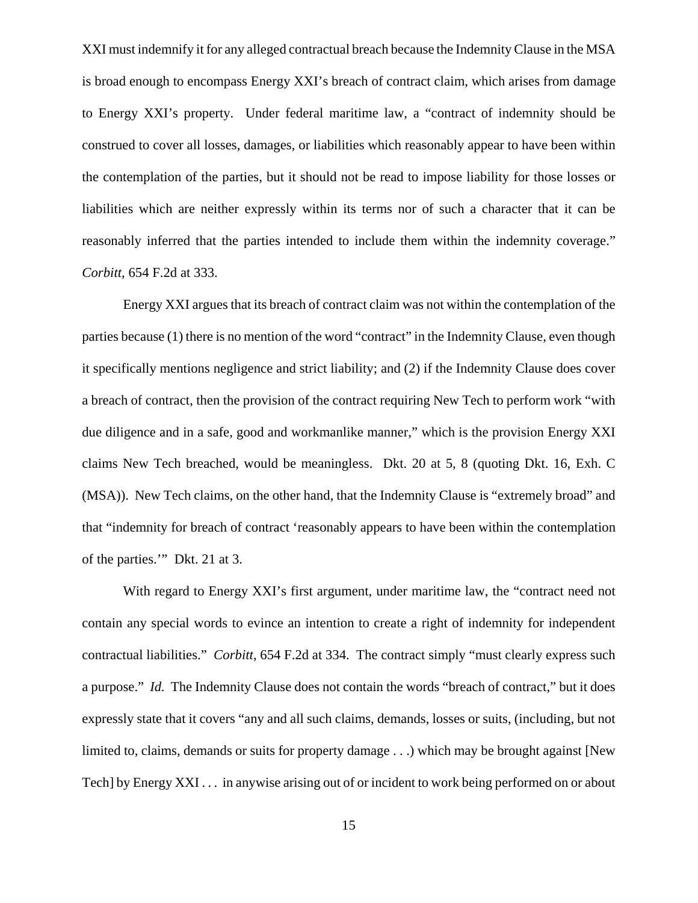XXI must indemnify it for any alleged contractual breach because the Indemnity Clause in the MSA is broad enough to encompass Energy XXI's breach of contract claim, which arises from damage to Energy XXI's property. Under federal maritime law, a "contract of indemnity should be construed to cover all losses, damages, or liabilities which reasonably appear to have been within the contemplation of the parties, but it should not be read to impose liability for those losses or liabilities which are neither expressly within its terms nor of such a character that it can be reasonably inferred that the parties intended to include them within the indemnity coverage." *Corbitt*, 654 F.2d at 333.

Energy XXI argues that its breach of contract claim was not within the contemplation of the parties because (1) there is no mention of the word "contract" in the Indemnity Clause, even though it specifically mentions negligence and strict liability; and (2) if the Indemnity Clause does cover a breach of contract, then the provision of the contract requiring New Tech to perform work "with due diligence and in a safe, good and workmanlike manner," which is the provision Energy XXI claims New Tech breached, would be meaningless. Dkt. 20 at 5, 8 (quoting Dkt. 16, Exh. C (MSA)). New Tech claims, on the other hand, that the Indemnity Clause is "extremely broad" and that "indemnity for breach of contract 'reasonably appears to have been within the contemplation of the parties.'" Dkt. 21 at 3.

With regard to Energy XXI's first argument, under maritime law, the "contract need not contain any special words to evince an intention to create a right of indemnity for independent contractual liabilities." *Corbitt*, 654 F.2d at 334. The contract simply "must clearly express such a purpose." *Id.* The Indemnity Clause does not contain the words "breach of contract," but it does expressly state that it covers "any and all such claims, demands, losses or suits, (including, but not limited to, claims, demands or suits for property damage . . .) which may be brought against [New Tech] by Energy XXI . . . in anywise arising out of or incident to work being performed on or about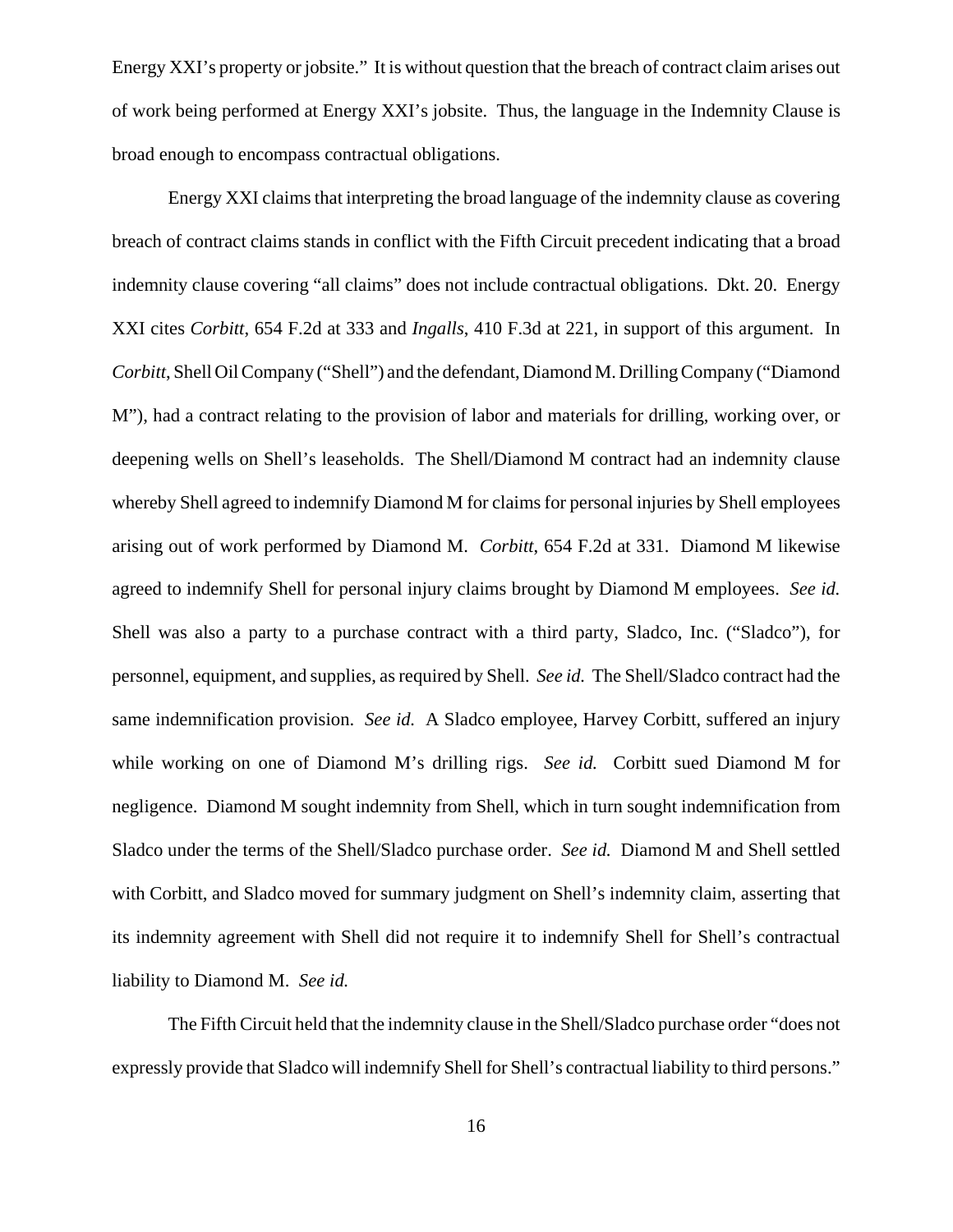Energy XXI's property or jobsite." It is without question that the breach of contract claim arises out of work being performed at Energy XXI's jobsite. Thus, the language in the Indemnity Clause is broad enough to encompass contractual obligations.

Energy XXI claims that interpreting the broad language of the indemnity clause as covering breach of contract claims stands in conflict with the Fifth Circuit precedent indicating that a broad indemnity clause covering "all claims" does not include contractual obligations. Dkt. 20. Energy XXI cites *Corbitt*, 654 F.2d at 333 and *Ingalls*, 410 F.3d at 221, in support of this argument. In *Corbitt*, Shell Oil Company ("Shell") and the defendant, Diamond M. Drilling Company ("Diamond M"), had a contract relating to the provision of labor and materials for drilling, working over, or deepening wells on Shell's leaseholds. The Shell/Diamond M contract had an indemnity clause whereby Shell agreed to indemnify Diamond M for claims for personal injuries by Shell employees arising out of work performed by Diamond M. *Corbitt*, 654 F.2d at 331. Diamond M likewise agreed to indemnify Shell for personal injury claims brought by Diamond M employees. *See id.* Shell was also a party to a purchase contract with a third party, Sladco, Inc. ("Sladco"), for personnel, equipment, and supplies, as required by Shell. *See id.* The Shell/Sladco contract had the same indemnification provision. *See id.* A Sladco employee, Harvey Corbitt, suffered an injury while working on one of Diamond M's drilling rigs. *See id.* Corbitt sued Diamond M for negligence. Diamond M sought indemnity from Shell, which in turn sought indemnification from Sladco under the terms of the Shell/Sladco purchase order. *See id.* Diamond M and Shell settled with Corbitt, and Sladco moved for summary judgment on Shell's indemnity claim, asserting that its indemnity agreement with Shell did not require it to indemnify Shell for Shell's contractual liability to Diamond M. *See id.*

The Fifth Circuit held that the indemnity clause in the Shell/Sladco purchase order "does not expressly provide that Sladco will indemnify Shell for Shell's contractual liability to third persons."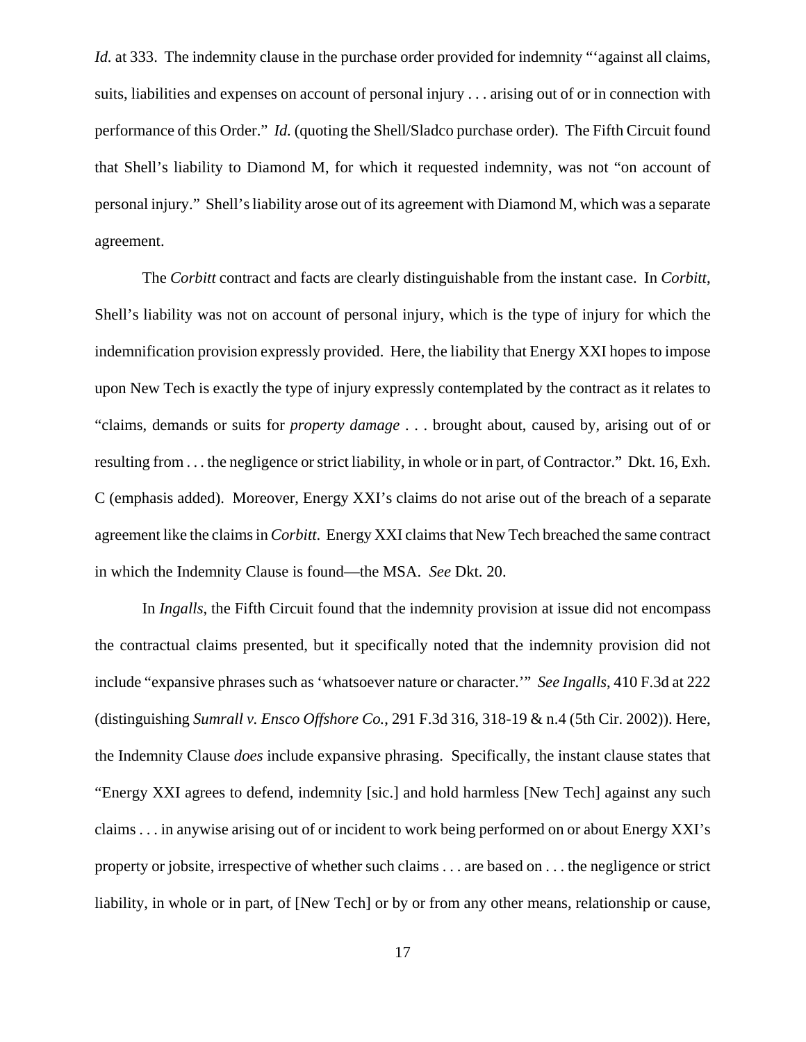*Id.* at 333. The indemnity clause in the purchase order provided for indemnity "'against all claims, suits, liabilities and expenses on account of personal injury . . . arising out of or in connection with performance of this Order." *Id.* (quoting the Shell/Sladco purchase order). The Fifth Circuit found that Shell's liability to Diamond M, for which it requested indemnity, was not "on account of personal injury." Shell's liability arose out of its agreement with Diamond M, which was a separate agreement.

The *Corbitt* contract and facts are clearly distinguishable from the instant case. In *Corbitt*, Shell's liability was not on account of personal injury, which is the type of injury for which the indemnification provision expressly provided. Here, the liability that Energy XXI hopes to impose upon New Tech is exactly the type of injury expressly contemplated by the contract as it relates to "claims, demands or suits for *property damage* . . . brought about, caused by, arising out of or resulting from . . . the negligence or strict liability, in whole or in part, of Contractor." Dkt. 16, Exh. C (emphasis added). Moreover, Energy XXI's claims do not arise out of the breach of a separate agreement like the claims in *Corbitt*. Energy XXI claims that New Tech breached the same contract in which the Indemnity Clause is found—the MSA. *See* Dkt. 20.

In *Ingalls*, the Fifth Circuit found that the indemnity provision at issue did not encompass the contractual claims presented, but it specifically noted that the indemnity provision did not include "expansive phrases such as 'whatsoever nature or character.'" *See Ingalls*, 410 F.3d at 222 (distinguishing *Sumrall v. Ensco Offshore Co.*, 291 F.3d 316, 318-19 & n.4 (5th Cir. 2002)). Here, the Indemnity Clause *does* include expansive phrasing. Specifically, the instant clause states that "Energy XXI agrees to defend, indemnity [sic.] and hold harmless [New Tech] against any such claims . . . in anywise arising out of or incident to work being performed on or about Energy XXI's property or jobsite, irrespective of whether such claims . . . are based on . . . the negligence or strict liability, in whole or in part, of [New Tech] or by or from any other means, relationship or cause,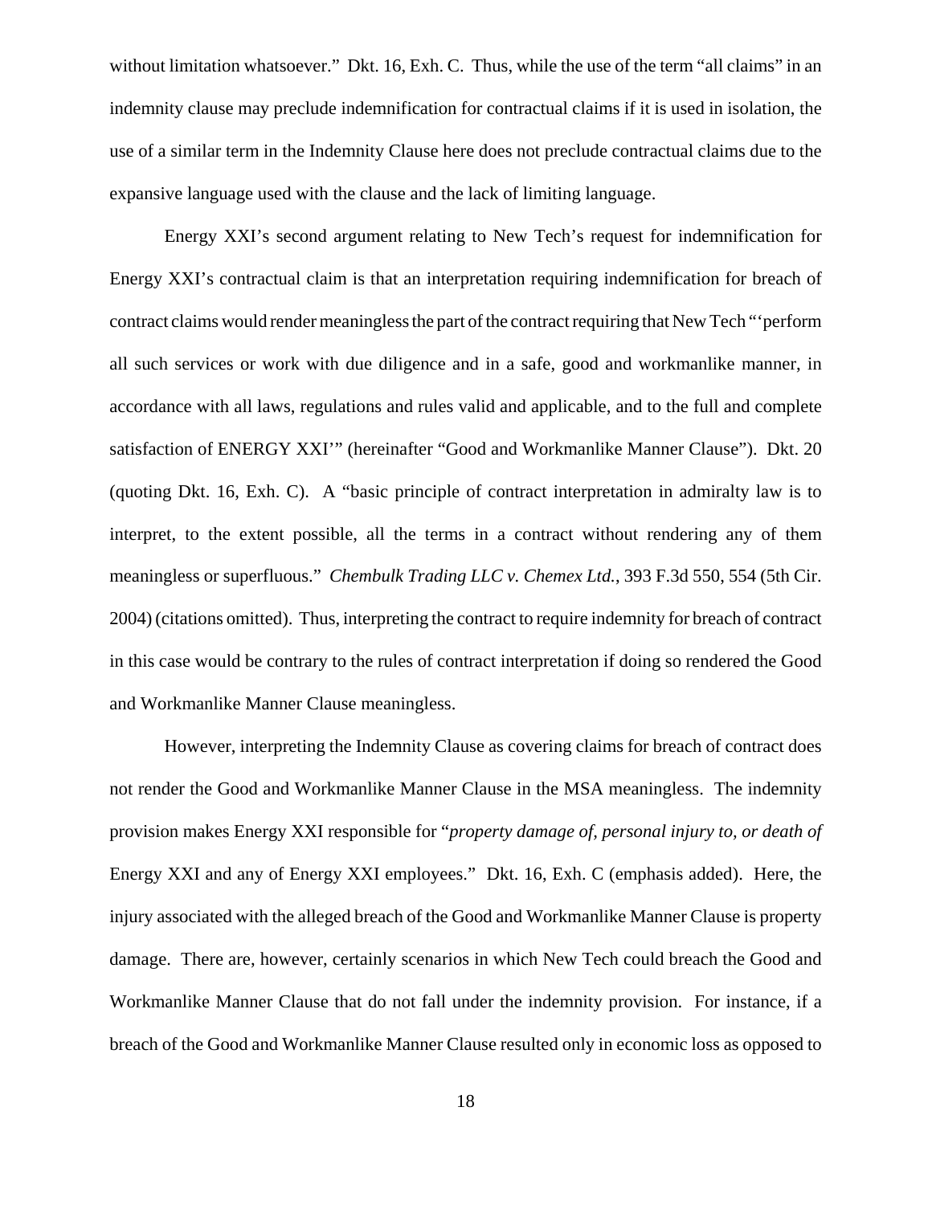without limitation whatsoever." Dkt. 16, Exh. C. Thus, while the use of the term "all claims" in an indemnity clause may preclude indemnification for contractual claims if it is used in isolation, the use of a similar term in the Indemnity Clause here does not preclude contractual claims due to the expansive language used with the clause and the lack of limiting language.

Energy XXI's second argument relating to New Tech's request for indemnification for Energy XXI's contractual claim is that an interpretation requiring indemnification for breach of contract claims would render meaningless the part of the contract requiring that New Tech "'perform all such services or work with due diligence and in a safe, good and workmanlike manner, in accordance with all laws, regulations and rules valid and applicable, and to the full and complete satisfaction of ENERGY XXI'" (hereinafter "Good and Workmanlike Manner Clause"). Dkt. 20 (quoting Dkt. 16, Exh. C). A "basic principle of contract interpretation in admiralty law is to interpret, to the extent possible, all the terms in a contract without rendering any of them meaningless or superfluous." *Chembulk Trading LLC v. Chemex Ltd.*, 393 F.3d 550, 554 (5th Cir. 2004) (citations omitted). Thus, interpreting the contract to require indemnity for breach of contract in this case would be contrary to the rules of contract interpretation if doing so rendered the Good and Workmanlike Manner Clause meaningless.

However, interpreting the Indemnity Clause as covering claims for breach of contract does not render the Good and Workmanlike Manner Clause in the MSA meaningless. The indemnity provision makes Energy XXI responsible for "*property damage of, personal injury to, or death of* Energy XXI and any of Energy XXI employees." Dkt. 16, Exh. C (emphasis added). Here, the injury associated with the alleged breach of the Good and Workmanlike Manner Clause is property damage. There are, however, certainly scenarios in which New Tech could breach the Good and Workmanlike Manner Clause that do not fall under the indemnity provision. For instance, if a breach of the Good and Workmanlike Manner Clause resulted only in economic loss as opposed to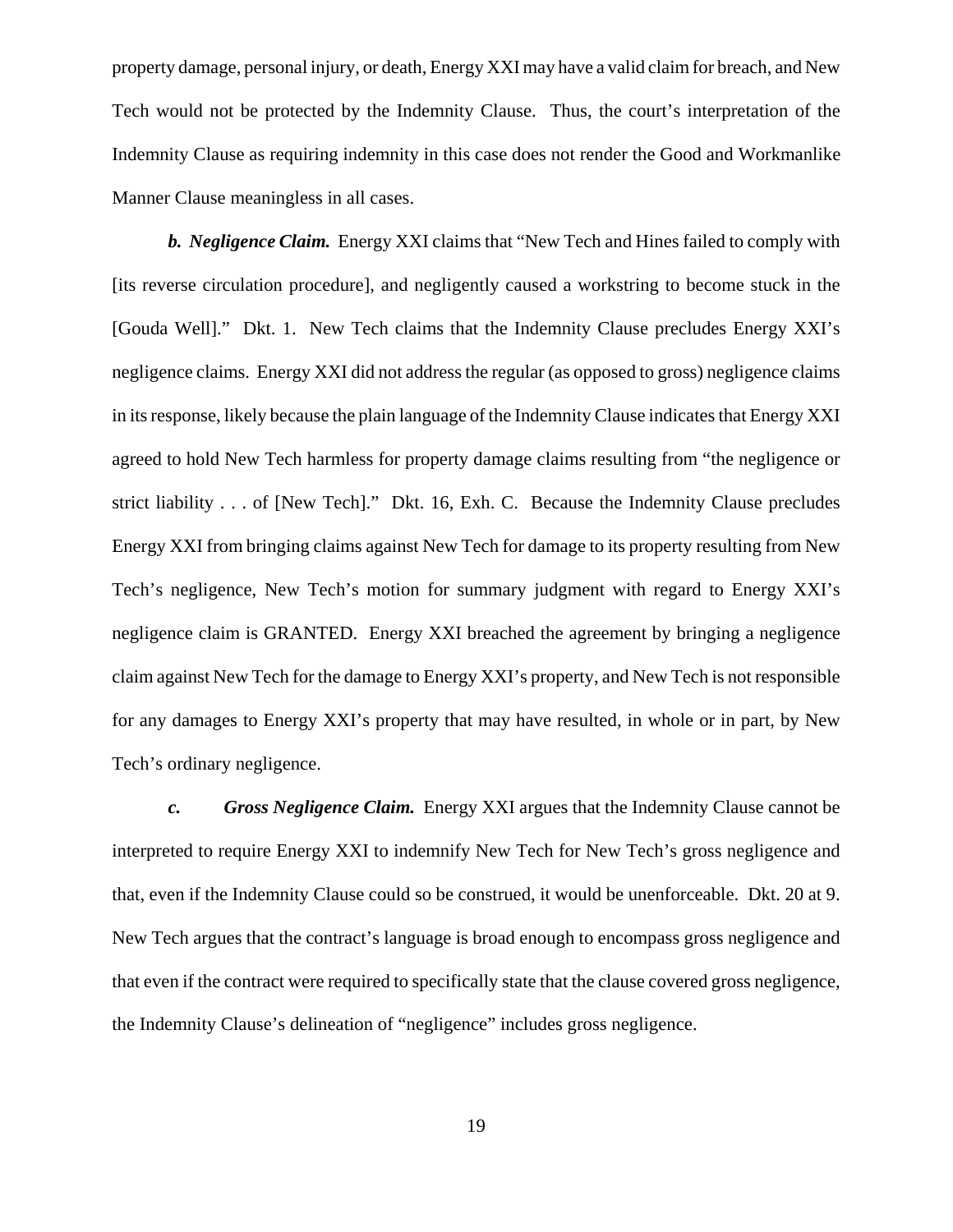property damage, personal injury, or death, Energy XXI may have a valid claim for breach, and New Tech would not be protected by the Indemnity Clause. Thus, the court's interpretation of the Indemnity Clause as requiring indemnity in this case does not render the Good and Workmanlike Manner Clause meaningless in all cases.

***b. Negligence Claim.*** Energy XXI claims that "New Tech and Hines failed to comply with [its reverse circulation procedure], and negligently caused a workstring to become stuck in the [Gouda Well]." Dkt. 1. New Tech claims that the Indemnity Clause precludes Energy XXI's negligence claims. Energy XXI did not address the regular (as opposed to gross) negligence claims in its response, likely because the plain language of the Indemnity Clause indicates that Energy XXI agreed to hold New Tech harmless for property damage claims resulting from "the negligence or strict liability . . . of [New Tech]." Dkt. 16, Exh. C. Because the Indemnity Clause precludes Energy XXI from bringing claims against New Tech for damage to its property resulting from New Tech's negligence, New Tech's motion for summary judgment with regard to Energy XXI's negligence claim is GRANTED. Energy XXI breached the agreement by bringing a negligence claim against New Tech for the damage to Energy XXI's property, and New Tech is not responsible for any damages to Energy XXI's property that may have resulted, in whole or in part, by New Tech's ordinary negligence.

***c. Gross Negligence Claim.*** Energy XXI argues that the Indemnity Clause cannot be interpreted to require Energy XXI to indemnify New Tech for New Tech's gross negligence and that, even if the Indemnity Clause could so be construed, it would be unenforceable. Dkt. 20 at 9. New Tech argues that the contract's language is broad enough to encompass gross negligence and that even if the contract were required to specifically state that the clause covered gross negligence, the Indemnity Clause's delineation of "negligence" includes gross negligence.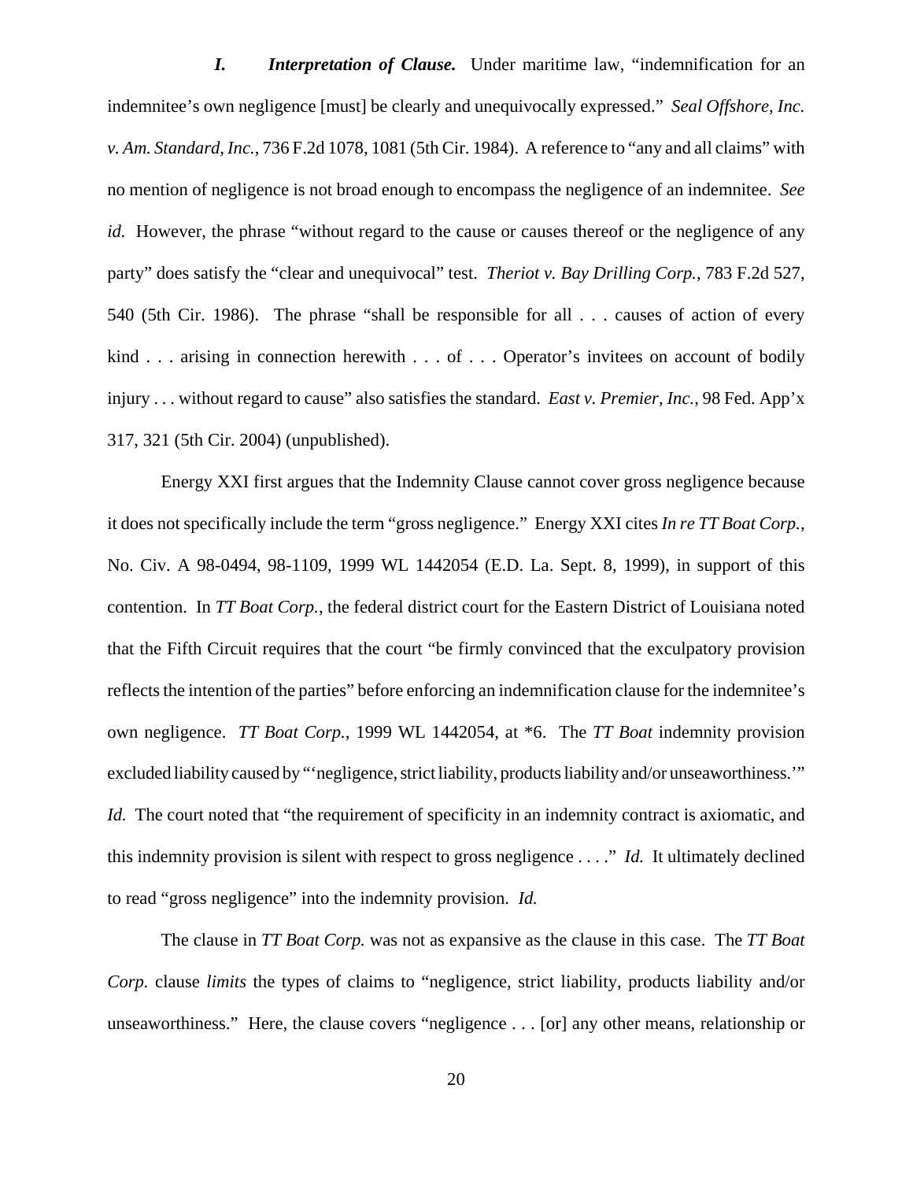***I. Interpretation of Clause.*** Under maritime law, "indemnification for an indemnitee's own negligence [must] be clearly and unequivocally expressed." *Seal Offshore, Inc. v. Am. Standard, Inc.*, 736 F.2d 1078, 1081 (5th Cir. 1984). A reference to "any and all claims" with no mention of negligence is not broad enough to encompass the negligence of an indemnitee. *See id.* However, the phrase "without regard to the cause or causes thereof or the negligence of any party" does satisfy the "clear and unequivocal" test. *Theriot v. Bay Drilling Corp.*, 783 F.2d 527, 540 (5th Cir. 1986). The phrase "shall be responsible for all . . . causes of action of every kind . . . arising in connection herewith . . . of . . . Operator's invitees on account of bodily injury . . . without regard to cause" also satisfies the standard. *East v. Premier, Inc.*, 98 Fed. App'x 317, 321 (5th Cir. 2004) (unpublished).

Energy XXI first argues that the Indemnity Clause cannot cover gross negligence because it does not specifically include the term "gross negligence." Energy XXI cites *In re TT Boat Corp.*, No. Civ. A 98-0494, 98-1109, 1999 WL 1442054 (E.D. La. Sept. 8, 1999), in support of this contention. In *TT Boat Corp.*, the federal district court for the Eastern District of Louisiana noted that the Fifth Circuit requires that the court "be firmly convinced that the exculpatory provision reflects the intention of the parties" before enforcing an indemnification clause for the indemnitee's own negligence. *TT Boat Corp.*, 1999 WL 1442054, at *6. The *TT Boat* indemnity provision excluded liability caused by "'negligence, strict liability, products liability and/or unseaworthiness.'" *Id.* The court noted that "the requirement of specificity in an indemnity contract is axiomatic, and this indemnity provision is silent with respect to gross negligence . . . ." *Id.* It ultimately declined to read "gross negligence" into the indemnity provision. *Id.*

The clause in *TT Boat Corp.* was not as expansive as the clause in this case. The *TT Boat Corp.* clause *limits* the types of claims to "negligence, strict liability, products liability and/or unseaworthiness." Here, the clause covers "negligence . . . [or] any other means, relationship or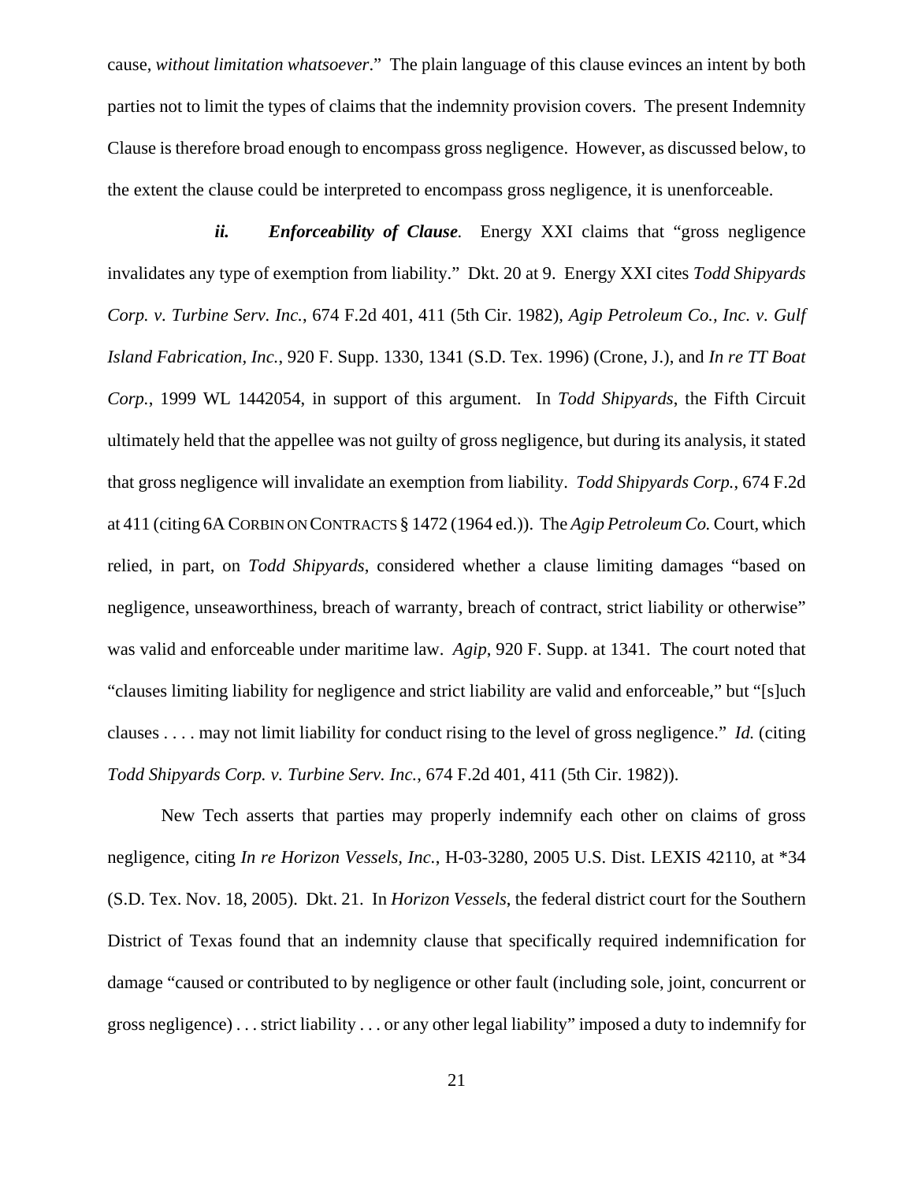cause, *without limitation whatsoever*." The plain language of this clause evinces an intent by both parties not to limit the types of claims that the indemnity provision covers. The present Indemnity Clause is therefore broad enough to encompass gross negligence. However, as discussed below, to the extent the clause could be interpreted to encompass gross negligence, it is unenforceable.

***ii. Enforceability of Clause.*** Energy XXI claims that "gross negligence invalidates any type of exemption from liability." Dkt. 20 at 9. Energy XXI cites *Todd Shipyards Corp. v. Turbine Serv. Inc.*, 674 F.2d 401, 411 (5th Cir. 1982), *Agip Petroleum Co., Inc. v. Gulf Island Fabrication, Inc.*, 920 F. Supp. 1330, 1341 (S.D. Tex. 1996) (Crone, J.), and *In re TT Boat Corp.*, 1999 WL 1442054, in support of this argument. In *Todd Shipyards*, the Fifth Circuit ultimately held that the appellee was not guilty of gross negligence, but during its analysis, it stated that gross negligence will invalidate an exemption from liability. *Todd Shipyards Corp.*, 674 F.2d at 411 (citing 6A CORBIN ON CONTRACTS § 1472 (1964 ed.)). The *Agip Petroleum Co.* Court, which relied, in part, on *Todd Shipyards*, considered whether a clause limiting damages "based on negligence, unseaworthiness, breach of warranty, breach of contract, strict liability or otherwise" was valid and enforceable under maritime law. *Agip*, 920 F. Supp. at 1341. The court noted that "clauses limiting liability for negligence and strict liability are valid and enforceable," but "[s]uch clauses . . . . may not limit liability for conduct rising to the level of gross negligence." *Id.* (citing *Todd Shipyards Corp. v. Turbine Serv. Inc.*, 674 F.2d 401, 411 (5th Cir. 1982)).

New Tech asserts that parties may properly indemnify each other on claims of gross negligence, citing *In re Horizon Vessels, Inc.*, H-03-3280, 2005 U.S. Dist. LEXIS 42110, at *34 (S.D. Tex. Nov. 18, 2005). Dkt. 21. In *Horizon Vessels*, the federal district court for the Southern District of Texas found that an indemnity clause that specifically required indemnification for damage "caused or contributed to by negligence or other fault (including sole, joint, concurrent or gross negligence) . . . strict liability . . . or any other legal liability" imposed a duty to indemnify for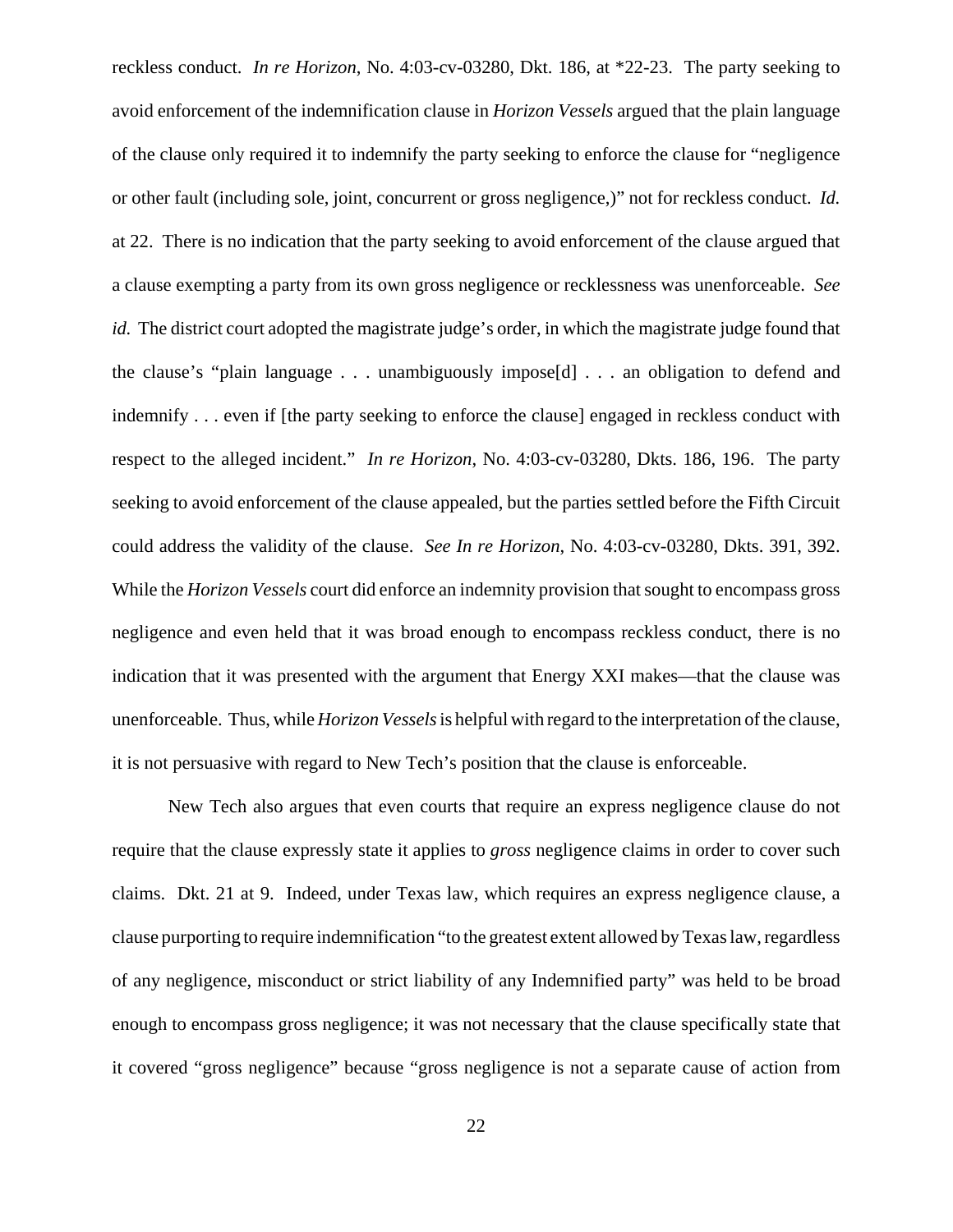reckless conduct. *In re Horizon*, No. 4:03-cv-03280, Dkt. 186, at *22-23. The party seeking to avoid enforcement of the indemnification clause in *Horizon Vessels* argued that the plain language of the clause only required it to indemnify the party seeking to enforce the clause for "negligence or other fault (including sole, joint, concurrent or gross negligence,)" not for reckless conduct. *Id.* at 22. There is no indication that the party seeking to avoid enforcement of the clause argued that a clause exempting a party from its own gross negligence or recklessness was unenforceable. *See id.* The district court adopted the magistrate judge's order, in which the magistrate judge found that the clause's "plain language . . . unambiguously impose[d] . . . an obligation to defend and indemnify . . . even if [the party seeking to enforce the clause] engaged in reckless conduct with respect to the alleged incident." *In re Horizon*, No. 4:03-cv-03280, Dkts. 186, 196. The party seeking to avoid enforcement of the clause appealed, but the parties settled before the Fifth Circuit could address the validity of the clause. *See In re Horizon*, No. 4:03-cv-03280, Dkts. 391, 392. While the *Horizon Vessels* court did enforce an indemnity provision that sought to encompass gross negligence and even held that it was broad enough to encompass reckless conduct, there is no indication that it was presented with the argument that Energy XXI makes—that the clause was unenforceable. Thus, while *Horizon Vessels* is helpful with regard to the interpretation of the clause, it is not persuasive with regard to New Tech's position that the clause is enforceable.

New Tech also argues that even courts that require an express negligence clause do not require that the clause expressly state it applies to *gross* negligence claims in order to cover such claims. Dkt. 21 at 9. Indeed, under Texas law, which requires an express negligence clause, a clause purporting to require indemnification "to the greatest extent allowed by Texas law, regardless of any negligence, misconduct or strict liability of any Indemnified party" was held to be broad enough to encompass gross negligence; it was not necessary that the clause specifically state that it covered "gross negligence" because "gross negligence is not a separate cause of action from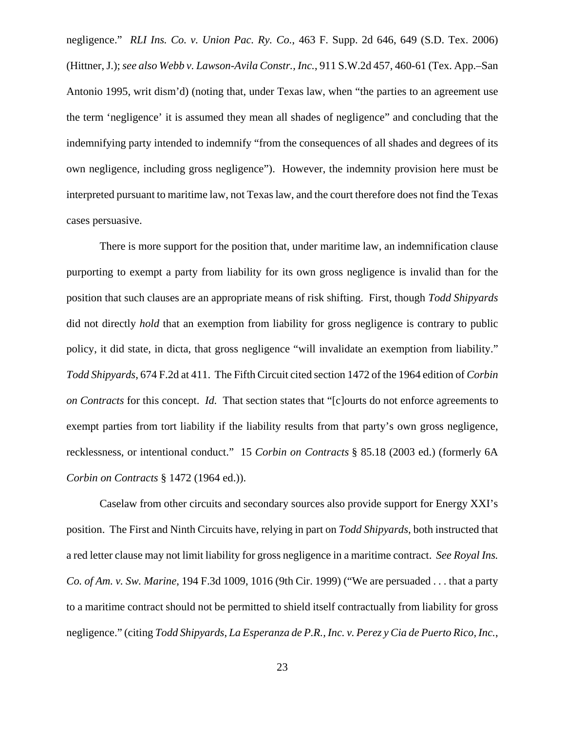negligence." *RLI Ins. Co. v. Union Pac. Ry. Co.*, 463 F. Supp. 2d 646, 649 (S.D. Tex. 2006) (Hittner, J.); *see also Webb v. Lawson-Avila Constr., Inc.*, 911 S.W.2d 457, 460-61 (Tex. App.–San Antonio 1995, writ dism'd) (noting that, under Texas law, when "the parties to an agreement use the term 'negligence' it is assumed they mean all shades of negligence" and concluding that the indemnifying party intended to indemnify "from the consequences of all shades and degrees of its own negligence, including gross negligence"). However, the indemnity provision here must be interpreted pursuant to maritime law, not Texas law, and the court therefore does not find the Texas cases persuasive.

There is more support for the position that, under maritime law, an indemnification clause purporting to exempt a party from liability for its own gross negligence is invalid than for the position that such clauses are an appropriate means of risk shifting. First, though *Todd Shipyards* did not directly *hold* that an exemption from liability for gross negligence is contrary to public policy, it did state, in dicta, that gross negligence "will invalidate an exemption from liability." *Todd Shipyards*, 674 F.2d at 411. The Fifth Circuit cited section 1472 of the 1964 edition of *Corbin on Contracts* for this concept. *Id.* That section states that "[c]ourts do not enforce agreements to exempt parties from tort liability if the liability results from that party's own gross negligence, recklessness, or intentional conduct." 15 *Corbin on Contracts* § 85.18 (2003 ed.) (formerly 6A *Corbin on Contracts* § 1472 (1964 ed.)).

Caselaw from other circuits and secondary sources also provide support for Energy XXI's position. The First and Ninth Circuits have, relying in part on *Todd Shipyards*, both instructed that a red letter clause may not limit liability for gross negligence in a maritime contract. *See Royal Ins. Co. of Am. v. Sw. Marine*, 194 F.3d 1009, 1016 (9th Cir. 1999) ("We are persuaded . . . that a party to a maritime contract should not be permitted to shield itself contractually from liability for gross negligence." (citing *Todd Shipyards*, *La Esperanza de P.R., Inc. v. Perez y Cia de Puerto Rico, Inc.*,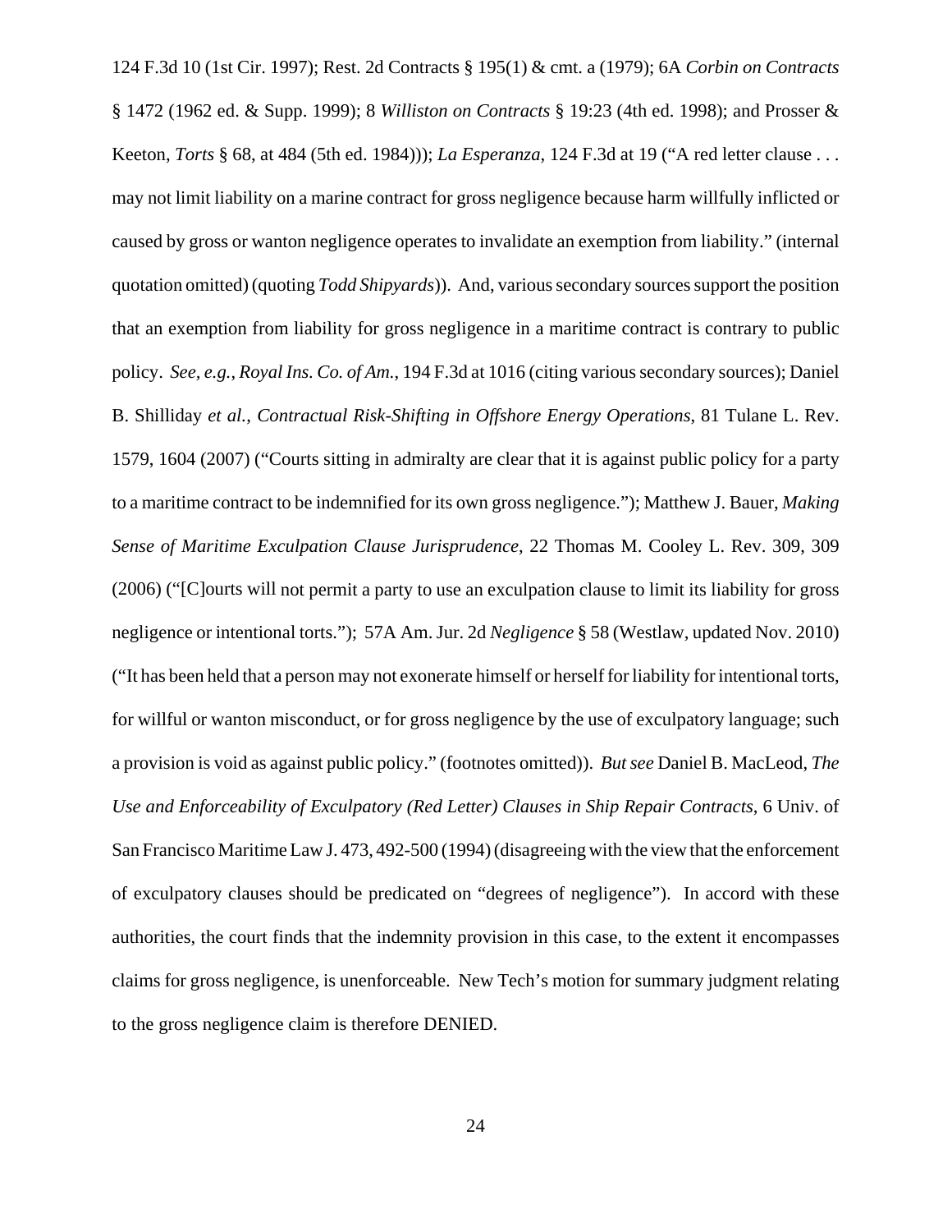124 F.3d 10 (1st Cir. 1997); Rest. 2d Contracts § 195(1) & cmt. a (1979); 6A *Corbin on Contracts* § 1472 (1962 ed. & Supp. 1999); 8 *Williston on Contracts* § 19:23 (4th ed. 1998); and Prosser & Keeton, *Torts* § 68, at 484 (5th ed. 1984))); *La Esperanza*, 124 F.3d at 19 ("A red letter clause . . . may not limit liability on a marine contract for gross negligence because harm willfully inflicted or caused by gross or wanton negligence operates to invalidate an exemption from liability." (internal quotation omitted) (quoting *Todd Shipyards*)). And, various secondary sources support the position that an exemption from liability for gross negligence in a maritime contract is contrary to public policy. *See, e.g.*, *Royal Ins. Co. of Am.*, 194 F.3d at 1016 (citing various secondary sources); Daniel B. Shilliday *et al.*, *Contractual Risk-Shifting in Offshore Energy Operations*, 81 Tulane L. Rev. 1579, 1604 (2007) ("Courts sitting in admiralty are clear that it is against public policy for a party to a maritime contract to be indemnified for its own gross negligence."); Matthew J. Bauer, *Making Sense of Maritime Exculpation Clause Jurisprudence*, 22 Thomas M. Cooley L. Rev. 309, 309 (2006) ("[C]ourts will not permit a party to use an exculpation clause to limit its liability for gross negligence or intentional torts."); 57A Am. Jur. 2d *Negligence* § 58 (Westlaw, updated Nov. 2010) ("It has been held that a person may not exonerate himself or herself for liability for intentional torts, for willful or wanton misconduct, or for gross negligence by the use of exculpatory language; such a provision is void as against public policy." (footnotes omitted)). *But see* Daniel B. MacLeod, *The Use and Enforceability of Exculpatory (Red Letter) Clauses in Ship Repair Contracts*, 6 Univ. of San Francisco Maritime Law J. 473, 492-500 (1994) (disagreeing with the view that the enforcement of exculpatory clauses should be predicated on "degrees of negligence"). In accord with these authorities, the court finds that the indemnity provision in this case, to the extent it encompasses claims for gross negligence, is unenforceable. New Tech's motion for summary judgment relating to the gross negligence claim is therefore DENIED.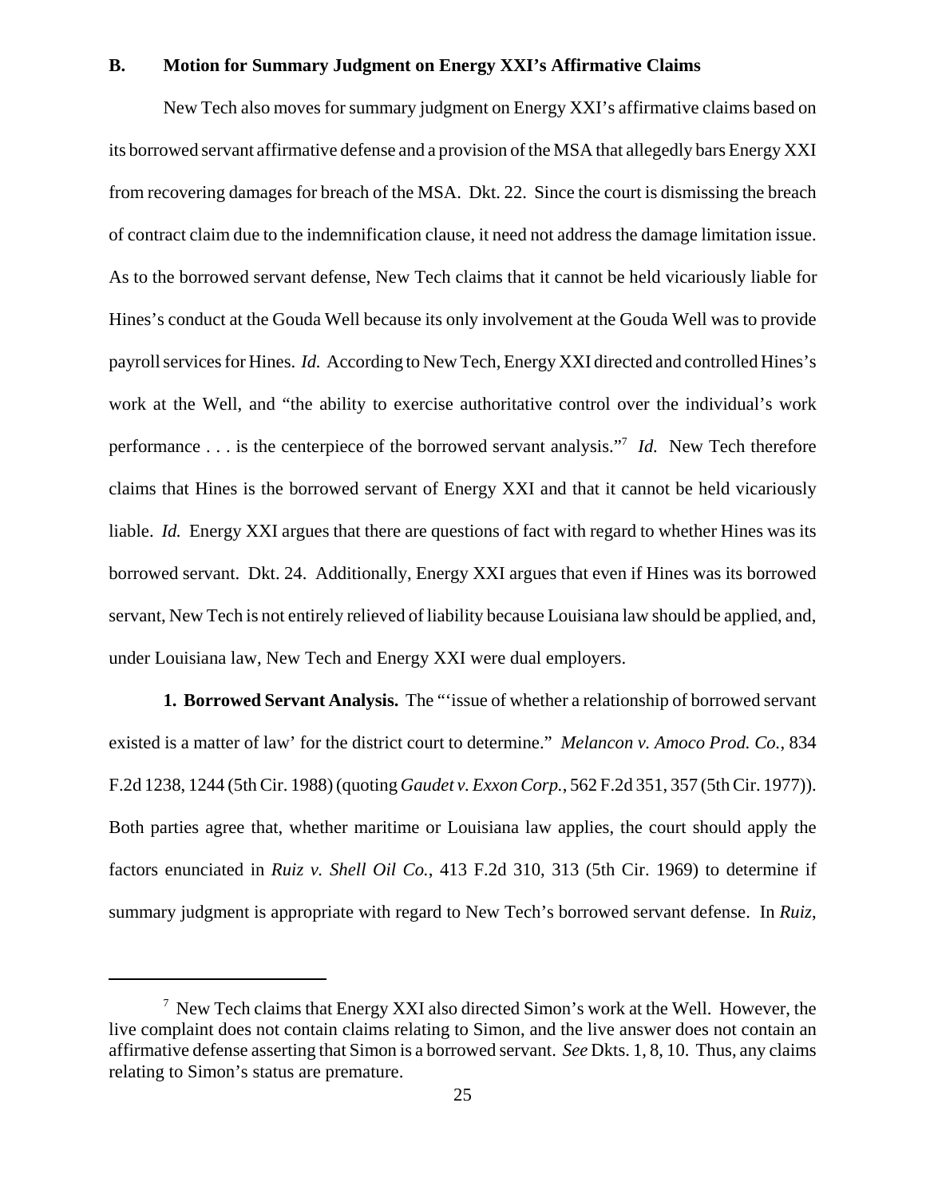### B. Motion for Summary Judgment on Energy XXI's Affirmative Claims

New Tech also moves for summary judgment on Energy XXI's affirmative claims based on its borrowed servant affirmative defense and a provision of the MSA that allegedly bars Energy XXI from recovering damages for breach of the MSA. Dkt. 22. Since the court is dismissing the breach of contract claim due to the indemnification clause, it need not address the damage limitation issue. As to the borrowed servant defense, New Tech claims that it cannot be held vicariously liable for Hines's conduct at the Gouda Well because its only involvement at the Gouda Well was to provide payroll services for Hines. *Id.* According to New Tech, Energy XXI directed and controlled Hines's work at the Well, and "the ability to exercise authoritative control over the individual's work performance . . . is the centerpiece of the borrowed servant analysis."[7] *Id.* New Tech therefore claims that Hines is the borrowed servant of Energy XXI and that it cannot be held vicariously liable. *Id.* Energy XXI argues that there are questions of fact with regard to whether Hines was its borrowed servant. Dkt. 24. Additionally, Energy XXI argues that even if Hines was its borrowed servant, New Tech is not entirely relieved of liability because Louisiana law should be applied, and, under Louisiana law, New Tech and Energy XXI were dual employers.

**1. Borrowed Servant Analysis.** The "'issue of whether a relationship of borrowed servant existed is a matter of law' for the district court to determine." *Melancon v. Amoco Prod. Co.*, 834 F.2d 1238, 1244 (5th Cir. 1988) (quoting *Gaudet v. Exxon Corp.*, 562 F.2d 351, 357 (5th Cir. 1977)). Both parties agree that, whether maritime or Louisiana law applies, the court should apply the factors enunciated in *Ruiz v. Shell Oil Co.*, 413 F.2d 310, 313 (5th Cir. 1969) to determine if summary judgment is appropriate with regard to New Tech's borrowed servant defense. In *Ruiz*,

---

[7] New Tech claims that Energy XXI also directed Simon's work at the Well. However, the live complaint does not contain claims relating to Simon, and the live answer does not contain an affirmative defense asserting that Simon is a borrowed servant. *See* Dkts. 1, 8, 10. Thus, any claims relating to Simon's status are premature.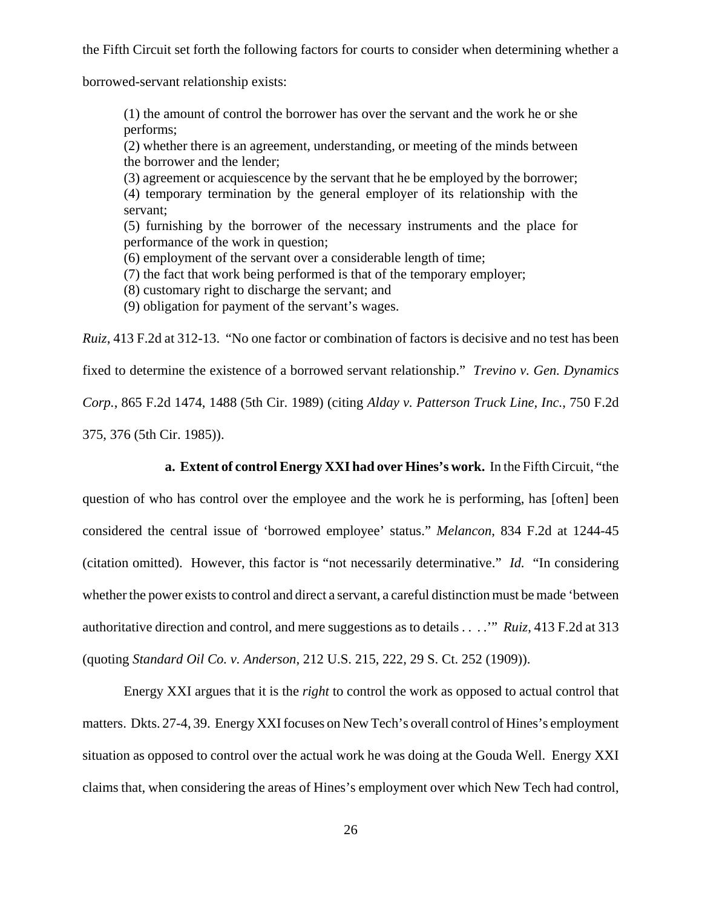the Fifth Circuit set forth the following factors for courts to consider when determining whether a borrowed-servant relationship exists:

> (1) the amount of control the borrower has over the servant and the work he or she performs;
> (2) whether there is an agreement, understanding, or meeting of the minds between the borrower and the lender;
> (3) agreement or acquiescence by the servant that he be employed by the borrower;
> (4) temporary termination by the general employer of its relationship with the servant;
> (5) furnishing by the borrower of the necessary instruments and the place for performance of the work in question;
> (6) employment of the servant over a considerable length of time;
> (7) the fact that work being performed is that of the temporary employer;
> (8) customary right to discharge the servant; and
> (9) obligation for payment of the servant's wages.

*Ruiz*, 413 F.2d at 312-13. "No one factor or combination of factors is decisive and no test has been fixed to determine the existence of a borrowed servant relationship." *Trevino v. Gen. Dynamics Corp.*, 865 F.2d 1474, 1488 (5th Cir. 1989) (citing *Alday v. Patterson Truck Line, Inc.*, 750 F.2d 375, 376 (5th Cir. 1985)).

**a. Extent of control Energy XXI had over Hines's work.** In the Fifth Circuit, "the question of who has control over the employee and the work he is performing, has [often] been considered the central issue of 'borrowed employee' status." *Melancon*, 834 F.2d at 1244-45 (citation omitted). However, this factor is "not necessarily determinative." *Id.* "In considering whether the power exists to control and direct a servant, a careful distinction must be made 'between authoritative direction and control, and mere suggestions as to details . . . .'" *Ruiz*, 413 F.2d at 313 (quoting *Standard Oil Co. v. Anderson*, 212 U.S. 215, 222, 29 S. Ct. 252 (1909)).

Energy XXI argues that it is the *right* to control the work as opposed to actual control that matters. Dkts. 27-4, 39. Energy XXI focuses on New Tech's overall control of Hines's employment situation as opposed to control over the actual work he was doing at the Gouda Well. Energy XXI claims that, when considering the areas of Hines's employment over which New Tech had control,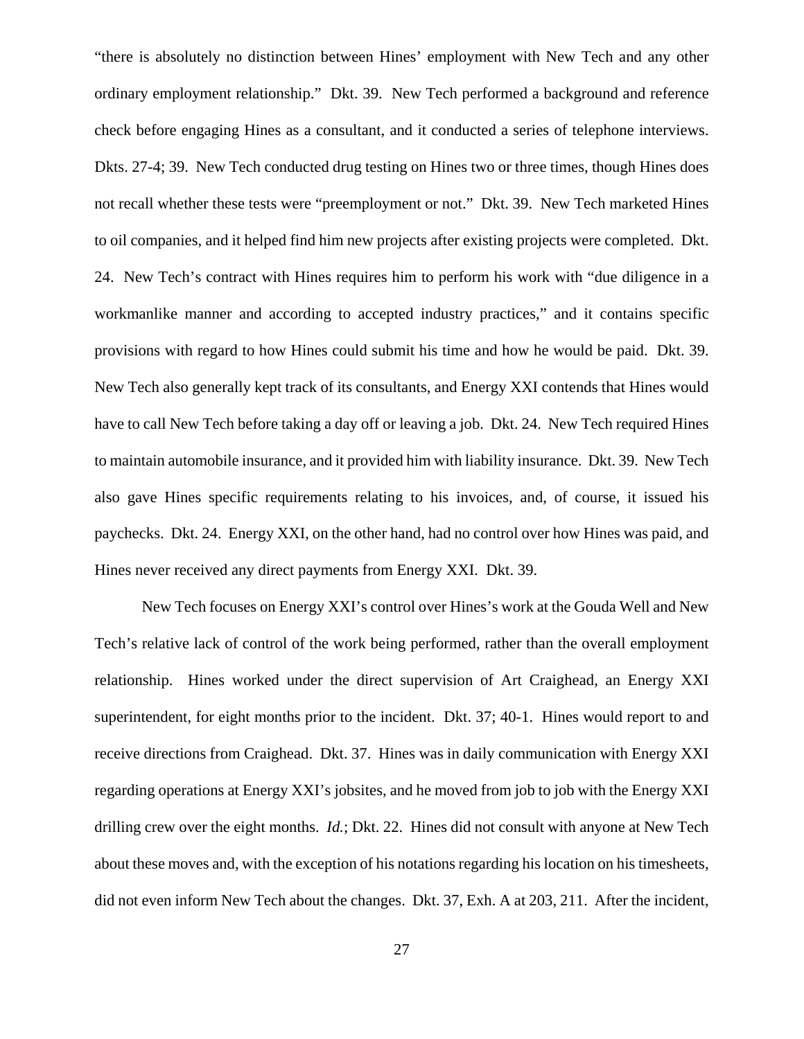"there is absolutely no distinction between Hines' employment with New Tech and any other ordinary employment relationship." Dkt. 39. New Tech performed a background and reference check before engaging Hines as a consultant, and it conducted a series of telephone interviews. Dkts. 27-4; 39. New Tech conducted drug testing on Hines two or three times, though Hines does not recall whether these tests were "preemployment or not." Dkt. 39. New Tech marketed Hines to oil companies, and it helped find him new projects after existing projects were completed. Dkt. 24. New Tech's contract with Hines requires him to perform his work with "due diligence in a workmanlike manner and according to accepted industry practices," and it contains specific provisions with regard to how Hines could submit his time and how he would be paid. Dkt. 39. New Tech also generally kept track of its consultants, and Energy XXI contends that Hines would have to call New Tech before taking a day off or leaving a job. Dkt. 24. New Tech required Hines to maintain automobile insurance, and it provided him with liability insurance. Dkt. 39. New Tech also gave Hines specific requirements relating to his invoices, and, of course, it issued his paychecks. Dkt. 24. Energy XXI, on the other hand, had no control over how Hines was paid, and Hines never received any direct payments from Energy XXI. Dkt. 39.

New Tech focuses on Energy XXI's control over Hines's work at the Gouda Well and New Tech's relative lack of control of the work being performed, rather than the overall employment relationship. Hines worked under the direct supervision of Art Craighead, an Energy XXI superintendent, for eight months prior to the incident. Dkt. 37; 40-1. Hines would report to and receive directions from Craighead. Dkt. 37. Hines was in daily communication with Energy XXI regarding operations at Energy XXI's jobsites, and he moved from job to job with the Energy XXI drilling crew over the eight months. *Id.*; Dkt. 22. Hines did not consult with anyone at New Tech about these moves and, with the exception of his notations regarding his location on his timesheets, did not even inform New Tech about the changes. Dkt. 37, Exh. A at 203, 211. After the incident,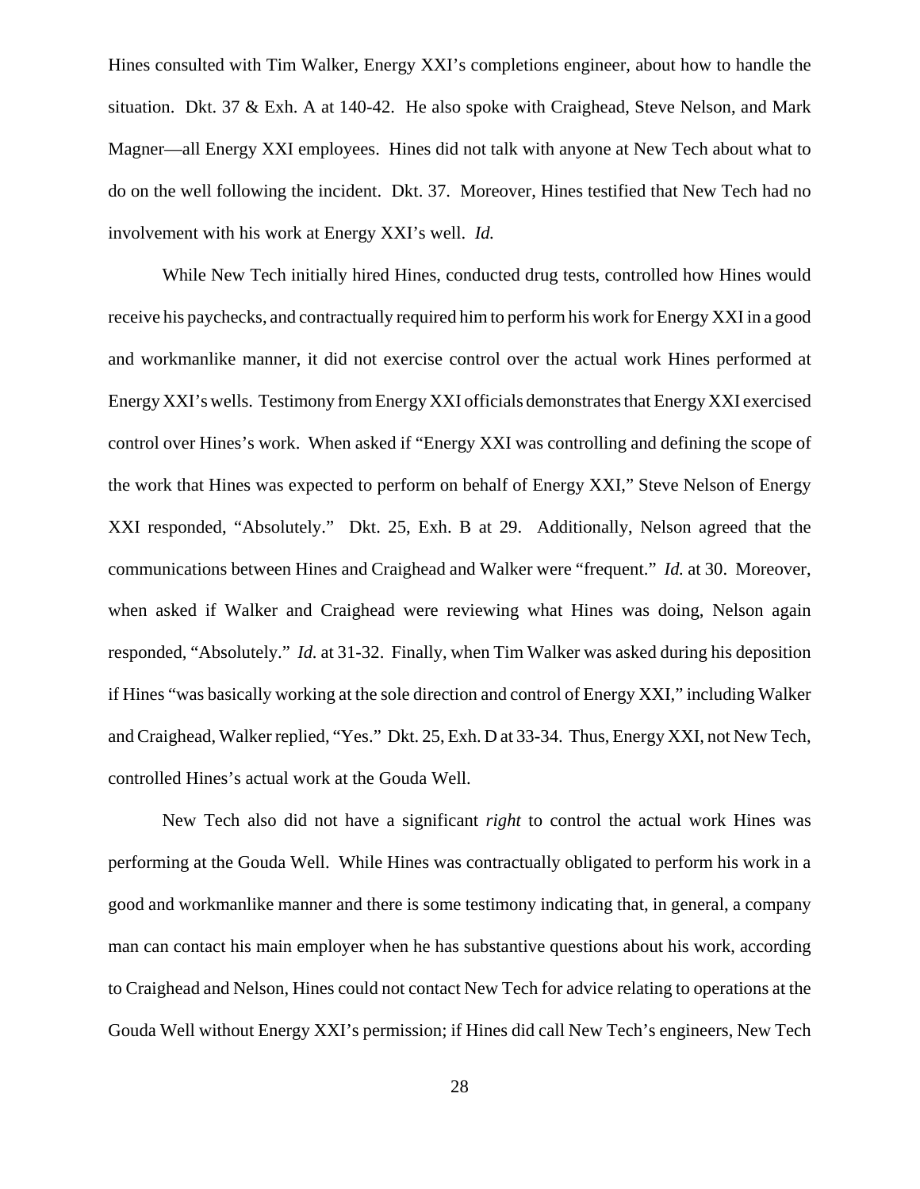Hines consulted with Tim Walker, Energy XXI's completions engineer, about how to handle the situation. Dkt. 37 & Exh. A at 140-42. He also spoke with Craighead, Steve Nelson, and Mark Magner—all Energy XXI employees. Hines did not talk with anyone at New Tech about what to do on the well following the incident. Dkt. 37. Moreover, Hines testified that New Tech had no involvement with his work at Energy XXI's well. *Id.*

While New Tech initially hired Hines, conducted drug tests, controlled how Hines would receive his paychecks, and contractually required him to perform his work for Energy XXI in a good and workmanlike manner, it did not exercise control over the actual work Hines performed at Energy XXI's wells. Testimony from Energy XXI officials demonstrates that Energy XXI exercised control over Hines's work. When asked if "Energy XXI was controlling and defining the scope of the work that Hines was expected to perform on behalf of Energy XXI," Steve Nelson of Energy XXI responded, "Absolutely." Dkt. 25, Exh. B at 29. Additionally, Nelson agreed that the communications between Hines and Craighead and Walker were "frequent." *Id.* at 30. Moreover, when asked if Walker and Craighead were reviewing what Hines was doing, Nelson again responded, "Absolutely." *Id.* at 31-32. Finally, when Tim Walker was asked during his deposition if Hines "was basically working at the sole direction and control of Energy XXI," including Walker and Craighead, Walker replied, "Yes." Dkt. 25, Exh. D at 33-34. Thus, Energy XXI, not New Tech, controlled Hines's actual work at the Gouda Well.

New Tech also did not have a significant *right* to control the actual work Hines was performing at the Gouda Well. While Hines was contractually obligated to perform his work in a good and workmanlike manner and there is some testimony indicating that, in general, a company man can contact his main employer when he has substantive questions about his work, according to Craighead and Nelson, Hines could not contact New Tech for advice relating to operations at the Gouda Well without Energy XXI's permission; if Hines did call New Tech's engineers, New Tech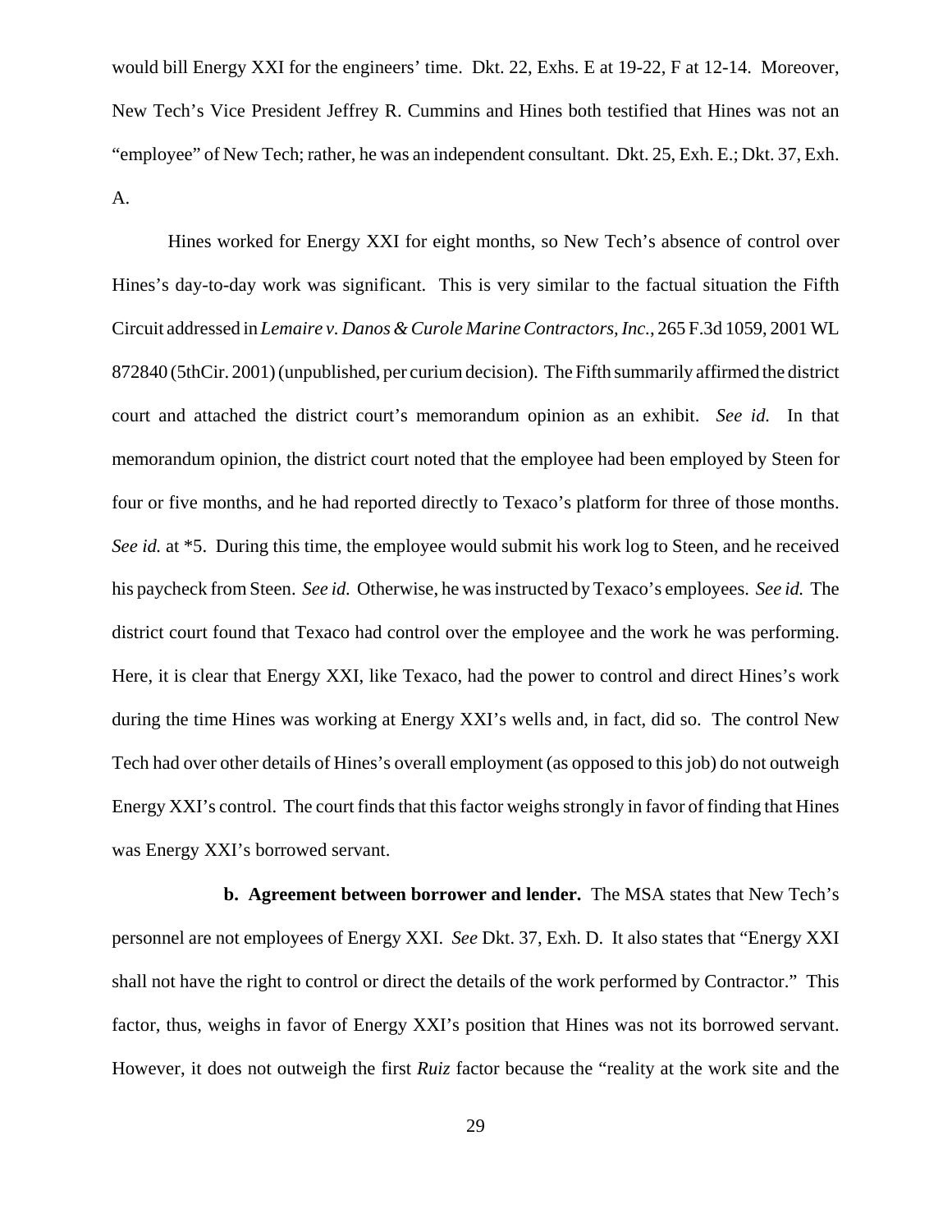would bill Energy XXI for the engineers' time. Dkt. 22, Exhs. E at 19-22, F at 12-14. Moreover, New Tech's Vice President Jeffrey R. Cummins and Hines both testified that Hines was not an "employee" of New Tech; rather, he was an independent consultant. Dkt. 25, Exh. E.; Dkt. 37, Exh. A.

Hines worked for Energy XXI for eight months, so New Tech's absence of control over Hines's day-to-day work was significant. This is very similar to the factual situation the Fifth Circuit addressed in *Lemaire v. Danos & Curole Marine Contractors, Inc.*, 265 F.3d 1059, 2001 WL 872840 (5thCir. 2001) (unpublished, per curium decision). The Fifth summarily affirmed the district court and attached the district court's memorandum opinion as an exhibit. *See id.* In that memorandum opinion, the district court noted that the employee had been employed by Steen for four or five months, and he had reported directly to Texaco's platform for three of those months. *See id.* at *5. During this time, the employee would submit his work log to Steen, and he received his paycheck from Steen. *See id.* Otherwise, he was instructed by Texaco's employees. *See id.* The district court found that Texaco had control over the employee and the work he was performing. Here, it is clear that Energy XXI, like Texaco, had the power to control and direct Hines's work during the time Hines was working at Energy XXI's wells and, in fact, did so. The control New Tech had over other details of Hines's overall employment (as opposed to this job) do not outweigh Energy XXI's control. The court finds that this factor weighs strongly in favor of finding that Hines was Energy XXI's borrowed servant.

**b. Agreement between borrower and lender.** The MSA states that New Tech's personnel are not employees of Energy XXI. *See* Dkt. 37, Exh. D. It also states that "Energy XXI shall not have the right to control or direct the details of the work performed by Contractor." This factor, thus, weighs in favor of Energy XXI's position that Hines was not its borrowed servant. However, it does not outweigh the first *Ruiz* factor because the "reality at the work site and the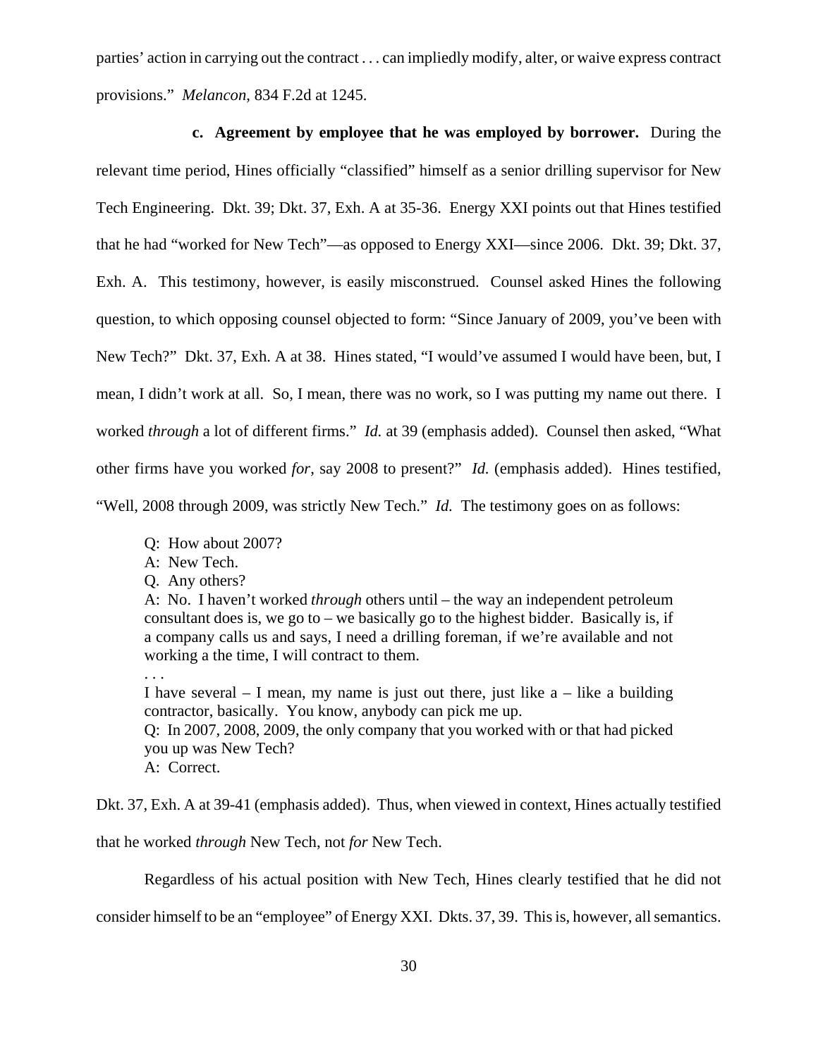parties' action in carrying out the contract . . . can impliedly modify, alter, or waive express contract provisions." *Melancon*, 834 F.2d at 1245.

**c. Agreement by employee that he was employed by borrower.** During the relevant time period, Hines officially "classified" himself as a senior drilling supervisor for New Tech Engineering. Dkt. 39; Dkt. 37, Exh. A at 35-36. Energy XXI points out that Hines testified that he had "worked for New Tech"—as opposed to Energy XXI—since 2006. Dkt. 39; Dkt. 37, Exh. A. This testimony, however, is easily misconstrued. Counsel asked Hines the following question, to which opposing counsel objected to form: "Since January of 2009, you've been with New Tech?" Dkt. 37, Exh. A at 38. Hines stated, "I would've assumed I would have been, but, I mean, I didn't work at all. So, I mean, there was no work, so I was putting my name out there. I worked *through* a lot of different firms." *Id.* at 39 (emphasis added). Counsel then asked, "What other firms have you worked *for*, say 2008 to present?" *Id.* (emphasis added). Hines testified, "Well, 2008 through 2009, was strictly New Tech." *Id.* The testimony goes on as follows:

> Q: How about 2007?
> A: New Tech.
> Q. Any others?
> A: No. I haven't worked *through* others until – the way an independent petroleum consultant does is, we go to – we basically go to the highest bidder. Basically is, if a company calls us and says, I need a drilling foreman, if we're available and not working a the time, I will contract to them.
> . . .
> I have several – I mean, my name is just out there, just like a – like a building contractor, basically. You know, anybody can pick me up.
> Q: In 2007, 2008, 2009, the only company that you worked with or that had picked you up was New Tech?
> A: Correct.

Dkt. 37, Exh. A at 39-41 (emphasis added). Thus, when viewed in context, Hines actually testified that he worked *through* New Tech, not *for* New Tech.

Regardless of his actual position with New Tech, Hines clearly testified that he did not consider himself to be an "employee" of Energy XXI. Dkts. 37, 39. This is, however, all semantics.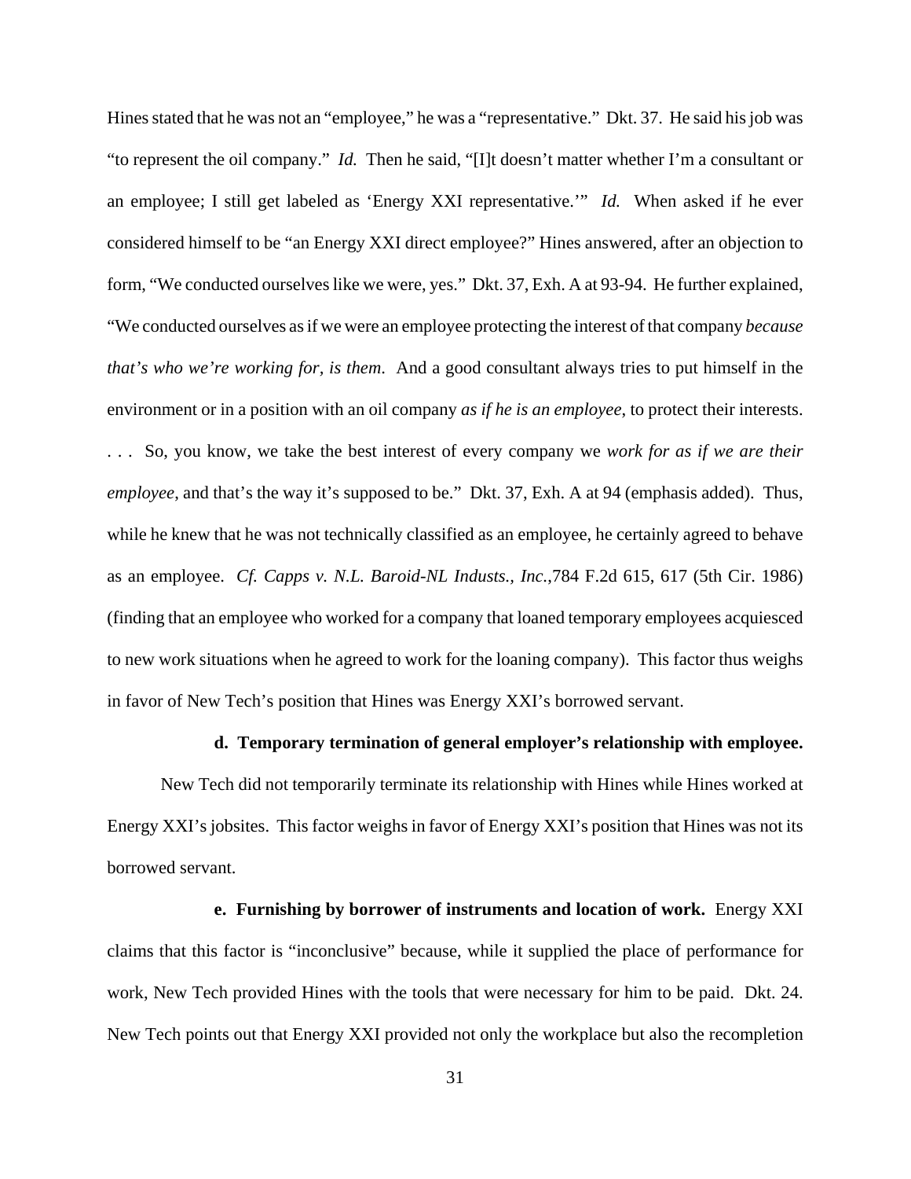Hines stated that he was not an "employee," he was a "representative." Dkt. 37. He said his job was "to represent the oil company." *Id.* Then he said, "[I]t doesn't matter whether I'm a consultant or an employee; I still get labeled as 'Energy XXI representative.'" *Id.* When asked if he ever considered himself to be "an Energy XXI direct employee?" Hines answered, after an objection to form, "We conducted ourselves like we were, yes." Dkt. 37, Exh. A at 93-94. He further explained, "We conducted ourselves as if we were an employee protecting the interest of that company *because that's who we're working for, is them*. And a good consultant always tries to put himself in the environment or in a position with an oil company *as if he is an employee*, to protect their interests. . . . So, you know, we take the best interest of every company we *work for as if we are their employee*, and that's the way it's supposed to be." Dkt. 37, Exh. A at 94 (emphasis added). Thus, while he knew that he was not technically classified as an employee, he certainly agreed to behave as an employee. *Cf. Capps v. N.L. Baroid-NL Industs., Inc.*,784 F.2d 615, 617 (5th Cir. 1986) (finding that an employee who worked for a company that loaned temporary employees acquiesced to new work situations when he agreed to work for the loaning company). This factor thus weighs in favor of New Tech's position that Hines was Energy XXI's borrowed servant.

**d. Temporary termination of general employer's relationship with employee.**

New Tech did not temporarily terminate its relationship with Hines while Hines worked at Energy XXI's jobsites. This factor weighs in favor of Energy XXI's position that Hines was not its borrowed servant.

**e. Furnishing by borrower of instruments and location of work.** Energy XXI claims that this factor is "inconclusive" because, while it supplied the place of performance for work, New Tech provided Hines with the tools that were necessary for him to be paid. Dkt. 24. New Tech points out that Energy XXI provided not only the workplace but also the recompletion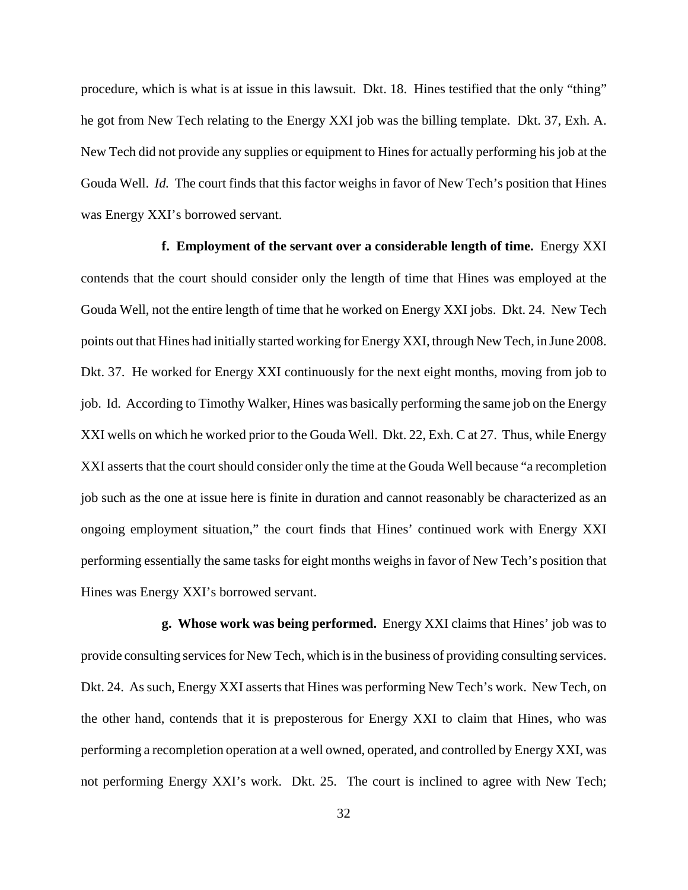procedure, which is what is at issue in this lawsuit. Dkt. 18. Hines testified that the only "thing" he got from New Tech relating to the Energy XXI job was the billing template. Dkt. 37, Exh. A. New Tech did not provide any supplies or equipment to Hines for actually performing his job at the Gouda Well. *Id.* The court finds that this factor weighs in favor of New Tech's position that Hines was Energy XXI's borrowed servant.

**f. Employment of the servant over a considerable length of time.** Energy XXI contends that the court should consider only the length of time that Hines was employed at the Gouda Well, not the entire length of time that he worked on Energy XXI jobs. Dkt. 24. New Tech points out that Hines had initially started working for Energy XXI, through New Tech, in June 2008. Dkt. 37. He worked for Energy XXI continuously for the next eight months, moving from job to job. Id. According to Timothy Walker, Hines was basically performing the same job on the Energy XXI wells on which he worked prior to the Gouda Well. Dkt. 22, Exh. C at 27. Thus, while Energy XXI asserts that the court should consider only the time at the Gouda Well because "a recompletion job such as the one at issue here is finite in duration and cannot reasonably be characterized as an ongoing employment situation," the court finds that Hines' continued work with Energy XXI performing essentially the same tasks for eight months weighs in favor of New Tech's position that Hines was Energy XXI's borrowed servant.

**g. Whose work was being performed.** Energy XXI claims that Hines' job was to provide consulting services for New Tech, which is in the business of providing consulting services. Dkt. 24. As such, Energy XXI asserts that Hines was performing New Tech's work. New Tech, on the other hand, contends that it is preposterous for Energy XXI to claim that Hines, who was performing a recompletion operation at a well owned, operated, and controlled by Energy XXI, was not performing Energy XXI's work. Dkt. 25. The court is inclined to agree with New Tech;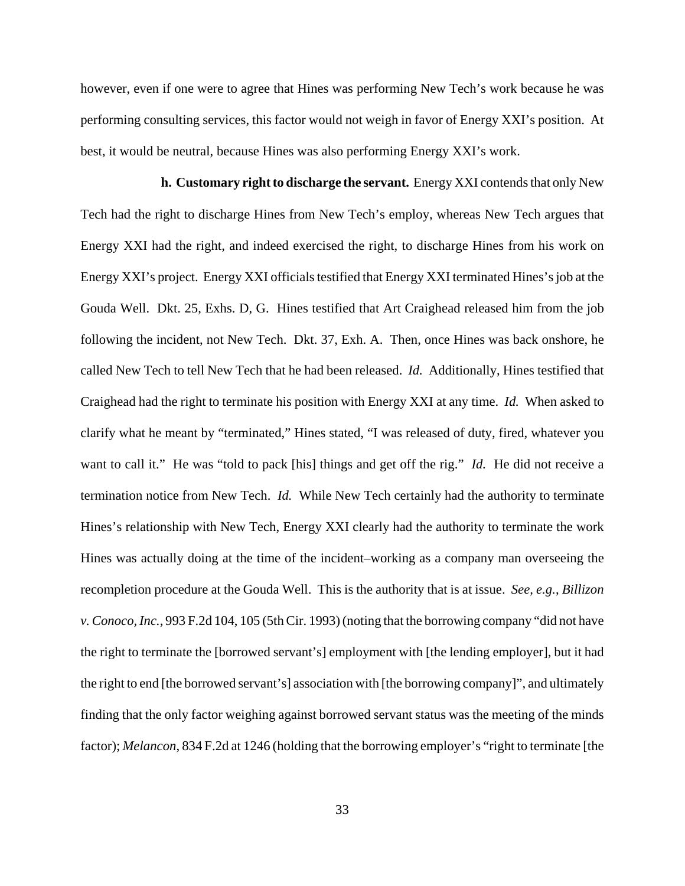however, even if one were to agree that Hines was performing New Tech's work because he was performing consulting services, this factor would not weigh in favor of Energy XXI's position. At best, it would be neutral, because Hines was also performing Energy XXI's work.

**h. Customary right to discharge the servant.** Energy XXI contends that only New Tech had the right to discharge Hines from New Tech's employ, whereas New Tech argues that Energy XXI had the right, and indeed exercised the right, to discharge Hines from his work on Energy XXI's project. Energy XXI officials testified that Energy XXI terminated Hines's job at the Gouda Well. Dkt. 25, Exhs. D, G. Hines testified that Art Craighead released him from the job following the incident, not New Tech. Dkt. 37, Exh. A. Then, once Hines was back onshore, he called New Tech to tell New Tech that he had been released. *Id.* Additionally, Hines testified that Craighead had the right to terminate his position with Energy XXI at any time. *Id.* When asked to clarify what he meant by "terminated," Hines stated, "I was released of duty, fired, whatever you want to call it." He was "told to pack [his] things and get off the rig." *Id.* He did not receive a termination notice from New Tech. *Id.* While New Tech certainly had the authority to terminate Hines's relationship with New Tech, Energy XXI clearly had the authority to terminate the work Hines was actually doing at the time of the incident–working as a company man overseeing the recompletion procedure at the Gouda Well. This is the authority that is at issue. *See, e.g.*, *Billizon v. Conoco, Inc.*, 993 F.2d 104, 105 (5th Cir. 1993) (noting that the borrowing company "did not have the right to terminate the [borrowed servant's] employment with [the lending employer], but it had the right to end [the borrowed servant's] association with [the borrowing company]", and ultimately finding that the only factor weighing against borrowed servant status was the meeting of the minds factor); *Melancon*, 834 F.2d at 1246 (holding that the borrowing employer's "right to terminate [the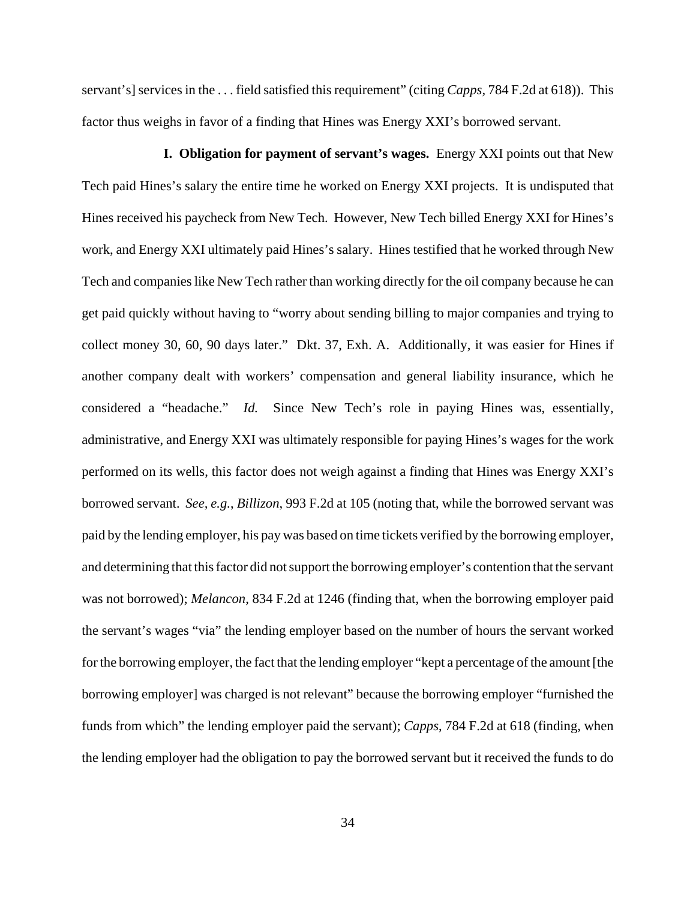servant's] services in the . . . field satisfied this requirement" (citing *Capps*, 784 F.2d at 618)). This factor thus weighs in favor of a finding that Hines was Energy XXI's borrowed servant.

**I. Obligation for payment of servant's wages.** Energy XXI points out that New Tech paid Hines's salary the entire time he worked on Energy XXI projects. It is undisputed that Hines received his paycheck from New Tech. However, New Tech billed Energy XXI for Hines's work, and Energy XXI ultimately paid Hines's salary. Hines testified that he worked through New Tech and companies like New Tech rather than working directly for the oil company because he can get paid quickly without having to "worry about sending billing to major companies and trying to collect money 30, 60, 90 days later." Dkt. 37, Exh. A. Additionally, it was easier for Hines if another company dealt with workers' compensation and general liability insurance, which he considered a "headache." *Id.* Since New Tech's role in paying Hines was, essentially, administrative, and Energy XXI was ultimately responsible for paying Hines's wages for the work performed on its wells, this factor does not weigh against a finding that Hines was Energy XXI's borrowed servant. *See, e.g.*, *Billizon*, 993 F.2d at 105 (noting that, while the borrowed servant was paid by the lending employer, his pay was based on time tickets verified by the borrowing employer, and determining that this factor did not support the borrowing employer's contention that the servant was not borrowed); *Melancon*, 834 F.2d at 1246 (finding that, when the borrowing employer paid the servant's wages "via" the lending employer based on the number of hours the servant worked for the borrowing employer, the fact that the lending employer "kept a percentage of the amount [the borrowing employer] was charged is not relevant" because the borrowing employer "furnished the funds from which" the lending employer paid the servant); *Capps*, 784 F.2d at 618 (finding, when the lending employer had the obligation to pay the borrowed servant but it received the funds to do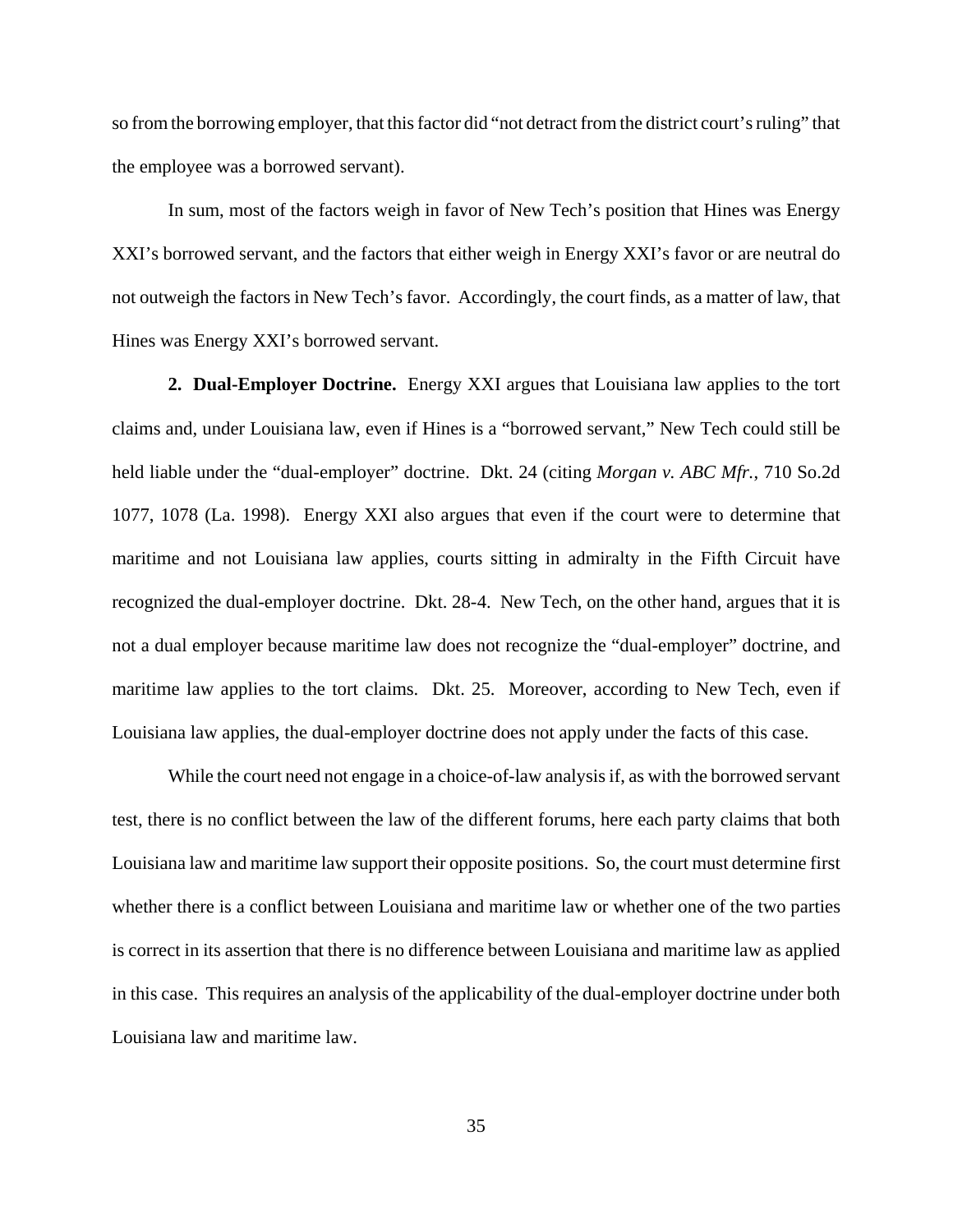so from the borrowing employer, that this factor did "not detract from the district court's ruling" that the employee was a borrowed servant).

In sum, most of the factors weigh in favor of New Tech's position that Hines was Energy XXI's borrowed servant, and the factors that either weigh in Energy XXI's favor or are neutral do not outweigh the factors in New Tech's favor. Accordingly, the court finds, as a matter of law, that Hines was Energy XXI's borrowed servant.

**2. Dual-Employer Doctrine.** Energy XXI argues that Louisiana law applies to the tort claims and, under Louisiana law, even if Hines is a "borrowed servant," New Tech could still be held liable under the "dual-employer" doctrine. Dkt. 24 (citing *Morgan v. ABC Mfr.*, 710 So.2d 1077, 1078 (La. 1998). Energy XXI also argues that even if the court were to determine that maritime and not Louisiana law applies, courts sitting in admiralty in the Fifth Circuit have recognized the dual-employer doctrine. Dkt. 28-4. New Tech, on the other hand, argues that it is not a dual employer because maritime law does not recognize the "dual-employer" doctrine, and maritime law applies to the tort claims. Dkt. 25. Moreover, according to New Tech, even if Louisiana law applies, the dual-employer doctrine does not apply under the facts of this case.

While the court need not engage in a choice-of-law analysis if, as with the borrowed servant test, there is no conflict between the law of the different forums, here each party claims that both Louisiana law and maritime law support their opposite positions. So, the court must determine first whether there is a conflict between Louisiana and maritime law or whether one of the two parties is correct in its assertion that there is no difference between Louisiana and maritime law as applied in this case. This requires an analysis of the applicability of the dual-employer doctrine under both Louisiana law and maritime law.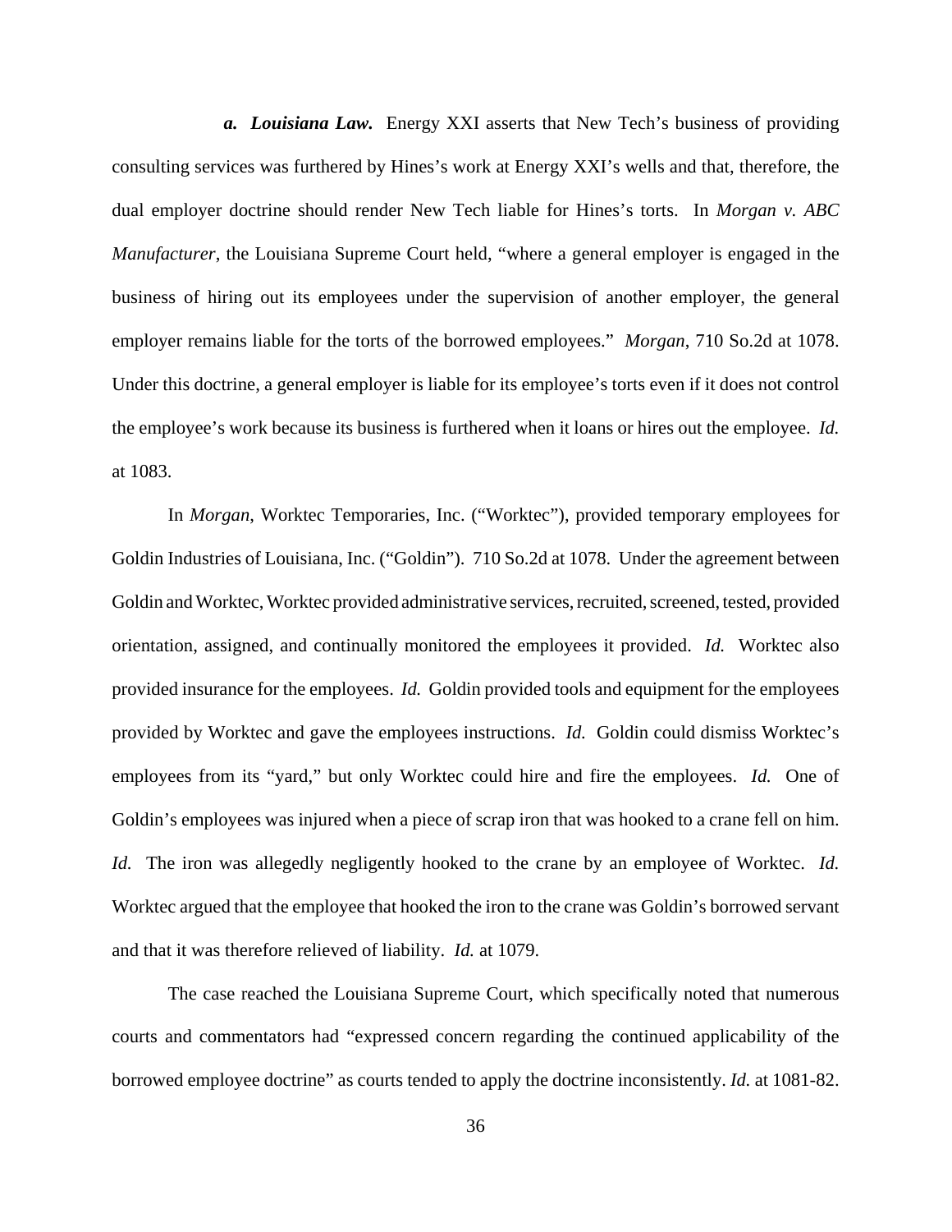***a. Louisiana Law.*** Energy XXI asserts that New Tech's business of providing consulting services was furthered by Hines's work at Energy XXI's wells and that, therefore, the dual employer doctrine should render New Tech liable for Hines's torts. In *Morgan v. ABC Manufacturer*, the Louisiana Supreme Court held, "where a general employer is engaged in the business of hiring out its employees under the supervision of another employer, the general employer remains liable for the torts of the borrowed employees." *Morgan*, 710 So.2d at 1078. Under this doctrine, a general employer is liable for its employee's torts even if it does not control the employee's work because its business is furthered when it loans or hires out the employee. *Id.* at 1083.

In *Morgan*, Worktec Temporaries, Inc. ("Worktec"), provided temporary employees for Goldin Industries of Louisiana, Inc. ("Goldin"). 710 So.2d at 1078. Under the agreement between Goldin and Worktec, Worktec provided administrative services, recruited, screened, tested, provided orientation, assigned, and continually monitored the employees it provided. *Id.* Worktec also provided insurance for the employees. *Id.* Goldin provided tools and equipment for the employees provided by Worktec and gave the employees instructions. *Id.* Goldin could dismiss Worktec's employees from its "yard," but only Worktec could hire and fire the employees. *Id.* One of Goldin's employees was injured when a piece of scrap iron that was hooked to a crane fell on him. *Id.* The iron was allegedly negligently hooked to the crane by an employee of Worktec. *Id.* Worktec argued that the employee that hooked the iron to the crane was Goldin's borrowed servant and that it was therefore relieved of liability. *Id.* at 1079.

The case reached the Louisiana Supreme Court, which specifically noted that numerous courts and commentators had "expressed concern regarding the continued applicability of the borrowed employee doctrine" as courts tended to apply the doctrine inconsistently. *Id.* at 1081-82.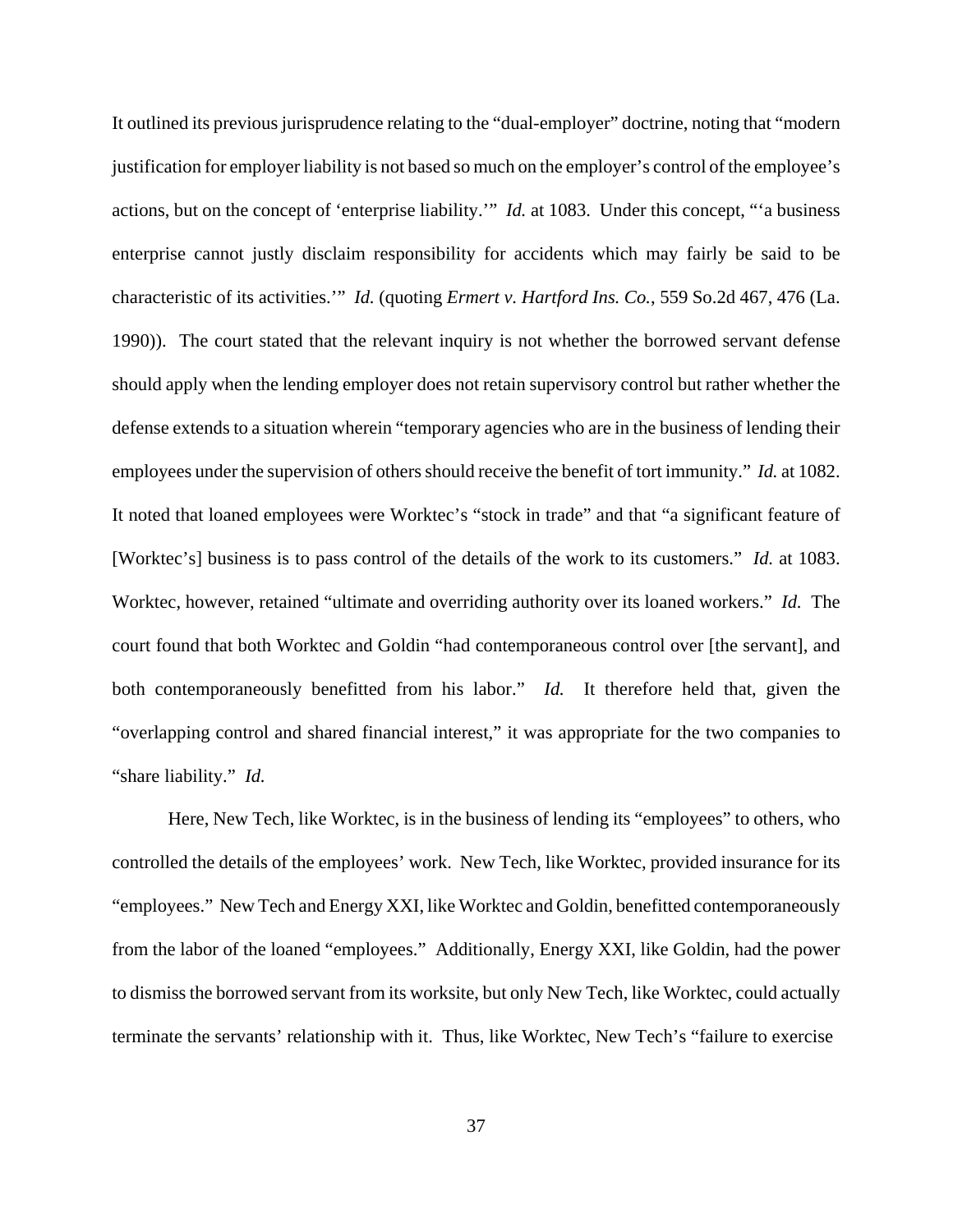It outlined its previous jurisprudence relating to the "dual-employer" doctrine, noting that "modern justification for employer liability is not based so much on the employer's control of the employee's actions, but on the concept of 'enterprise liability.'" *Id.* at 1083. Under this concept, "'a business enterprise cannot justly disclaim responsibility for accidents which may fairly be said to be characteristic of its activities.'" *Id.* (quoting *Ermert v. Hartford Ins. Co.*, 559 So.2d 467, 476 (La. 1990)). The court stated that the relevant inquiry is not whether the borrowed servant defense should apply when the lending employer does not retain supervisory control but rather whether the defense extends to a situation wherein "temporary agencies who are in the business of lending their employees under the supervision of others should receive the benefit of tort immunity." *Id.* at 1082. It noted that loaned employees were Worktec's "stock in trade" and that "a significant feature of [Worktec's] business is to pass control of the details of the work to its customers." *Id.* at 1083. Worktec, however, retained "ultimate and overriding authority over its loaned workers." *Id.* The court found that both Worktec and Goldin "had contemporaneous control over [the servant], and both contemporaneously benefitted from his labor." *Id.* It therefore held that, given the "overlapping control and shared financial interest," it was appropriate for the two companies to "share liability." *Id.*

Here, New Tech, like Worktec, is in the business of lending its "employees" to others, who controlled the details of the employees' work. New Tech, like Worktec, provided insurance for its "employees." New Tech and Energy XXI, like Worktec and Goldin, benefitted contemporaneously from the labor of the loaned "employees." Additionally, Energy XXI, like Goldin, had the power to dismiss the borrowed servant from its worksite, but only New Tech, like Worktec, could actually terminate the servants' relationship with it. Thus, like Worktec, New Tech's "failure to exercise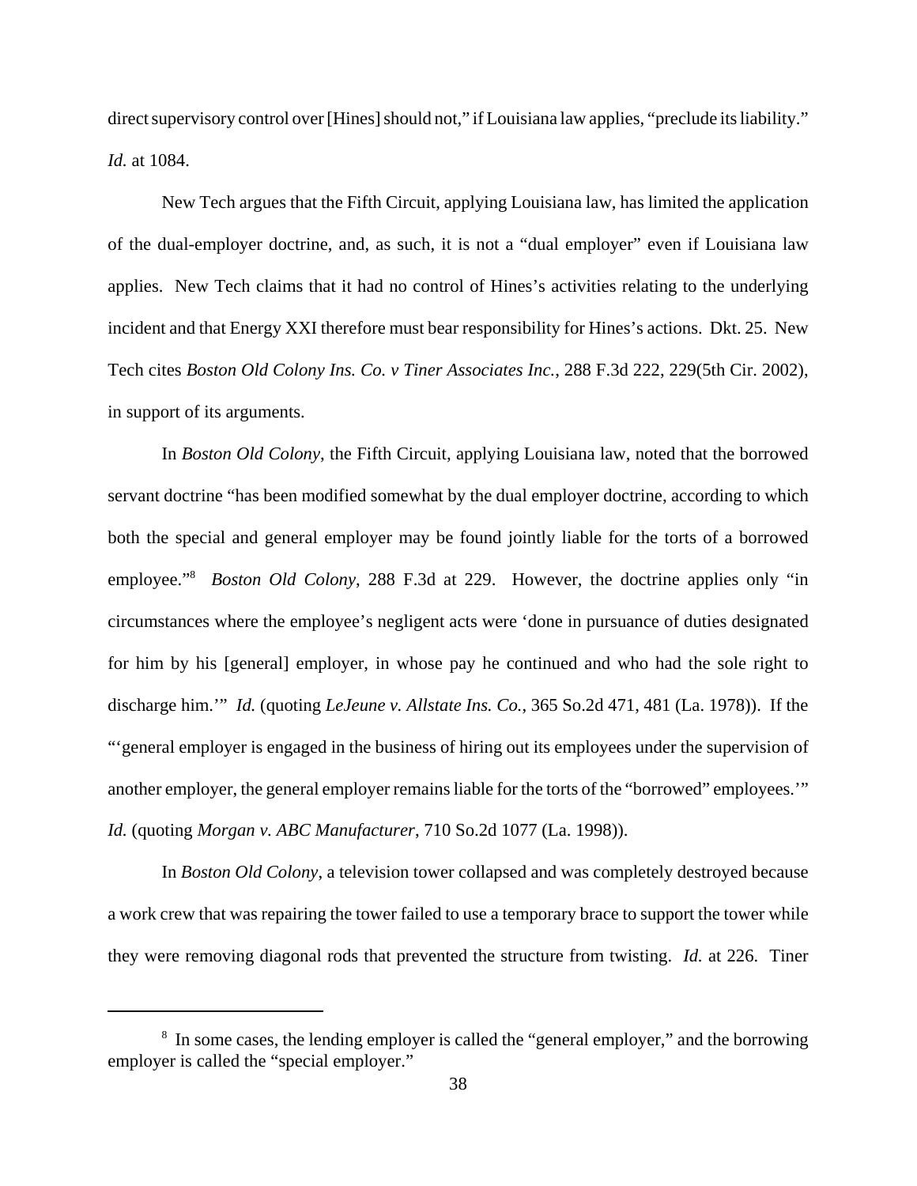direct supervisory control over [Hines] should not," if Louisiana law applies, "preclude its liability." *Id.* at 1084.

New Tech argues that the Fifth Circuit, applying Louisiana law, has limited the application of the dual-employer doctrine, and, as such, it is not a "dual employer" even if Louisiana law applies. New Tech claims that it had no control of Hines's activities relating to the underlying incident and that Energy XXI therefore must bear responsibility for Hines's actions. Dkt. 25. New Tech cites *Boston Old Colony Ins. Co. v Tiner Associates Inc.*, 288 F.3d 222, 229(5th Cir. 2002), in support of its arguments.

In *Boston Old Colony*, the Fifth Circuit, applying Louisiana law, noted that the borrowed servant doctrine "has been modified somewhat by the dual employer doctrine, according to which both the special and general employer may be found jointly liable for the torts of a borrowed employee."[8] *Boston Old Colony*, 288 F.3d at 229. However, the doctrine applies only "in circumstances where the employee's negligent acts were 'done in pursuance of duties designated for him by his [general] employer, in whose pay he continued and who had the sole right to discharge him.'" *Id.* (quoting *LeJeune v. Allstate Ins. Co.*, 365 So.2d 471, 481 (La. 1978)). If the "'general employer is engaged in the business of hiring out its employees under the supervision of another employer, the general employer remains liable for the torts of the "borrowed" employees.'" *Id.* (quoting *Morgan v. ABC Manufacturer*, 710 So.2d 1077 (La. 1998)).

In *Boston Old Colony*, a television tower collapsed and was completely destroyed because a work crew that was repairing the tower failed to use a temporary brace to support the tower while they were removing diagonal rods that prevented the structure from twisting. *Id.* at 226. Tiner

---

[8] In some cases, the lending employer is called the "general employer," and the borrowing employer is called the "special employer."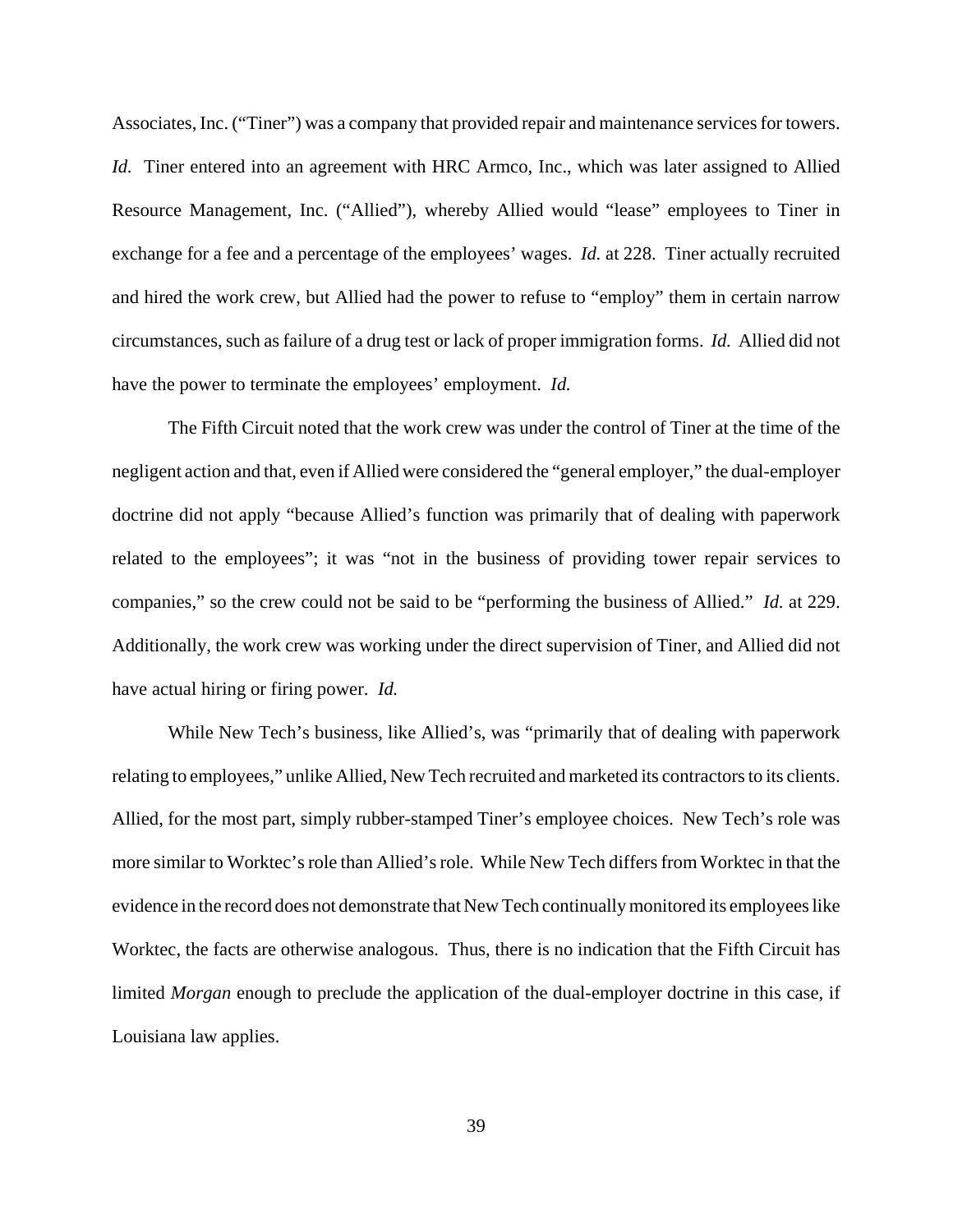Associates, Inc. ("Tiner") was a company that provided repair and maintenance services for towers. *Id.* Tiner entered into an agreement with HRC Armco, Inc., which was later assigned to Allied Resource Management, Inc. ("Allied"), whereby Allied would "lease" employees to Tiner in exchange for a fee and a percentage of the employees' wages. *Id.* at 228. Tiner actually recruited and hired the work crew, but Allied had the power to refuse to "employ" them in certain narrow circumstances, such as failure of a drug test or lack of proper immigration forms. *Id.* Allied did not have the power to terminate the employees' employment. *Id.*

The Fifth Circuit noted that the work crew was under the control of Tiner at the time of the negligent action and that, even if Allied were considered the "general employer," the dual-employer doctrine did not apply "because Allied's function was primarily that of dealing with paperwork related to the employees"; it was "not in the business of providing tower repair services to companies," so the crew could not be said to be "performing the business of Allied." *Id.* at 229. Additionally, the work crew was working under the direct supervision of Tiner, and Allied did not have actual hiring or firing power. *Id.*

While New Tech's business, like Allied's, was "primarily that of dealing with paperwork relating to employees," unlike Allied, New Tech recruited and marketed its contractors to its clients. Allied, for the most part, simply rubber-stamped Tiner's employee choices. New Tech's role was more similar to Worktec's role than Allied's role. While New Tech differs from Worktec in that the evidence in the record does not demonstrate that New Tech continually monitored its employees like Worktec, the facts are otherwise analogous. Thus, there is no indication that the Fifth Circuit has limited *Morgan* enough to preclude the application of the dual-employer doctrine in this case, if Louisiana law applies.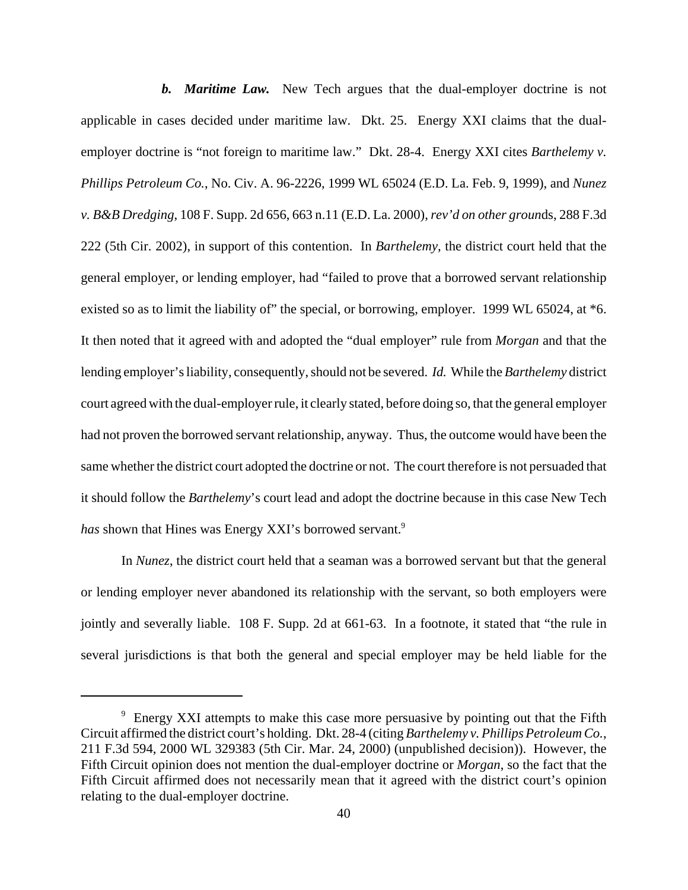***b. Maritime Law.*** New Tech argues that the dual-employer doctrine is not applicable in cases decided under maritime law. Dkt. 25. Energy XXI claims that the dual-employer doctrine is "not foreign to maritime law." Dkt. 28-4. Energy XXI cites *Barthelemy v. Phillips Petroleum Co.*, No. Civ. A. 96-2226, 1999 WL 65024 (E.D. La. Feb. 9, 1999), and *Nunez v. B&B Dredging*, 108 F. Supp. 2d 656, 663 n.11 (E.D. La. 2000), *rev'd on other ground*s, 288 F.3d 222 (5th Cir. 2002), in support of this contention. In *Barthelemy*, the district court held that the general employer, or lending employer, had "failed to prove that a borrowed servant relationship existed so as to limit the liability of" the special, or borrowing, employer. 1999 WL 65024, at *6. It then noted that it agreed with and adopted the "dual employer" rule from *Morgan* and that the lending employer's liability, consequently, should not be severed. *Id.* While the *Barthelemy* district court agreed with the dual-employer rule, it clearly stated, before doing so, that the general employer had not proven the borrowed servant relationship, anyway. Thus, the outcome would have been the same whether the district court adopted the doctrine or not. The court therefore is not persuaded that it should follow the *Barthelemy*'s court lead and adopt the doctrine because in this case New Tech *has* shown that Hines was Energy XXI's borrowed servant.[9]

In *Nunez*, the district court held that a seaman was a borrowed servant but that the general or lending employer never abandoned its relationship with the servant, so both employers were jointly and severally liable. 108 F. Supp. 2d at 661-63. In a footnote, it stated that "the rule in several jurisdictions is that both the general and special employer may be held liable for the

---

[9] Energy XXI attempts to make this case more persuasive by pointing out that the Fifth Circuit affirmed the district court's holding. Dkt. 28-4 (citing *Barthelemy v. Phillips Petroleum Co.*, 211 F.3d 594, 2000 WL 329383 (5th Cir. Mar. 24, 2000) (unpublished decision)). However, the Fifth Circuit opinion does not mention the dual-employer doctrine or *Morgan*, so the fact that the Fifth Circuit affirmed does not necessarily mean that it agreed with the district court's opinion relating to the dual-employer doctrine.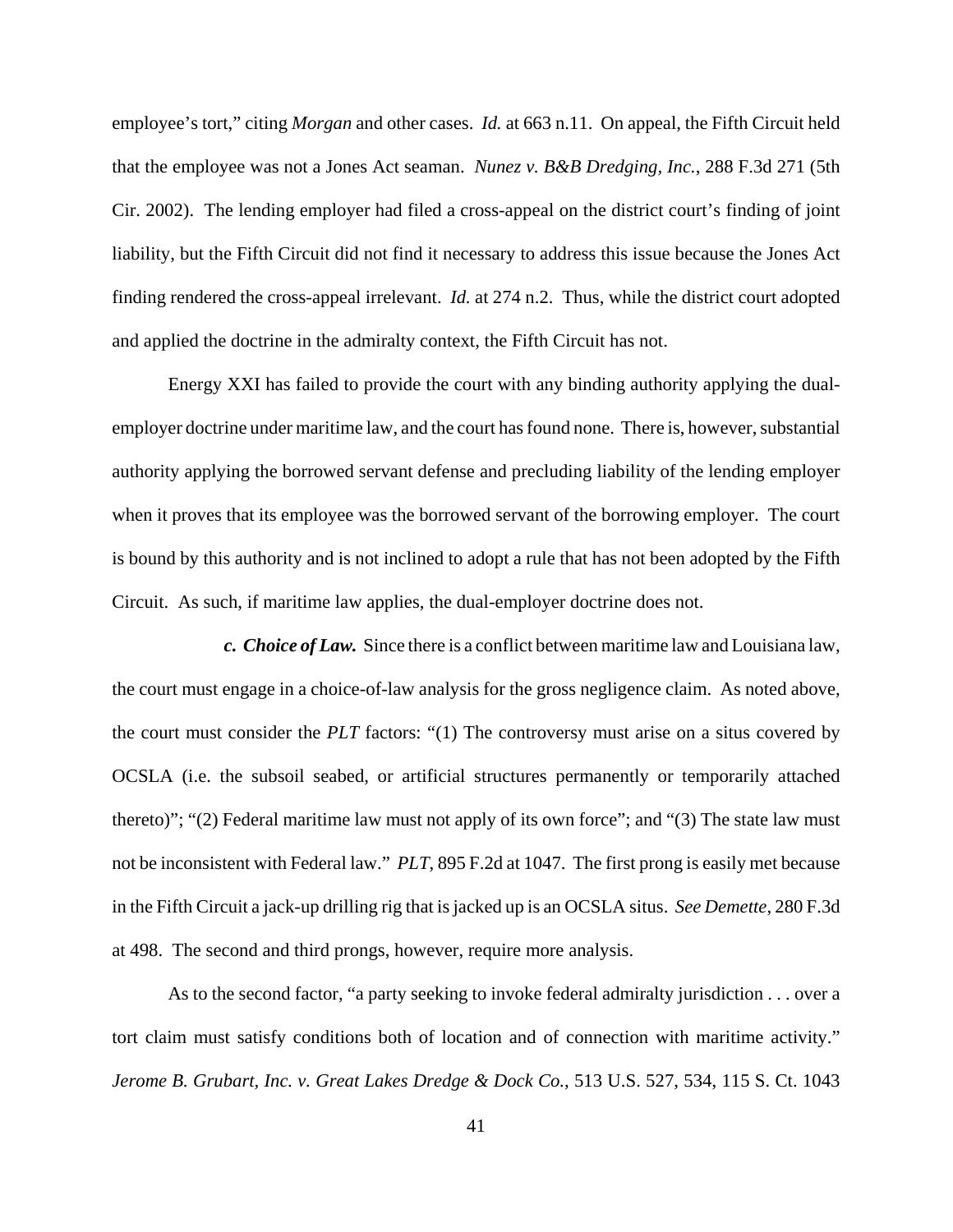employee's tort," citing *Morgan* and other cases. *Id.* at 663 n.11. On appeal, the Fifth Circuit held that the employee was not a Jones Act seaman. *Nunez v. B&B Dredging, Inc.*, 288 F.3d 271 (5th Cir. 2002). The lending employer had filed a cross-appeal on the district court's finding of joint liability, but the Fifth Circuit did not find it necessary to address this issue because the Jones Act finding rendered the cross-appeal irrelevant. *Id.* at 274 n.2. Thus, while the district court adopted and applied the doctrine in the admiralty context, the Fifth Circuit has not.

Energy XXI has failed to provide the court with any binding authority applying the dual-employer doctrine under maritime law, and the court has found none. There is, however, substantial authority applying the borrowed servant defense and precluding liability of the lending employer when it proves that its employee was the borrowed servant of the borrowing employer. The court is bound by this authority and is not inclined to adopt a rule that has not been adopted by the Fifth Circuit. As such, if maritime law applies, the dual-employer doctrine does not.

***c. Choice of Law.*** Since there is a conflict between maritime law and Louisiana law, the court must engage in a choice-of-law analysis for the gross negligence claim. As noted above, the court must consider the *PLT* factors: "(1) The controversy must arise on a situs covered by OCSLA (i.e. the subsoil seabed, or artificial structures permanently or temporarily attached thereto)"; "(2) Federal maritime law must not apply of its own force"; and "(3) The state law must not be inconsistent with Federal law." *PLT*, 895 F.2d at 1047. The first prong is easily met because in the Fifth Circuit a jack-up drilling rig that is jacked up is an OCSLA situs. *See Demette*, 280 F.3d at 498. The second and third prongs, however, require more analysis.

As to the second factor, "a party seeking to invoke federal admiralty jurisdiction . . . over a tort claim must satisfy conditions both of location and of connection with maritime activity." *Jerome B. Grubart, Inc. v. Great Lakes Dredge & Dock Co.*, 513 U.S. 527, 534, 115 S. Ct. 1043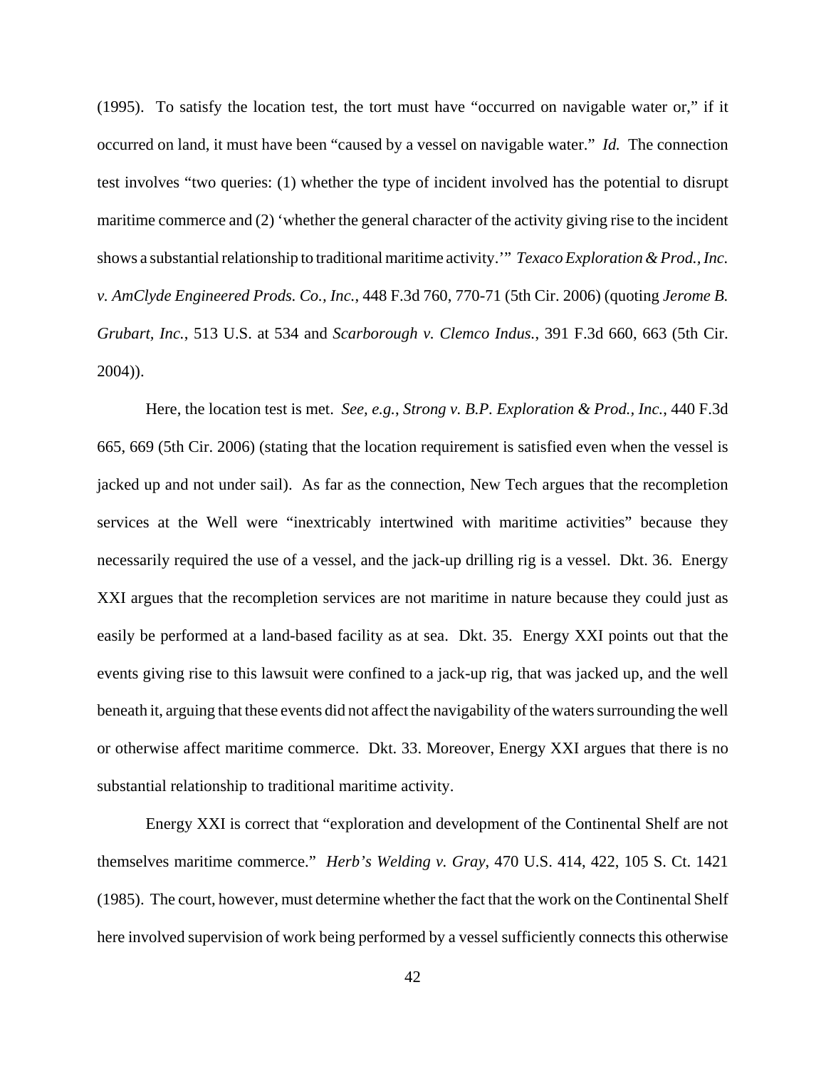(1995). To satisfy the location test, the tort must have "occurred on navigable water or," if it occurred on land, it must have been "caused by a vessel on navigable water." *Id.* The connection test involves "two queries: (1) whether the type of incident involved has the potential to disrupt maritime commerce and (2) 'whether the general character of the activity giving rise to the incident shows a substantial relationship to traditional maritime activity.'" *Texaco Exploration & Prod., Inc. v. AmClyde Engineered Prods. Co., Inc.*, 448 F.3d 760, 770-71 (5th Cir. 2006) (quoting *Jerome B. Grubart, Inc.*, 513 U.S. at 534 and *Scarborough v. Clemco Indus.*, 391 F.3d 660, 663 (5th Cir. 2004)).

Here, the location test is met. *See, e.g., Strong v. B.P. Exploration & Prod., Inc.*, 440 F.3d 665, 669 (5th Cir. 2006) (stating that the location requirement is satisfied even when the vessel is jacked up and not under sail). As far as the connection, New Tech argues that the recompletion services at the Well were "inextricably intertwined with maritime activities" because they necessarily required the use of a vessel, and the jack-up drilling rig is a vessel. Dkt. 36. Energy XXI argues that the recompletion services are not maritime in nature because they could just as easily be performed at a land-based facility as at sea. Dkt. 35. Energy XXI points out that the events giving rise to this lawsuit were confined to a jack-up rig, that was jacked up, and the well beneath it, arguing that these events did not affect the navigability of the waters surrounding the well or otherwise affect maritime commerce. Dkt. 33. Moreover, Energy XXI argues that there is no substantial relationship to traditional maritime activity.

Energy XXI is correct that "exploration and development of the Continental Shelf are not themselves maritime commerce." *Herb's Welding v. Gray*, 470 U.S. 414, 422, 105 S. Ct. 1421 (1985). The court, however, must determine whether the fact that the work on the Continental Shelf here involved supervision of work being performed by a vessel sufficiently connects this otherwise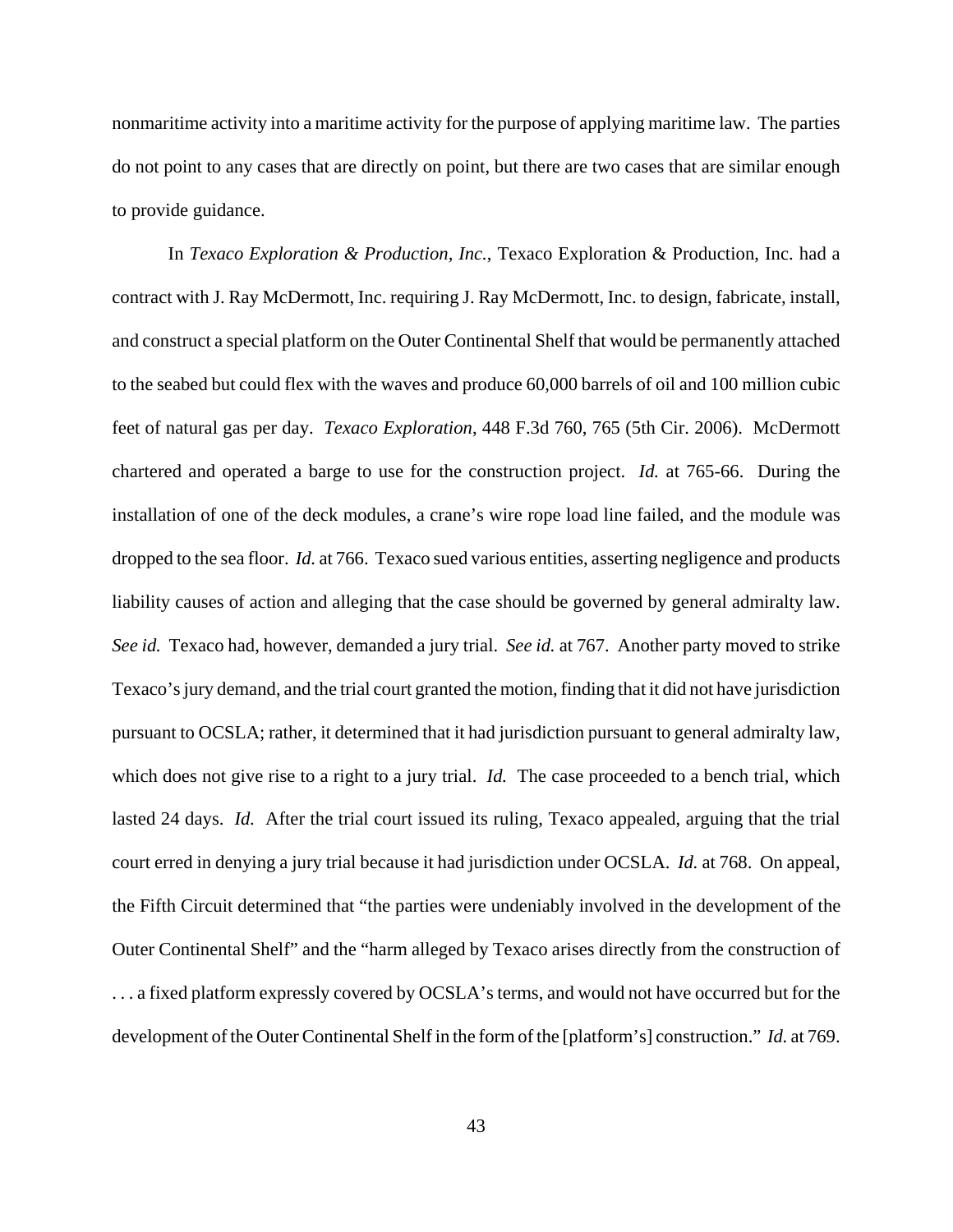nonmaritime activity into a maritime activity for the purpose of applying maritime law. The parties do not point to any cases that are directly on point, but there are two cases that are similar enough to provide guidance.

In *Texaco Exploration & Production, Inc.*, Texaco Exploration & Production, Inc. had a contract with J. Ray McDermott, Inc. requiring J. Ray McDermott, Inc. to design, fabricate, install, and construct a special platform on the Outer Continental Shelf that would be permanently attached to the seabed but could flex with the waves and produce 60,000 barrels of oil and 100 million cubic feet of natural gas per day. *Texaco Exploration*, 448 F.3d 760, 765 (5th Cir. 2006). McDermott chartered and operated a barge to use for the construction project. *Id.* at 765-66. During the installation of one of the deck modules, a crane's wire rope load line failed, and the module was dropped to the sea floor. *Id.* at 766. Texaco sued various entities, asserting negligence and products liability causes of action and alleging that the case should be governed by general admiralty law. *See id.* Texaco had, however, demanded a jury trial. *See id.* at 767. Another party moved to strike Texaco's jury demand, and the trial court granted the motion, finding that it did not have jurisdiction pursuant to OCSLA; rather, it determined that it had jurisdiction pursuant to general admiralty law, which does not give rise to a right to a jury trial. *Id.* The case proceeded to a bench trial, which lasted 24 days. *Id.* After the trial court issued its ruling, Texaco appealed, arguing that the trial court erred in denying a jury trial because it had jurisdiction under OCSLA. *Id.* at 768. On appeal, the Fifth Circuit determined that "the parties were undeniably involved in the development of the Outer Continental Shelf" and the "harm alleged by Texaco arises directly from the construction of . . . a fixed platform expressly covered by OCSLA's terms, and would not have occurred but for the development of the Outer Continental Shelf in the form of the [platform's] construction." *Id.* at 769.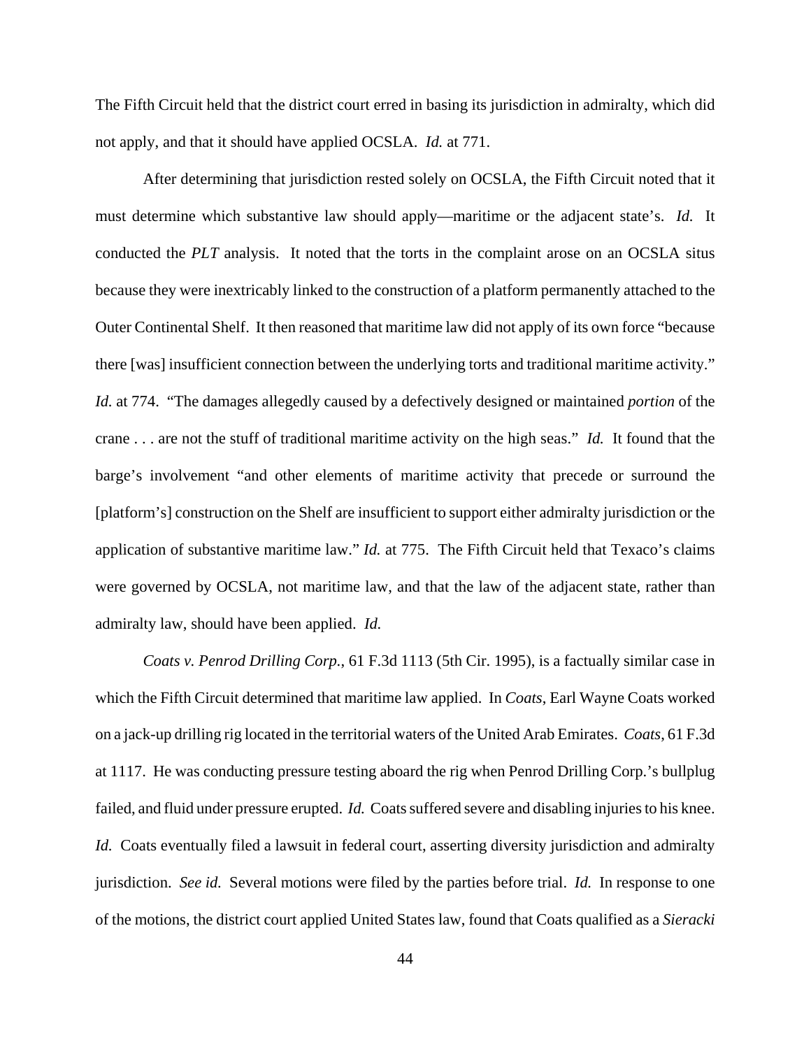The Fifth Circuit held that the district court erred in basing its jurisdiction in admiralty, which did not apply, and that it should have applied OCSLA. *Id.* at 771.

After determining that jurisdiction rested solely on OCSLA, the Fifth Circuit noted that it must determine which substantive law should apply—maritime or the adjacent state's. *Id.* It conducted the *PLT* analysis. It noted that the torts in the complaint arose on an OCSLA situs because they were inextricably linked to the construction of a platform permanently attached to the Outer Continental Shelf. It then reasoned that maritime law did not apply of its own force "because there [was] insufficient connection between the underlying torts and traditional maritime activity." *Id.* at 774. "The damages allegedly caused by a defectively designed or maintained *portion* of the crane . . . are not the stuff of traditional maritime activity on the high seas." *Id.* It found that the barge's involvement "and other elements of maritime activity that precede or surround the [platform's] construction on the Shelf are insufficient to support either admiralty jurisdiction or the application of substantive maritime law." *Id.* at 775. The Fifth Circuit held that Texaco's claims were governed by OCSLA, not maritime law, and that the law of the adjacent state, rather than admiralty law, should have been applied. *Id.*

*Coats v. Penrod Drilling Corp.*, 61 F.3d 1113 (5th Cir. 1995), is a factually similar case in which the Fifth Circuit determined that maritime law applied. In *Coats*, Earl Wayne Coats worked on a jack-up drilling rig located in the territorial waters of the United Arab Emirates. *Coats*, 61 F.3d at 1117. He was conducting pressure testing aboard the rig when Penrod Drilling Corp.'s bullplug failed, and fluid under pressure erupted. *Id.* Coats suffered severe and disabling injuries to his knee. *Id.* Coats eventually filed a lawsuit in federal court, asserting diversity jurisdiction and admiralty jurisdiction. *See id.* Several motions were filed by the parties before trial. *Id.* In response to one of the motions, the district court applied United States law, found that Coats qualified as a *Sieracki*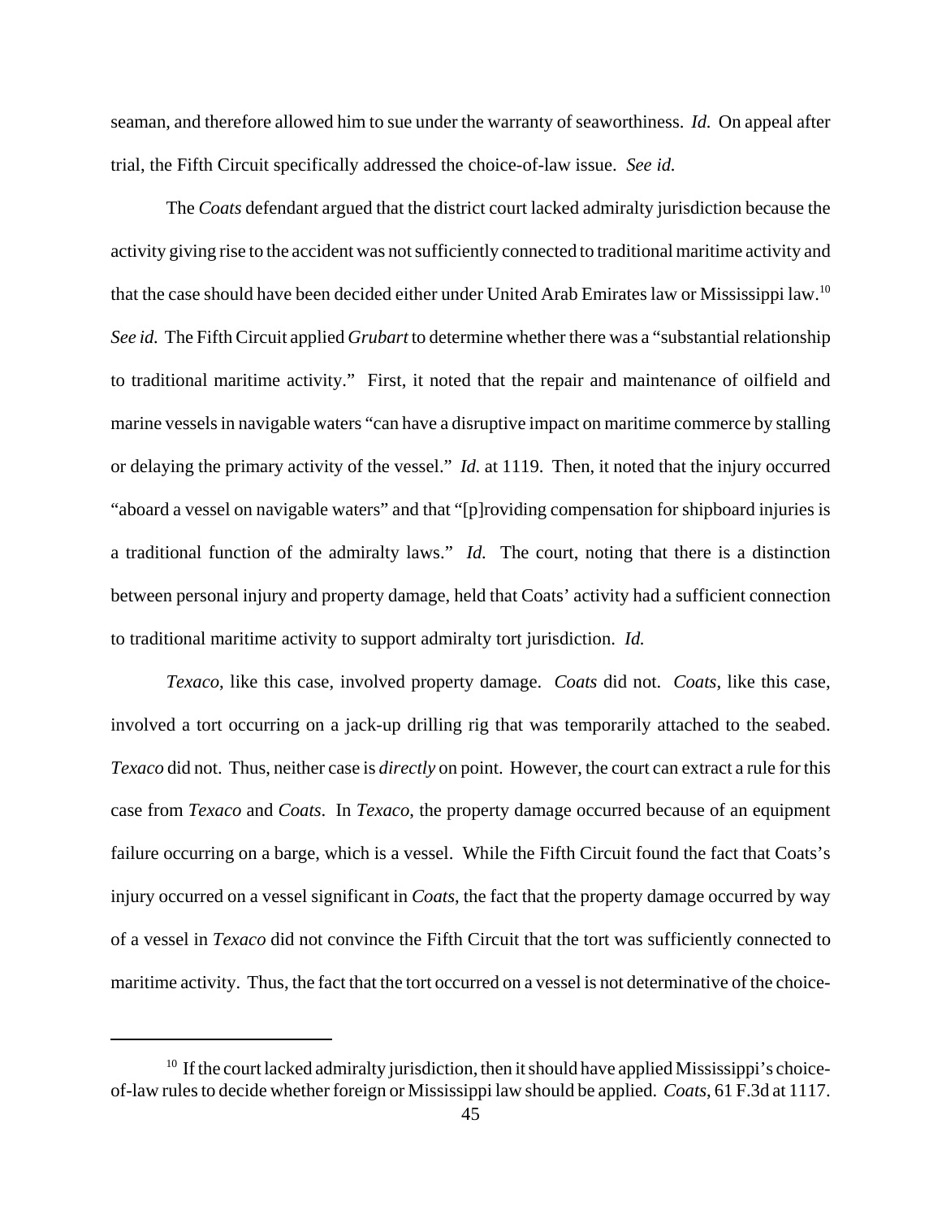seaman, and therefore allowed him to sue under the warranty of seaworthiness. *Id.* On appeal after trial, the Fifth Circuit specifically addressed the choice-of-law issue. *See id.*

The *Coats* defendant argued that the district court lacked admiralty jurisdiction because the activity giving rise to the accident was not sufficiently connected to traditional maritime activity and that the case should have been decided either under United Arab Emirates law or Mississippi law.[10] *See id.* The Fifth Circuit applied *Grubart* to determine whether there was a "substantial relationship to traditional maritime activity." First, it noted that the repair and maintenance of oilfield and marine vessels in navigable waters "can have a disruptive impact on maritime commerce by stalling or delaying the primary activity of the vessel." *Id.* at 1119. Then, it noted that the injury occurred "aboard a vessel on navigable waters" and that "[p]roviding compensation for shipboard injuries is a traditional function of the admiralty laws." *Id.* The court, noting that there is a distinction between personal injury and property damage, held that Coats' activity had a sufficient connection to traditional maritime activity to support admiralty tort jurisdiction. *Id.*

*Texaco*, like this case, involved property damage. *Coats* did not. *Coats*, like this case, involved a tort occurring on a jack-up drilling rig that was temporarily attached to the seabed. *Texaco* did not. Thus, neither case is *directly* on point. However, the court can extract a rule for this case from *Texaco* and *Coats*. In *Texaco*, the property damage occurred because of an equipment failure occurring on a barge, which is a vessel. While the Fifth Circuit found the fact that Coats's injury occurred on a vessel significant in *Coats*, the fact that the property damage occurred by way of a vessel in *Texaco* did not convince the Fifth Circuit that the tort was sufficiently connected to maritime activity. Thus, the fact that the tort occurred on a vessel is not determinative of the choice-

---

[10] If the court lacked admiralty jurisdiction, then it should have applied Mississippi's choice-of-law rules to decide whether foreign or Mississippi law should be applied. *Coats*, 61 F.3d at 1117.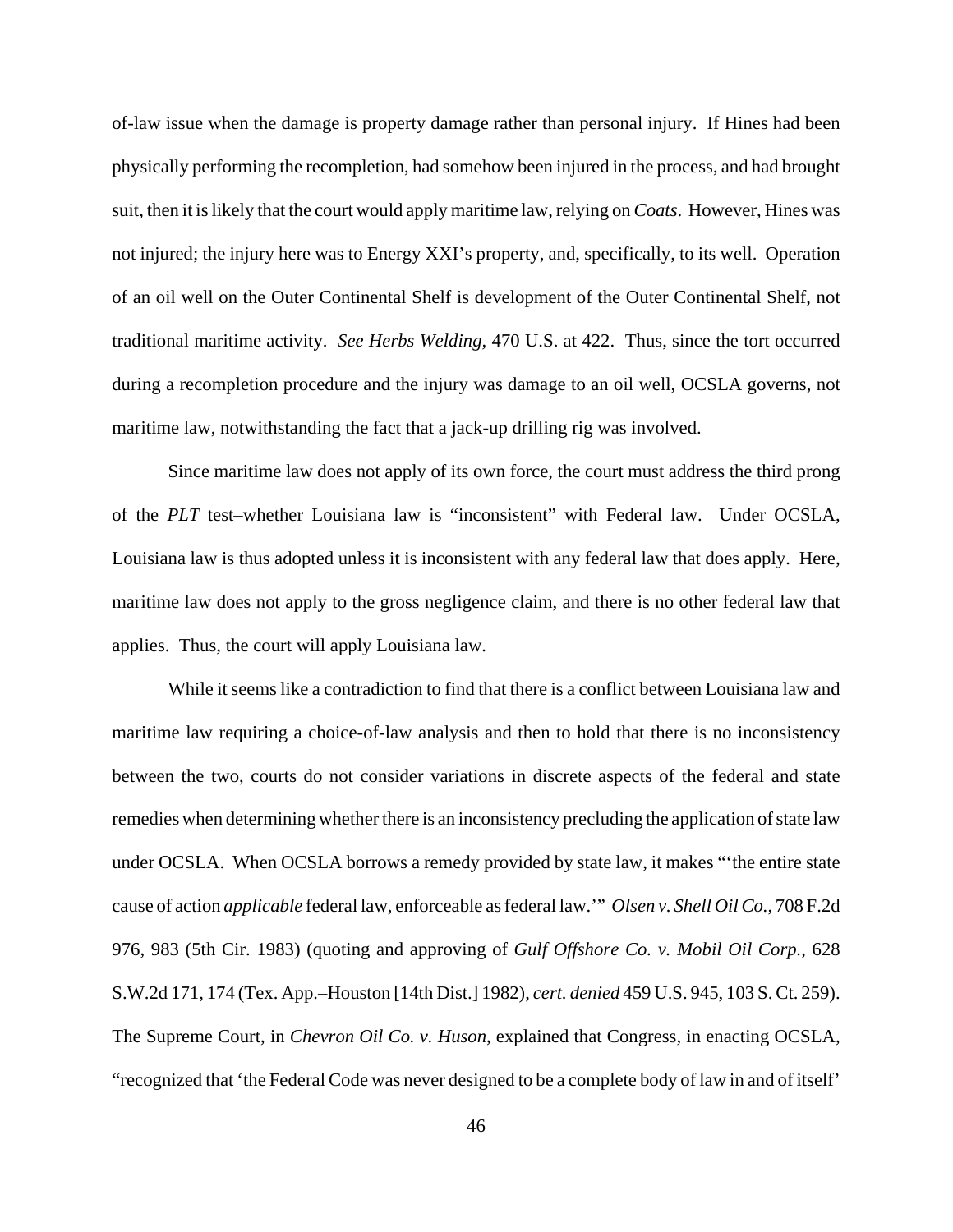of-law issue when the damage is property damage rather than personal injury. If Hines had been physically performing the recompletion, had somehow been injured in the process, and had brought suit, then it is likely that the court would apply maritime law, relying on *Coats*. However, Hines was not injured; the injury here was to Energy XXI's property, and, specifically, to its well. Operation of an oil well on the Outer Continental Shelf is development of the Outer Continental Shelf, not traditional maritime activity. *See Herbs Welding*, 470 U.S. at 422. Thus, since the tort occurred during a recompletion procedure and the injury was damage to an oil well, OCSLA governs, not maritime law, notwithstanding the fact that a jack-up drilling rig was involved.

Since maritime law does not apply of its own force, the court must address the third prong of the *PLT* test–whether Louisiana law is "inconsistent" with Federal law. Under OCSLA, Louisiana law is thus adopted unless it is inconsistent with any federal law that does apply. Here, maritime law does not apply to the gross negligence claim, and there is no other federal law that applies. Thus, the court will apply Louisiana law.

While it seems like a contradiction to find that there is a conflict between Louisiana law and maritime law requiring a choice-of-law analysis and then to hold that there is no inconsistency between the two, courts do not consider variations in discrete aspects of the federal and state remedies when determining whether there is an inconsistency precluding the application of state law under OCSLA. When OCSLA borrows a remedy provided by state law, it makes "'the entire state cause of action *applicable* federal law, enforceable as federal law.'" *Olsen v. Shell Oil Co.*, 708 F.2d 976, 983 (5th Cir. 1983) (quoting and approving of *Gulf Offshore Co. v. Mobil Oil Corp.*, 628 S.W.2d 171, 174 (Tex. App.–Houston [14th Dist.] 1982), *cert. denied* 459 U.S. 945, 103 S. Ct. 259). The Supreme Court, in *Chevron Oil Co. v. Huson*, explained that Congress, in enacting OCSLA, "recognized that 'the Federal Code was never designed to be a complete body of law in and of itself'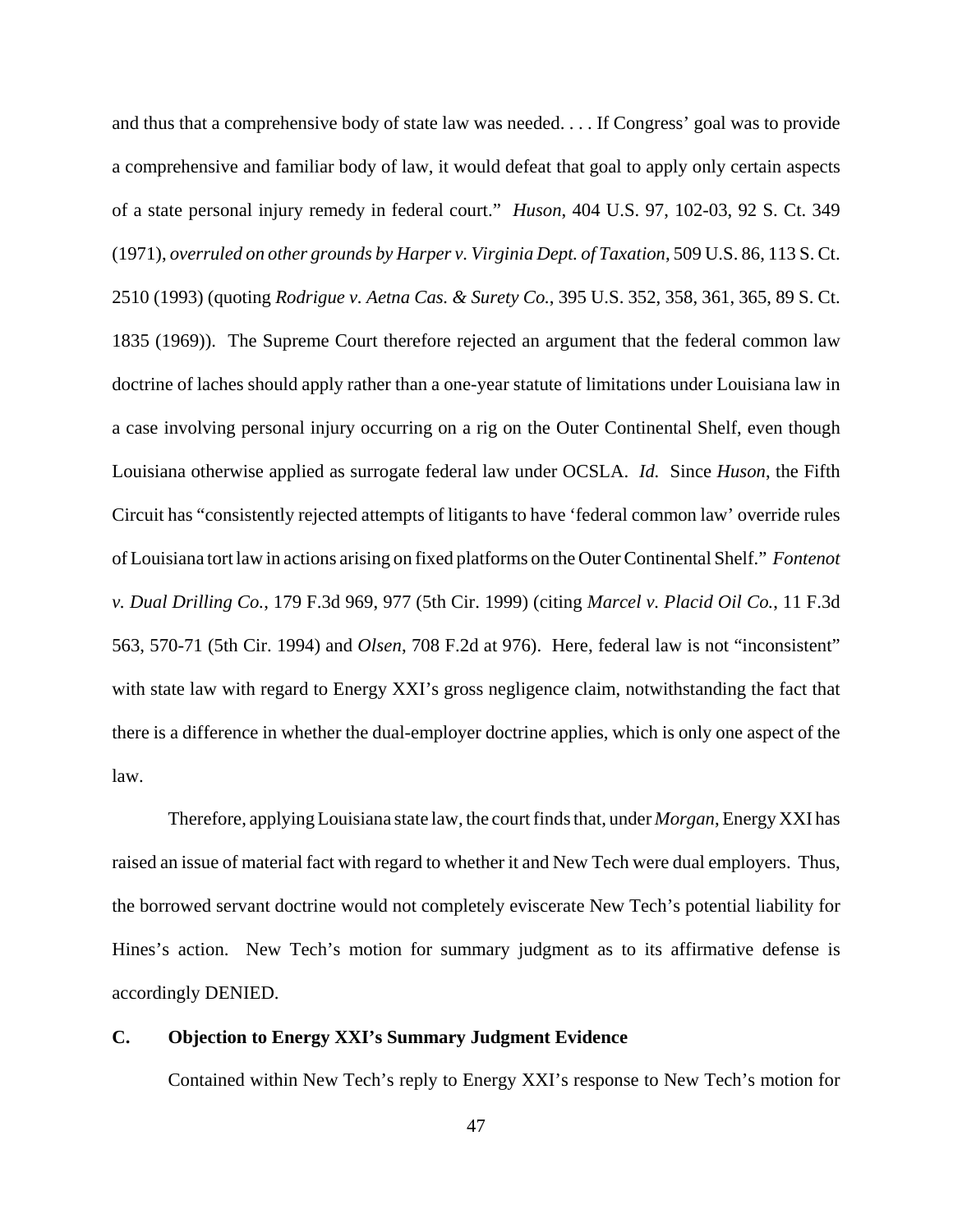and thus that a comprehensive body of state law was needed. . . . If Congress' goal was to provide a comprehensive and familiar body of law, it would defeat that goal to apply only certain aspects of a state personal injury remedy in federal court." *Huson*, 404 U.S. 97, 102-03, 92 S. Ct. 349 (1971), *overruled on other grounds by Harper v. Virginia Dept. of Taxation*, 509 U.S. 86, 113 S. Ct. 2510 (1993) (quoting *Rodrigue v. Aetna Cas. & Surety Co.*, 395 U.S. 352, 358, 361, 365, 89 S. Ct. 1835 (1969)). The Supreme Court therefore rejected an argument that the federal common law doctrine of laches should apply rather than a one-year statute of limitations under Louisiana law in a case involving personal injury occurring on a rig on the Outer Continental Shelf, even though Louisiana otherwise applied as surrogate federal law under OCSLA. *Id.* Since *Huson*, the Fifth Circuit has "consistently rejected attempts of litigants to have 'federal common law' override rules of Louisiana tort law in actions arising on fixed platforms on the Outer Continental Shelf." *Fontenot v. Dual Drilling Co.*, 179 F.3d 969, 977 (5th Cir. 1999) (citing *Marcel v. Placid Oil Co.*, 11 F.3d 563, 570-71 (5th Cir. 1994) and *Olsen*, 708 F.2d at 976). Here, federal law is not "inconsistent" with state law with regard to Energy XXI's gross negligence claim, notwithstanding the fact that there is a difference in whether the dual-employer doctrine applies, which is only one aspect of the law.

Therefore, applying Louisiana state law, the court finds that, under *Morgan*, Energy XXI has raised an issue of material fact with regard to whether it and New Tech were dual employers. Thus, the borrowed servant doctrine would not completely eviscerate New Tech's potential liability for Hines's action. New Tech's motion for summary judgment as to its affirmative defense is accordingly DENIED.

### C. Objection to Energy XXI's Summary Judgment Evidence

Contained within New Tech's reply to Energy XXI's response to New Tech's motion for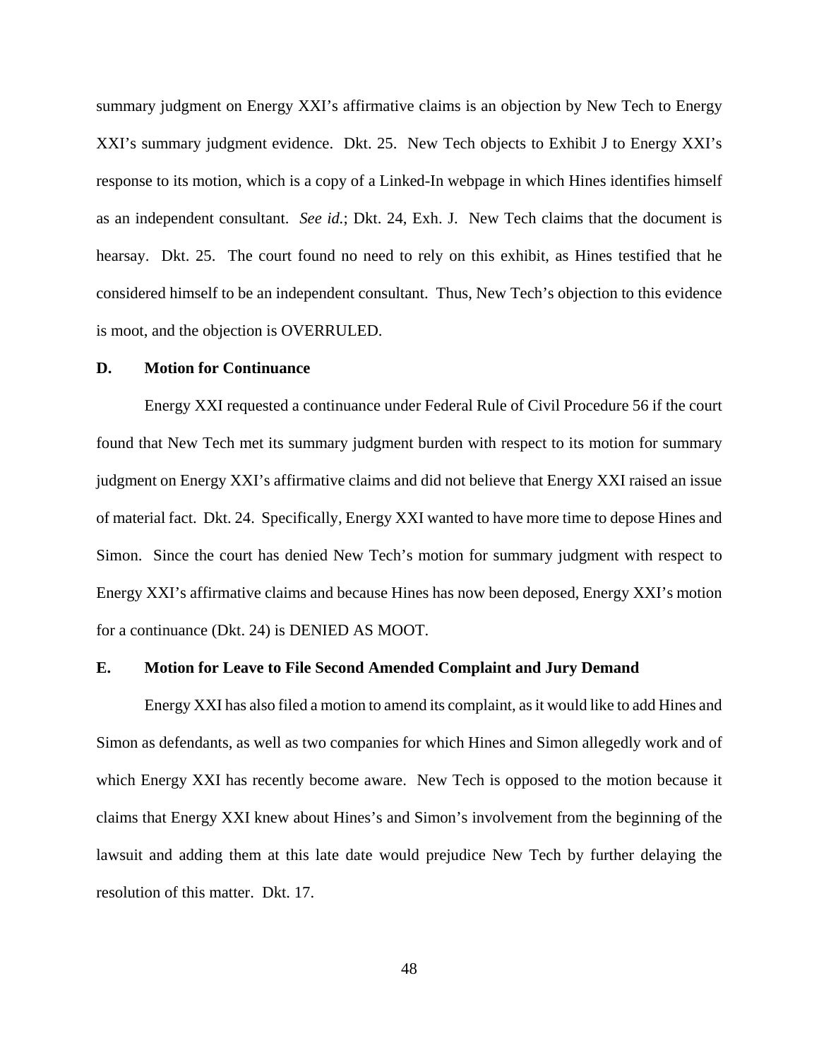summary judgment on Energy XXI's affirmative claims is an objection by New Tech to Energy XXI's summary judgment evidence. Dkt. 25. New Tech objects to Exhibit J to Energy XXI's response to its motion, which is a copy of a Linked-In webpage in which Hines identifies himself as an independent consultant. *See id.*; Dkt. 24, Exh. J. New Tech claims that the document is hearsay. Dkt. 25. The court found no need to rely on this exhibit, as Hines testified that he considered himself to be an independent consultant. Thus, New Tech's objection to this evidence is moot, and the objection is OVERRULED.

**D. Motion for Continuance**

Energy XXI requested a continuance under Federal Rule of Civil Procedure 56 if the court found that New Tech met its summary judgment burden with respect to its motion for summary judgment on Energy XXI's affirmative claims and did not believe that Energy XXI raised an issue of material fact. Dkt. 24. Specifically, Energy XXI wanted to have more time to depose Hines and Simon. Since the court has denied New Tech's motion for summary judgment with respect to Energy XXI's affirmative claims and because Hines has now been deposed, Energy XXI's motion for a continuance (Dkt. 24) is DENIED AS MOOT.

**E. Motion for Leave to File Second Amended Complaint and Jury Demand**

Energy XXI has also filed a motion to amend its complaint, as it would like to add Hines and Simon as defendants, as well as two companies for which Hines and Simon allegedly work and of which Energy XXI has recently become aware. New Tech is opposed to the motion because it claims that Energy XXI knew about Hines's and Simon's involvement from the beginning of the lawsuit and adding them at this late date would prejudice New Tech by further delaying the resolution of this matter. Dkt. 17.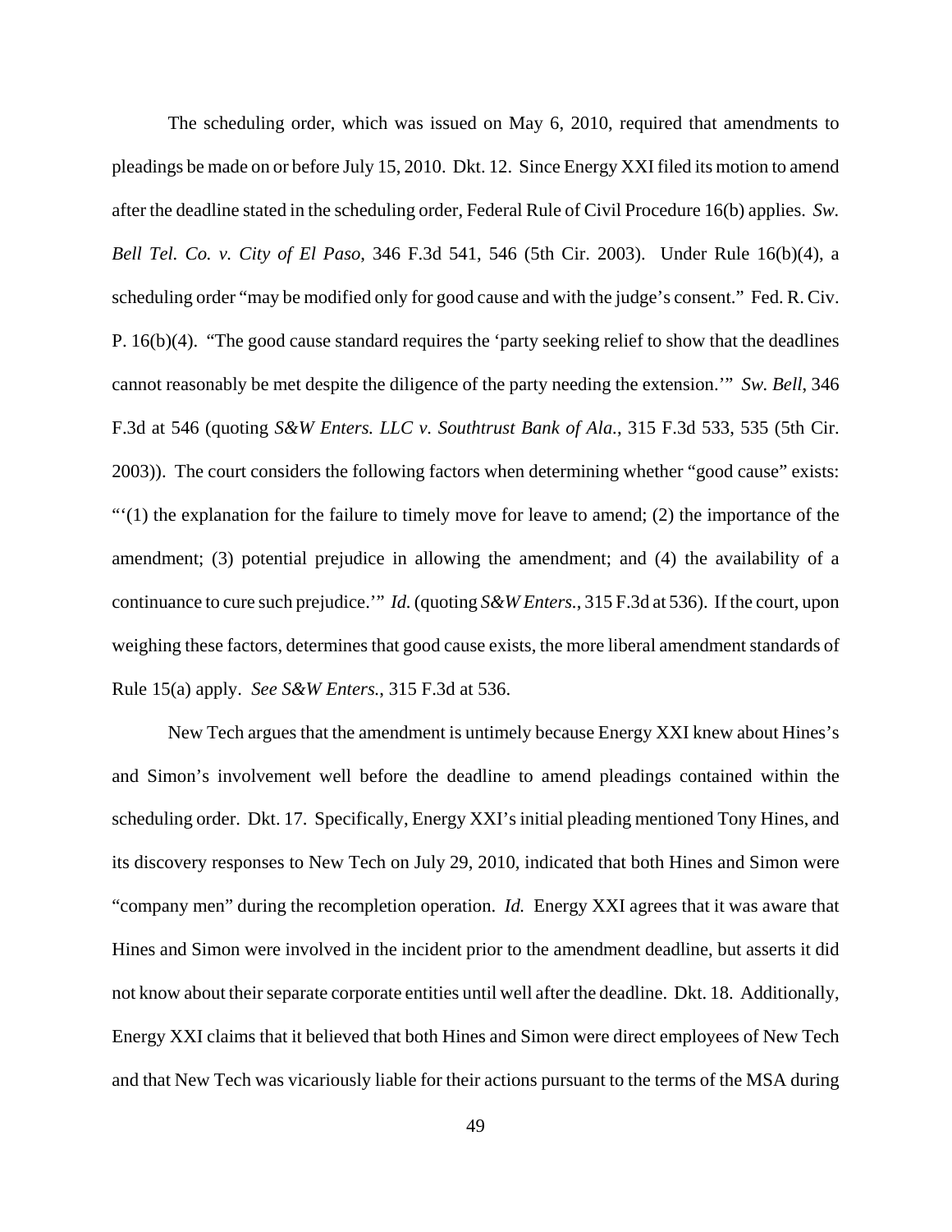The scheduling order, which was issued on May 6, 2010, required that amendments to pleadings be made on or before July 15, 2010. Dkt. 12. Since Energy XXI filed its motion to amend after the deadline stated in the scheduling order, Federal Rule of Civil Procedure 16(b) applies. *Sw. Bell Tel. Co. v. City of El Paso*, 346 F.3d 541, 546 (5th Cir. 2003). Under Rule 16(b)(4), a scheduling order "may be modified only for good cause and with the judge's consent." Fed. R. Civ. P. 16(b)(4). "The good cause standard requires the 'party seeking relief to show that the deadlines cannot reasonably be met despite the diligence of the party needing the extension.'" *Sw. Bell*, 346 F.3d at 546 (quoting *S&W Enters. LLC v. Southtrust Bank of Ala.*, 315 F.3d 533, 535 (5th Cir. 2003)). The court considers the following factors when determining whether "good cause" exists: "'(1) the explanation for the failure to timely move for leave to amend; (2) the importance of the amendment; (3) potential prejudice in allowing the amendment; and (4) the availability of a continuance to cure such prejudice.'" *Id.* (quoting *S&W Enters.*, 315 F.3d at 536). If the court, upon weighing these factors, determines that good cause exists, the more liberal amendment standards of Rule 15(a) apply. *See S&W Enters.*, 315 F.3d at 536.

New Tech argues that the amendment is untimely because Energy XXI knew about Hines's and Simon's involvement well before the deadline to amend pleadings contained within the scheduling order. Dkt. 17. Specifically, Energy XXI's initial pleading mentioned Tony Hines, and its discovery responses to New Tech on July 29, 2010, indicated that both Hines and Simon were "company men" during the recompletion operation. *Id.* Energy XXI agrees that it was aware that Hines and Simon were involved in the incident prior to the amendment deadline, but asserts it did not know about their separate corporate entities until well after the deadline. Dkt. 18. Additionally, Energy XXI claims that it believed that both Hines and Simon were direct employees of New Tech and that New Tech was vicariously liable for their actions pursuant to the terms of the MSA during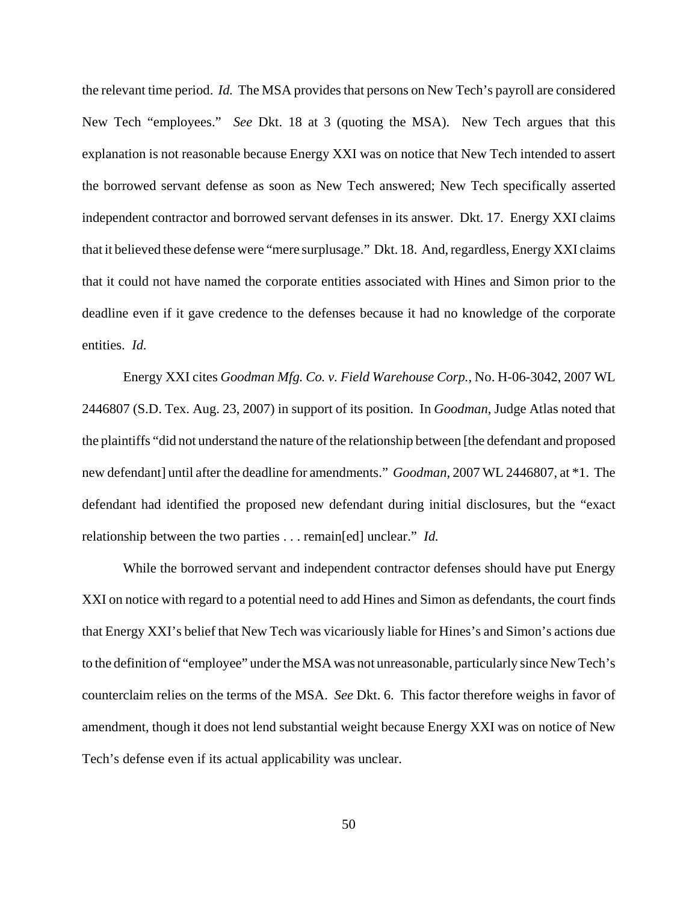the relevant time period. *Id.* The MSA provides that persons on New Tech's payroll are considered New Tech "employees." *See* Dkt. 18 at 3 (quoting the MSA). New Tech argues that this explanation is not reasonable because Energy XXI was on notice that New Tech intended to assert the borrowed servant defense as soon as New Tech answered; New Tech specifically asserted independent contractor and borrowed servant defenses in its answer. Dkt. 17. Energy XXI claims that it believed these defense were "mere surplusage." Dkt. 18. And, regardless, Energy XXI claims that it could not have named the corporate entities associated with Hines and Simon prior to the deadline even if it gave credence to the defenses because it had no knowledge of the corporate entities. *Id.*

Energy XXI cites *Goodman Mfg. Co. v. Field Warehouse Corp.*, No. H-06-3042, 2007 WL 2446807 (S.D. Tex. Aug. 23, 2007) in support of its position. In *Goodman*, Judge Atlas noted that the plaintiffs "did not understand the nature of the relationship between [the defendant and proposed new defendant] until after the deadline for amendments." *Goodman*, 2007 WL 2446807, at *1. The defendant had identified the proposed new defendant during initial disclosures, but the "exact relationship between the two parties . . . remain[ed] unclear." *Id.*

While the borrowed servant and independent contractor defenses should have put Energy XXI on notice with regard to a potential need to add Hines and Simon as defendants, the court finds that Energy XXI's belief that New Tech was vicariously liable for Hines's and Simon's actions due to the definition of "employee" under the MSA was not unreasonable, particularly since New Tech's counterclaim relies on the terms of the MSA. *See* Dkt. 6. This factor therefore weighs in favor of amendment, though it does not lend substantial weight because Energy XXI was on notice of New Tech's defense even if its actual applicability was unclear.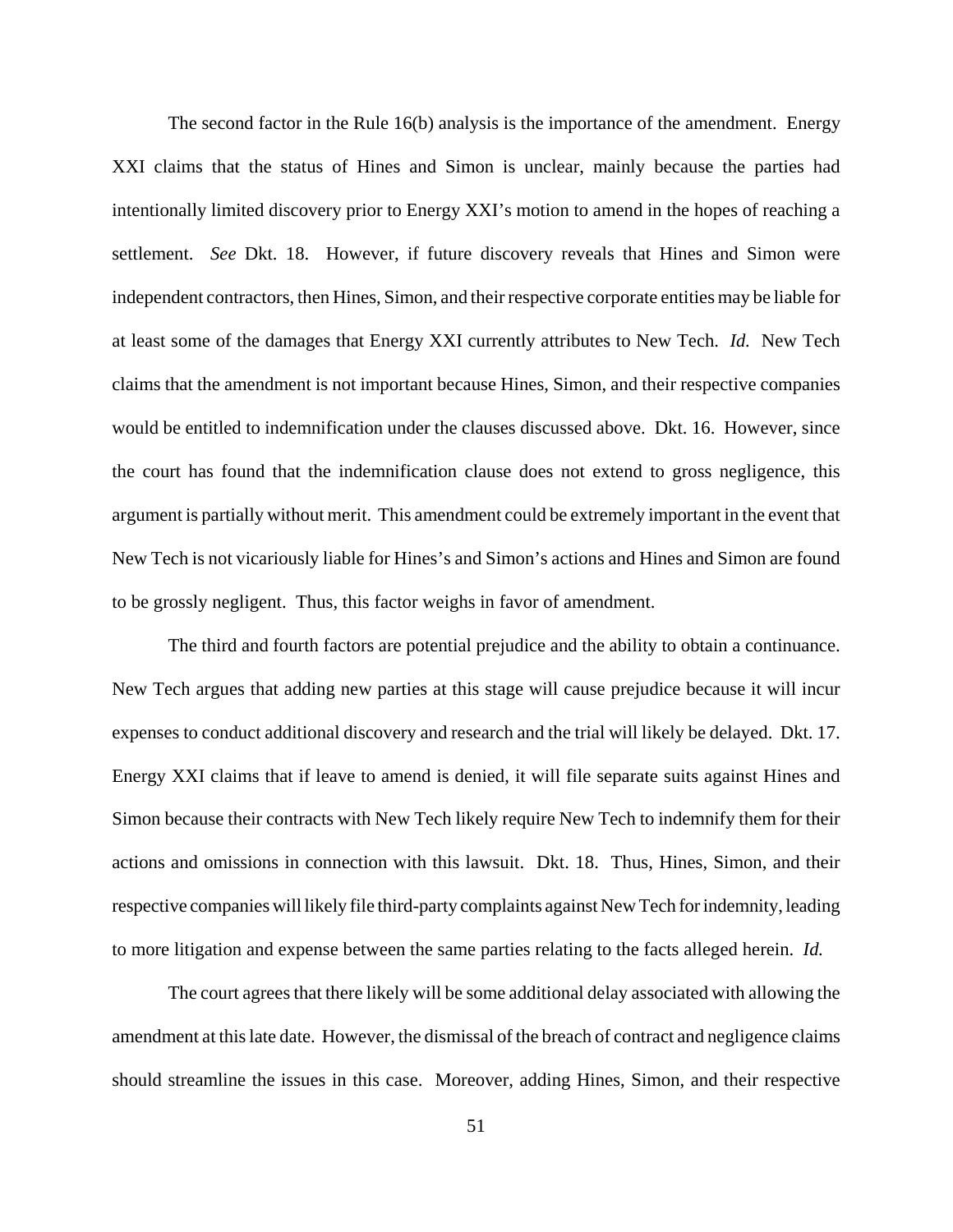The second factor in the Rule 16(b) analysis is the importance of the amendment. Energy XXI claims that the status of Hines and Simon is unclear, mainly because the parties had intentionally limited discovery prior to Energy XXI's motion to amend in the hopes of reaching a settlement. *See* Dkt. 18. However, if future discovery reveals that Hines and Simon were independent contractors, then Hines, Simon, and their respective corporate entities may be liable for at least some of the damages that Energy XXI currently attributes to New Tech. *Id.* New Tech claims that the amendment is not important because Hines, Simon, and their respective companies would be entitled to indemnification under the clauses discussed above. Dkt. 16. However, since the court has found that the indemnification clause does not extend to gross negligence, this argument is partially without merit. This amendment could be extremely important in the event that New Tech is not vicariously liable for Hines's and Simon's actions and Hines and Simon are found to be grossly negligent. Thus, this factor weighs in favor of amendment.

The third and fourth factors are potential prejudice and the ability to obtain a continuance. New Tech argues that adding new parties at this stage will cause prejudice because it will incur expenses to conduct additional discovery and research and the trial will likely be delayed. Dkt. 17. Energy XXI claims that if leave to amend is denied, it will file separate suits against Hines and Simon because their contracts with New Tech likely require New Tech to indemnify them for their actions and omissions in connection with this lawsuit. Dkt. 18. Thus, Hines, Simon, and their respective companies will likely file third-party complaints against New Tech for indemnity, leading to more litigation and expense between the same parties relating to the facts alleged herein. *Id.*

The court agrees that there likely will be some additional delay associated with allowing the amendment at this late date. However, the dismissal of the breach of contract and negligence claims should streamline the issues in this case. Moreover, adding Hines, Simon, and their respective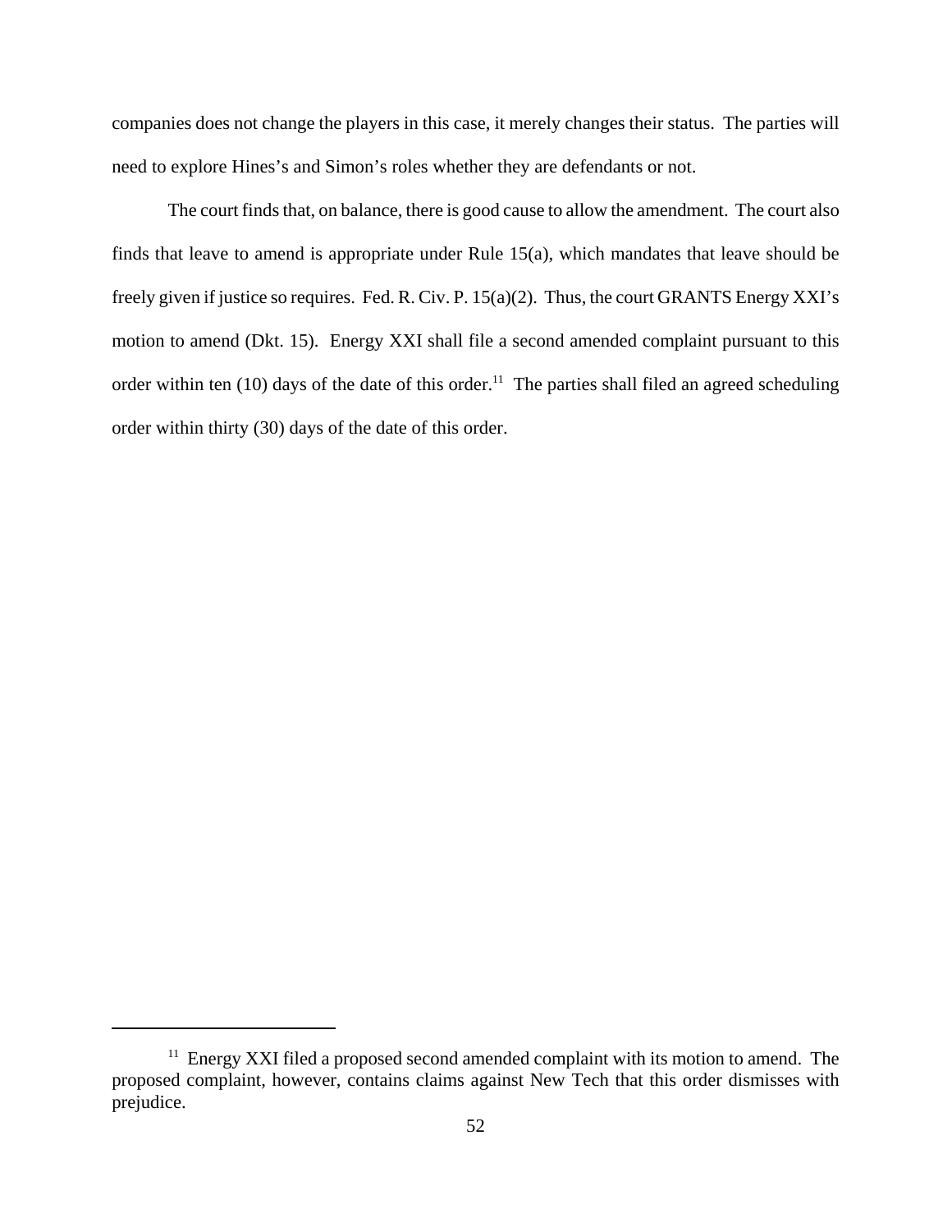companies does not change the players in this case, it merely changes their status. The parties will need to explore Hines's and Simon's roles whether they are defendants or not.

The court finds that, on balance, there is good cause to allow the amendment. The court also finds that leave to amend is appropriate under Rule 15(a), which mandates that leave should be freely given if justice so requires. Fed. R. Civ. P. 15(a)(2). Thus, the court GRANTS Energy XXI's motion to amend (Dkt. 15). Energy XXI shall file a second amended complaint pursuant to this order within ten (10) days of the date of this order.[11] The parties shall filed an agreed scheduling order within thirty (30) days of the date of this order.

---

[11] Energy XXI filed a proposed second amended complaint with its motion to amend. The proposed complaint, however, contains claims against New Tech that this order dismisses with prejudice.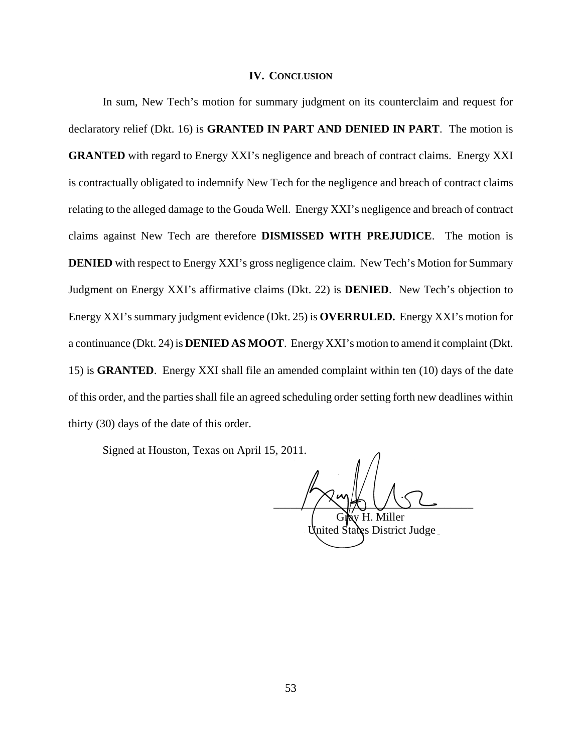## IV. Conclusion

In sum, New Tech's motion for summary judgment on its counterclaim and request for declaratory relief (Dkt. 16) is **GRANTED IN PART AND DENIED IN PART**. The motion is **GRANTED** with regard to Energy XXI's negligence and breach of contract claims. Energy XXI is contractually obligated to indemnify New Tech for the negligence and breach of contract claims relating to the alleged damage to the Gouda Well. Energy XXI's negligence and breach of contract claims against New Tech are therefore **DISMISSED WITH PREJUDICE**. The motion is **DENIED** with respect to Energy XXI's gross negligence claim. New Tech's Motion for Summary Judgment on Energy XXI's affirmative claims (Dkt. 22) is **DENIED**. New Tech's objection to Energy XXI's summary judgment evidence (Dkt. 25) is **OVERRULED.** Energy XXI's motion for a continuance (Dkt. 24) is **DENIED AS MOOT**. Energy XXI's motion to amend it complaint (Dkt. 15) is **GRANTED**. Energy XXI shall file an amended complaint within ten (10) days of the date of this order, and the parties shall file an agreed scheduling order setting forth new deadlines within thirty (30) days of the date of this order.

Signed at Houston, Texas on April 15, 2011.

Gray H. Miller
United States District Judge